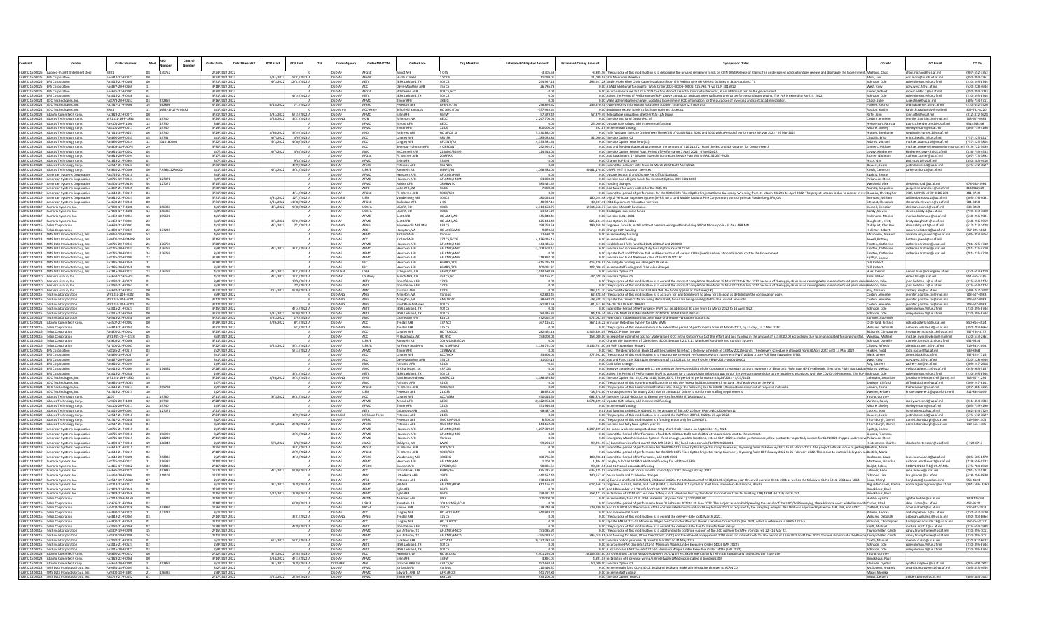| Contract | Vendor | Order Number | Mod | RFQ Number | Control Number | Order Date | ExtractAwardFY | POP Start | POP End | Obl | Order Agency | Order MACOM | Order Base | Org Mark For | Estimated Obligated Amount | Estimated Ceiling Amount | Synopsis of Order | CO Info | CO Email | CO Tel |
|---|---|---|---|---|---|---|---|---|---|---|---|---|---|---|---|---|---|---|---|---|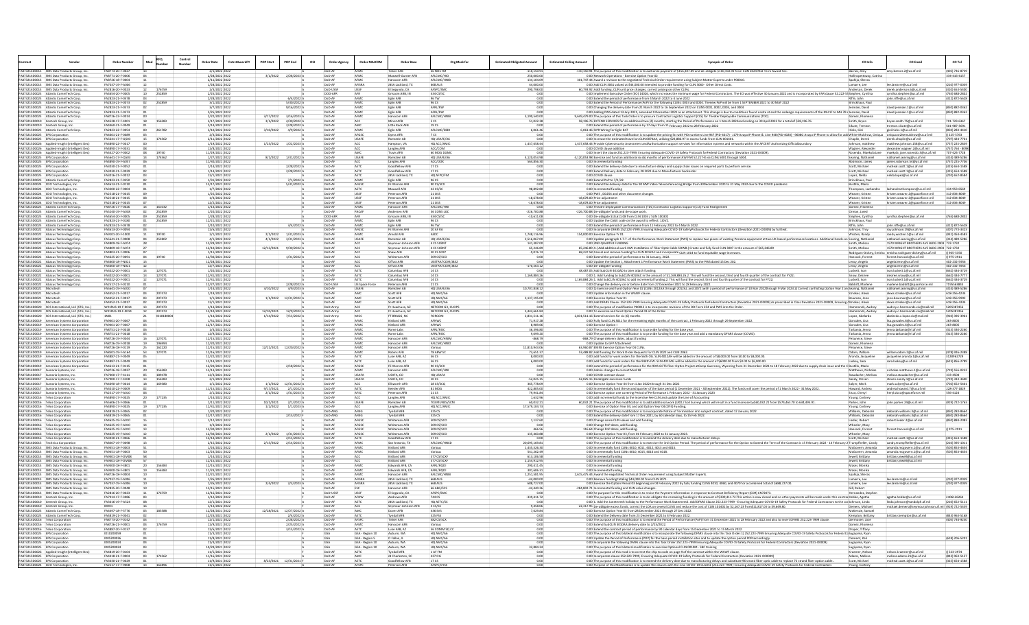| Contract | Vendor | Order Number | Mod | RFQ Number | Control Number | Order Date | ExtractAwardFY | POP Start | POP End | CSV | Order Agency | Order MACOM | Order Base | Org Mark For | Estimated Obligated Amount | Estimated Ceiling Amount | Synopsis of Order | CO Info | CO Email | CO Phone |
|---|---|---|---|---|---|---|---|---|---|---|---|---|---|---|---|---|---|---|---|---|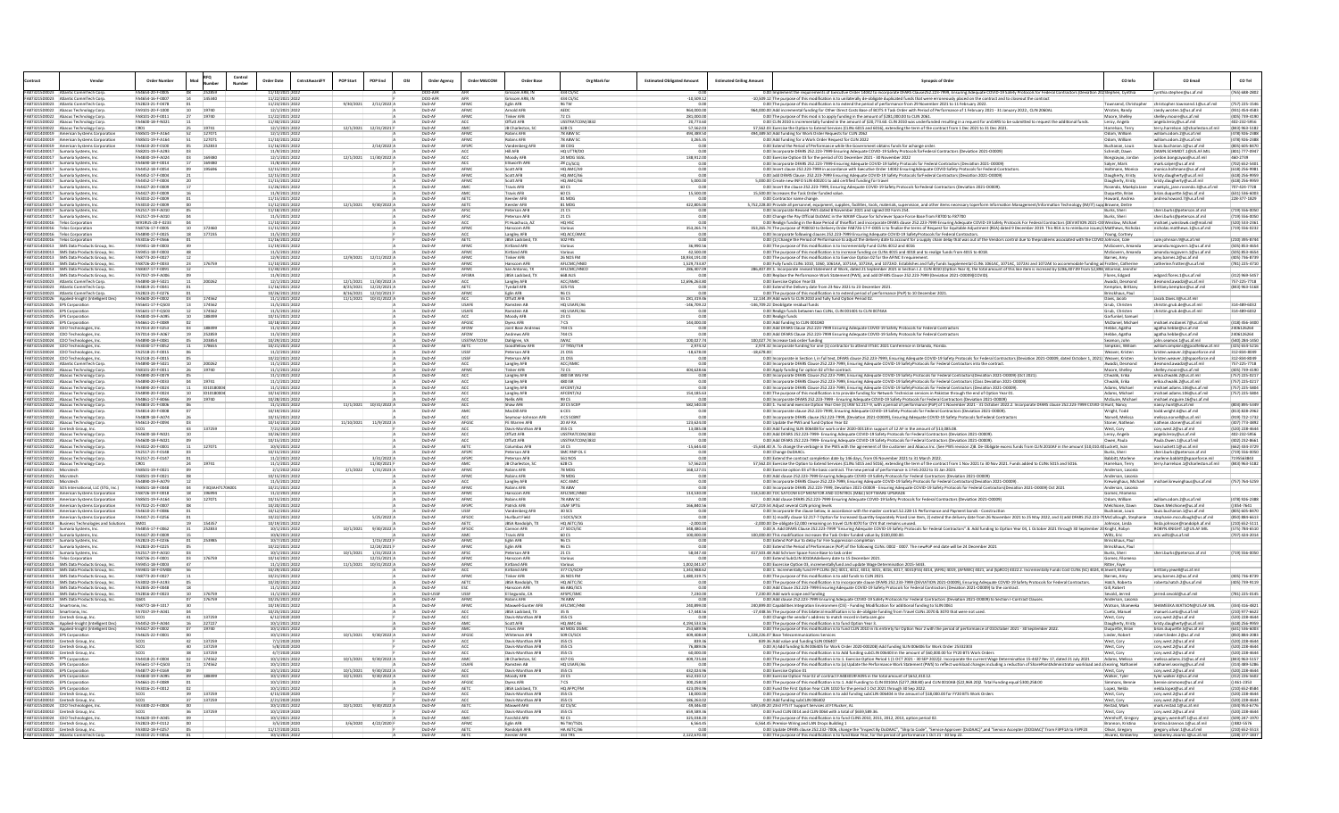| Contract | Vendor | Order Number | Mod | RFQ Number | Control Number | Order Date | ExtractAwardFY | POP Start | POP End | OSI | Order Agency | Order MACOM | Order Base | Org Mark for | Estimated Obligated Amount | Estimated Ceiling Amount | Synopsis of Order | CO Info | CO Email | CO Tel |
|---|---|---|---|---|---|---|---|---|---|---|---|---|---|---|---|---|---|---|---|---|
| FA873215D0023 | Atlantic CommTech Corp. | FA4416-20-F-0005 | 08 | 252859 | | 11/10/2022 | 2022 | | | | DoD-AF | AFR | Grissom ARB, IN | 434 CS/SC | 0.00 | | 0.00 Implement the requirements of Executive Order 14042 to incorporate DFARS clause 252.223-7999, Ensuring Adequate COVID-19 Safety Protocols for Federal Contractors (Deviation 2021-O0009) | Stephen, Cynthia | cynthia.stephen@us.af.mil | (765) 688-2801 |
| FA873215D0023 | Atlantic CommTech Corp. | FA4416-16-F-0027 | 14 | 145480 | | 11/22/2021 | 2022 | | | | DoD-AF | AFR | Grissom ARB, IN | 434 CS/SC | -10,309.12 | | -10,309.12 The purpose of this modification is to unilaterally de-obligate duplicated funds that were erroneously placed on the contract and to closeout the contract | | | |
| FA873215D0023 | Atlantic CommTech Corp. | FA2823-21-F-0078 | 01 | | | 11/23/2021 | 2022 | 9/30/2021 | 2/11/2022 | A | DoD-AF | AFMC | Eglin AFB | 96 TW | 0.00 | | 0.00 The purpose of this modification is to extend the period of performance from 29 November 2021 to 11 February 2022. | Townsend, Christopher | christopher.townsend.1@us.af.mil | (757) 225-2546 |
| FA873215D0023 | Abacus Technology Corp. | FA9320-20-F-1000 | 10 | 19730 | | 12/23/2021 | 2022 | | | | DoD-AF | AFMC | Arnold AFB | AEDC | 964,000.00 | | 964,000.00 Add incremental funding for Other Direct Costs Base of BOTS II Task Order with Period of Performance of 1 February 2021 - 31 January 2022, CLIN 2060AL | Wooten, Randy | randy.wooten.1@us.af.mil | (931) 454-4583 |
| FA873215D0023 | Abacus Technology Corp. | FA4419-20-F-0011 | 27 | 19730 | | 11/1/2021 | 2022 | | | | DoD-AF | AFMC | Tinker AFB | 72 CS | 205,000.00 | | 0.00 The purpose of this mod is to apply funding in the amount of $285,000.00 to CLIN 2061 | Moore, Shelley | shelley.moore@us.af.mil | (405) 739-4190 |
| FA873215D0023 | Abacus Technology Corp. | FA4600-18-F-9021 | 11 | | | 11/18/2021 | 2022 | | | | DoD-AF | ACC | Offutt AFB | USSTRATCOM/J832 | 20,773.60 | | 0.00 CLIN 2010 is incrementally funded in the amount of $20,773.60. CLIN 2010 was underfunded resulting in a request for and AMS to be submitted to request the additional funds. | Leroy, Angela | angela.leroy@us.af.mil | 402-232-5956 |
| FA873215D0023 | Abacus Technology Corp. | C901 | 25 | 19741 | | 12/1/2021 | 2022 | 12/1/2021 | 12/31/2021 | F | DoD-AF | AMC | JB Charleston, SC | 628 CS | 57,562.03 | | 57,562.03 Exercise the Option to Extend Services (CLINs 6015 and 6016), extending the term of the contract from 1 Dec 2021 to 31 Dec 2021. | Hannikan, Terry | terry.hannekan.1@charleston.af.mil | (843) 963-5182 |
| FA873215D0019 | American Systems Corporation | FA8503-19-F-A164 | 52 | 127071 | | 12/21/2021 | 2022 | | | | DoD-AF | AFMC | Robins AFB | 78 ABW SC | 494,389.50 | | 494,389.50 Add funding for Work Order Requests for CLIN 2002 | Odom, William | william.odom.2@us.af.mil | (478) 926-2388 |
| FA873215D0019 | American Systems Corporation | FA8503-19-F-A164 | 51 | 127071 | | 11/10/2021 | 2022 | | | | DoD-AF | AFMC | Robins AFB | 78 ABW SC | 8,266.35 | | 0.00 Add funding for a Work Order Request for CLIN 2022 | Odom, William | william.odom.2@us.af.mil | (478) 926-2388 |
| FA873215D0019 | American Systems Corporation | FA4610-20-F-0100 | 05 | 253843 | | 11/16/2021 | 2022 | | 2/14/2022 | A | DoD-AF | AFSPC | Vandenberg AFB | 30 CES | 0.00 | | 0.00 Extend the Period of Performance while the Government obtains funds for a change order. | Buchanan, Louis | louis.buchanan.1@us.af.mil | (805) 605-8670 |
| FA873215D0017 | Sumaria Systems, Inc. | FA8201-19-F-A293 | 04 | | | 11/9/2021 | 2022 | | | | DoD-AF | ACC | Hill AFB | HQ 577 TB/SD | 0.00 | | 0.00 Incorporate DFARS 252.223-7999 Ensuring Adequate COVID-19 Safety Protocols for Federal Contractors (Deviation 2021-O0009) | Schmidt, Dawn | DAWN.SCHMIDT.1@US.AF.MIL | (801) 777-0947 |
| FA873215D0017 | Sumaria Systems, Inc. | FA4830-19-F-A024 | 03 | 169480 | | 12/1/2021 | 2022 | 12/1/2021 | 11/30/2022 | B | DoD-AF | ACC | Moody AFB | 23 MOS/ SGSL | 138,912.00 | | 0.00 Exercise Option 03 for the period of 01 December 2021 - 30 November 2022 | Beegtoayae, Jordan | jordan.beegtoayae@us.af.mil | 460-2738 |
| FA873215D0017 | Sumaria Systems, Inc. | FA4690-18-F-0014 | 17 | 169480 | | 11/8/2021 | 2022 | | | | DoD-AF | AFMC | Ellsworth AFB | 28 CS/SCQ | 0.00 | | 0.00 Incorporate DFARS 252.223-7999-Ensuring Adequate COVID-19 Safety Protocols for Federal Contractors (Deviation 2021-O0009) | Salyer, Mark | mark.salyer@us.af.mil | (702) 652-5401 |
| FA873215D0017 | Sumaria Systems, Inc. | FA4452-18-F-0054 | 09 | 195696 | | 12/16/2021 | 2022 | | | | DoD-AF | AFMC | Scott AFB | HQ AMC/A6 | 0.00 | | 0.00 Insert clause 252.223-7999 in accordance with Executive Order 14042 Ensuring Adequate COVID Safety Protocols for Federal Contractors | Holtzmann, Monica | monica.holtzmann@us.af.mil | (618) 256-9981 |
| FA873215D0017 | Sumaria Systems, Inc. | FA4452-17-F-0006 | 21 | | | 12/16/2021 | 2022 | | | | DoD-AF | AFMC | Scott AFB | HQ AMC/A6 | 0.00 | | 0.00 add DFARS Clause 252.223-7999 Ensuring Adequate COVID-19 Safety Protocols for Federal Contractors (Deviation 2021-O0009) | Daugherty, Kristy | kristy.daugherty@us.af.mil | (618) 256-9959 |
| FA873215D0017 | Sumaria Systems, Inc. | FA4452-17-F-0006 | 20 | | | 11/15/2021 | 2022 | | | | DoD-AF | AFMC | Scott AFB | HQ AMC/A6 | 5,000.00 | | 5,000.00 Create new 0415-PA400001 to add certified funding for travel | Daugherty, Kristy | kristy.daugherty@us.af.mil | (618) 256-9959 |
| FA873215D0017 | Sumaria Systems, Inc. | FA4427-20-F-0009 | 17 | | | 11/15/2021 | 2022 | | | | DoD-AF | AMC | Travis AFB | 60 CS | 0.00 | | 0.00 Insert the clause 252.223-7999, Ensuring Adequate COVID-19 Safety Protocols for Federal Contractors (Deviation 2021-O0009). | Rosendo, Benjamin | | (707) 424-7744 |
| FA873215D0017 | Sumaria Systems, Inc. | FA4427-20-F-0009 | 16 | | | 11/9/2021 | 2022 | | | | DoD-AF | AMC | Travis AFB | 60 CS | 15,500.00 | | 15,500.00 Increase the Task Order funded value. | Duquette, Brian | brian.duquette.1@us.af.mil | (601) 536-6053 |
| FA873215D0017 | Sumaria Systems, Inc. | FA1010-22-F-0009 | 01 | | | 11/16/2021 | 2022 | | | | DoD-AF | AETC | Keesler AFB | 81 MDG | 0.00 | | 0.00 Contractor name change. | Howard, Andrea | andrea.howard.1@us.af.mil | 228-377-1829 |
| FA873215D0017 | Sumaria Systems, Inc. | FA1010-22-F-0009 | 00 | | | 11/10/2021 | 2022 | 12/1/2021 | 9/30/2022 | A | DoD-AF | AETC | Keesler AFB | 81 MDG | 622,805.00 | | 5,752,228.00 Provide all personnel, equipment, supplies, facilities, tools, materials, supervision, and other items necessary to perform Information Management/Information Technology (IM/IT) support | Greene, Debra | | |
| FA873215D0016 | Sumaria Systems, Inc. | FA2517-19-F-A010 | 05 | | | 11/16/2021 | 2022 | | | | DoD-AF | AFSC | Peterson AFB | 21 CS | 0.00 | | 0.00 Incorporate Revised PWS dated 8 November 2021 and signed DD Form 254 | Burks, Sheri | sheri.burks@peterson.af.mil | (719) 556-0060 |
| FA873215D0016 | Sumaria Systems, Inc. | FA2517-19-F-A010 | 04 | | | 11/5/2021 | 2022 | | | | DoD-AF | AFSC | Peterson AFB | 21 CS | 0.00 | | 0.00 Change the Pay Official DoDAAC in the WAWF clause for Schriever Space Force Base from F87700 to F87780 | Burks, Sheri | sheri.burks@peterson.af.mil | (719) 556-0060 |
| FA873215D0016 | Telos Corporation | W91RUS-20-F-0194 | 04 | | | 11/10/2021 | 2022 | | | | DoD-AF | ACC | Ft Huachuca, AZ | HQ HSC | 0.00 | | 0.00 Realign funding in the Base Period of Steadfast and incorporate DFARS clause 252.223-7999 Ensuring Adequate COVID-19 Safety Protocols for Federal Contractors (DEVIATION 2021-O0009) | Mitchell, Michael | michael.j.mitchell.civ@mail.mil | (520) 533-2261 |
| FA873215D0016 | Telos Corporation | FA8726-17-F-0005 | 10 | 171660 | | 11/15/2021 | 2022 | | | | DoD-AF | AFMC | Hanscom AFB | Various | 353,265.74 | | 353,265.74 The purpose of P00010 to Delivery Order FA8726-17-F-0005 is to finalize the terms of Request for Equitable Adjustment (REA) dated 9 December 2019. This REA is to reimburse issues with... | Matthews, Nicholas | nicholas.matthews.1@us.af.mil | (719) 556-0232 |
| FA873215D0016 | Telos Corporation | FA4890-17-F-0026 | 10 | 177235 | | 11/15/2021 | 2022 | | | | DoD-AF | ACC | Langley AFB | HQ ACC/A6OK | 0.00 | | 0.00 Incorporate following clause 252.223-7999 Ensuring Adequate COVID-19 Safety Protocols for Federal Contractors | Young, Cortney | | |
| FA873215D0016 | Telos Corporation | FA3016-21-F-0166 | 01 | | | 11/16/2021 | 2022 | | | | DoD-AF | AETC | JBSA Lackland, TX | 502 FPS | 0.00 | | 0.00 (1) Change the Period of Performance to adjust the delivery date to account for a supply chain delay that was out of the Vendors control due to the problems associated with the COVID... | Sole, John | solejohnson.f@us.af.mil | (210) 395-8704 |
| FA873215D0014 | SMS Data Products Group, Inc. | FA9451-18-F-0003 | 49 | | | 11/16/2021 | 2022 | | | | DoD-AF | AFMC | Kirtland AFB | Various | 36,900.00 | | 0.00 The purpose of this modification is to incrementally fund CLINs 4012 and 4016 | McGovern, Amanda | amanda.mcgovern.1@us.af.mil | (505) 853-4664 |
| FA873215D0014 | SMS Data Products Group, Inc. | FA9451-18-F-0003 | 48 | | | 11/3/2021 | 2022 | | | | DoD-AF | AFMC | Kirtland AFB | Various | 62,500.00 | | 0.00 The purpose of this modification is to increase funding on CLINs 4015 and 4018 and to realign funds from 4015 to 4026 | McGovern, Amanda | amanda.mcgovern.1@us.af.mil | (505) 853-4664 |
| FA873215D0014 | SMS Data Products Group, Inc. | FA4890-20-F-0027 | 12 | | | 12/9/2021 | 2022 | 12/9/2021 | 12/11/2022 | A | DoD-AF | AFMC | Hanscom AFB | 26 NWS HR | 18,934,191.00 | | 0.00 The purpose of this modification is to exercise Option 02 for the AFNIC II requirement. | Barnes, Amy | amy.barnes.4@us.af.mil | (305) 736-8739 |
| FA873215D0014 | SMS Data Products Group, Inc. | FA8726-20-F-0033 | 23 | 176759 | | 11/16/2021 | 2022 | | | | DoD-AF | AFMC | Hanscom AFB | AFLCMC/HNID | 1,529,733.87 | | 0.00 Fully funds CLINs 1010, 1060, 1061AA, 1071AA, 1071BA, and 1072AD. Establishes and fully funds Supplemental CLINs 1061AC, 1071AC, 1071AE and 1072AE to accommodate funding adjustment. | Fritter, Catherine | catherine.fritter@us.af.mil | (781) 225-4710 |
| FA873215D0014 | SMS Data Products Group, Inc. | FA8307-17-F-0091 | 14 | | | 11/16/2021 | 2022 | | | | DoD-AF | AFMC | San Antonio, TX | AFLCMC/HNCO | 286,807.00 | | 286,807.00 1. Incorporate revised Statement of Work, dated 21 September 2021 & Section J-CLIN 6020 (Option Year 5). The total amount of this item is increased by $286,807.00 to $2,509,... | Miramar, Jennifer | | |
| FA873215D0014 | SMS Data Products Group, Inc. | FA3016-19-F-A006 | 09 | | | 11/9/2021 | 2022 | | | | DoD-AF | AFSMA | JBSA Lackland, TX | 668 ALIS | 0.00 | | 0.00 Replace the Performance Work Statement (PWS), and add DFARS Clause 252.223-7999 (Deviation 2021-O0009) (COVID). | Flores, Eligio | eligio.f.flores.civ@mail.mil | (312) 969-1057 |
| FA873215D0014 | SMS Data Products Group, Inc. | FA4890-18-F-9021 | 13 | 205262 | | 12/1/2021 | 2022 | 12/1/2021 | 11/30/2022 | A | DoD-AF | ACC | Langley AFB | ACC/A6OC | 12,696,263.00 | | 0.00 Exercise Option Year 03 | Awadsi, Desmond | desmond.awadsi@us.af.mil | 757-225-7718 |
| FA873215D0013 | Atlantic CommTech Corp. | FA3019-21-F-0041 | 01 | | | 11/9/2021 | 2022 | 9/29/2021 | 12/31/2021 | A | DoD-AF | AETC | Tyndall AFB | 325 FW | 0.00 | | 0.00 Extend the Delivery date from 26 Nov 2021 to 23 December 2021. | Kempton, Brittany | brittany.kempton@us.af.mil | (850) 963-5168 |
| FA873215D0013 | Atlantic CommTech Corp. | FA2823-21-F-0276 | 01 | | | 10/26/2021 | 2022 | 8/16/2021 | 12/10/2021 | A | DoD-AF | AFMC | Eglin AFB | 96 CS | 0.00 | | 0.00 The purpose of this modification is to extend period of performance (PoP) to 10 December 2021. | Brinckhaus, Paul | | |
| FA873215D0012 | Applied Insight (Intelligent Dec) | FA4600-20-F-0002 | 07 | 174362 | | 11/2/2021 | 2022 | 11/1/2021 | 10/31/2022 | B | DoD-AF | ACC | Offutt AFB | 55 CS | 291,103.98 | | 12,133,399.98 Add work to CLIN 2010 and fully fund Option Period 01 | Glenn, Jacob | jacob.glenn.4@us.af.mil | |
| FA873215D0011 | EPS Corporation | FA5641-17-F-Q503 | 13 | 174362 | | 11/5/2021 | 2022 | | | | DoD-AF | USAFE | Ramstein AB | HQ USAFE/A6 | -186,709.22 | | -186,709.22 Deobligate residual funds | Grub, Christen | christen.grub.de@us.af.mil | 314-489-6432 |
| FA873215D0011 | EPS Corporation | FA5641-17-F-Q503 | 12 | 174362 | | 11/5/2021 | 2022 | | | | DoD-AF | USAFE | Ramstein AB | HQ USAFE/A6 | 0.00 | | 0.00 Realign funds between two CLINs, CLIN 001AB to CLIN 0074AA | Grub, Christen | christen.grub.de@us.af.mil | 314-489-6432 |
| FA873215D0011 | EPS Corporation | FA4830-19-F-A005 | 10 | 188699 | | 10/15/2021 | 2022 | | | | DoD-AF | ACC | Moody AFB | 23 CS | 0.00 | | 0.00 Realign funds | Garfunkel, Samuel | | |
| FA873215D0011 | EPS Corporation | FA4661-21-F-0089 | 01 | | | 10/19/2021 | 2022 | | | | DoD-AF | AFGSC | Dyess AFB | 7 CS | 104,000.00 | | 0.00 Add Funding to CLIN 0002AD | McDaniel, Michael | michael.mcdaniel.7@us.af.mil | (318) 456-3400 |
| FA873215D0004 | EDO Technologies, Inc. | FA7014-20-F-0253 | 03 | 188699 | | 11/3/2021 | 2022 | | | | DoD-AF | AFDW | Joint Base Andrews | 744 CS | 0.00 | | 0.00 Add DFARS Clause 252.223-7999 Ensuring Adequate COVID-19 Safety Protocols for Federal Contractors | Hebler, Agatha | agatha.hebler@us.af.mil | 2406126264 |
| FA873215D0004 | EDO Technologies, Inc. | FA7014-19-F-A067 | 07 | 250999 | | 11/3/2021 | 2022 | | | | DoD-AF | AFDW | Andrews AFB | 744 CS | 0.00 | | 0.00 Add DFARS Clause 252.223-7999 Ensuring Adequate COVID-19 Safety Protocols for Federal Contractors | Hebler, Agatha | agatha.hebler@us.af.mil | 2406126264 |
| FA873215D0004 | EDO Technologies, Inc. | FA4890-18-F-0082 | 05 | 203854 | | 10/29/2021 | 2022 | | | | DoD-AF | USSTRATCOM | Dahlgren, VA | JWAC | 100,027.76 | | 100,027.76 Increase task order funding | Swanson, John | john.swanson.1@us.af.mil | (540) 284-1450 |
| FA873215D0004 | EDO Technologies, Inc. | FA4608-17-F-0062 | 06 | 178665 | | 10/21/2021 | 2022 | | | | DoD-AF | ACC | Goodfellow AFB | 17 TRSS/TSR | 2,979.32 | | 2,979.32 Incorporate funding for one (1) contractor to attend ITSEC 2021 Conference in Orlando, Florida. | Simpkins, William | william.simpkins@goodfellow.af.mil | (325) 654-5226 |
| FA873215D0004 | EDO Technologies, Inc. | FA2518-21-F-0015 | 06 | | | 11/2/2021 | 2022 | | | | DoD-AF | USSF | Peterson AFB | 21 OSS | -18,678.00 | | -18,678.00 | | | |
| FA873215D0004 | EDO Technologies, Inc. | FA2518-21-F-0015 | 05 | | | 10/21/2021 | 2022 | | | | DoD-AF | USSF | Peterson AFB | 21 OSS | 0.00 | | 0.00 Incorporate a Section J in full text, DFARS clause 252.223-7999, Ensuring Adequate COVID-19 Safety Protocols for Federal Contractors (Deviation 2021-O0009, dated October 1, 2021) | Weaver, Kristen | kristen.weaver.1@spaceforce.mil | 312-824-8089 |
| FA873215D0004 | Atlantic CommTech Corp. | FA4890-18-F-5021 | 13 | 205262 | | 11/2/2021 | 2022 | | | | DoD-AF | ACC | Langley AFB | ACC/A6OC | 0.00 | | 0.00 Incorporate DFARS Clause 252.223-7999, Ensuring Adequate COVID-19 Safety Protocols for Federal Contractors into the contract. | Awadsi, Desmond | desmond.awadsi@us.af.mil | 757-225-7718 |
| FA873215D0002 | Abacus Technology Corp. | FA4101-20-F-0011 | 26 | 19730 | | 11/1/2021 | 2022 | | | | DoD-AF | AFMC | Tinker AFB | 72 CS | 808,628.66 | | 0.00 Apply funding for option 02 of the contract. | Moore, Shelley | shelley.moore@us.af.mil | (405) 739-4190 |
| FA873215D0002 | Abacus Technology Corp. | FA4890-20-F-0079 | 05 | | | 12/15/2021 | 2022 | | | | DoD-AF | ACC | Langley AFB | 480 ISR WG/ FM | 0.00 | | 0.00 Incorporate DFARS clause 252.223-7999, Ensuring Adequate COVID-19 Safety Protocols for Federal Contractors (Deviation 2021-O0009) (OCT 2021) | Chaudik, Erika | erika.chaudik.2@us.af.mil | (757) 225-0217 |
| FA873215D0002 | Abacus Technology Corp. | FA4890-20-F-0018 | 03 | 19741 | | 11/15/2021 | 2022 | | | | DoD-AF | ACC | Langley AFB | 480 ISR | 0.00 | | 0.00 Incorporate DFARS Clause 252.223-7999 Ensuring Adequate COVID-19 Safety Protocols for Federal Contractors (Class Deviation 2021-O0009) | Chaudik, Erika | erika.chaudik.2@us.af.mil | (757) 225-0217 |
| FA873215D0002 | Abacus Technology Corp. | FA4890-20-F-0024 | 11 | 3314180004 | | 11/15/2021 | 2022 | | | | DoD-AF | ACC | Langley AFB | AFCENT/A2 | 0.00 | | 0.00 Incorporate DFARS Clause 252.223-7999, Ensuring Adequate COVID-19 Safety Protocols for Federal Contractors (Deviation 2021-O0009). | Adams, Michael | michael.adams.18@us.af.mil | (757) 225-5404 |
| FA873215D0002 | Abacus Technology Corp. | FA4890-20-F-0024 | 10 | 3314180004 | | 11/15/2021 | 2022 | | | | DoD-AF | ACC | Langley AFB | AFCENT/A2 | 334,185.00 | | 0.00 The purpose of this modification is to provide funding for Network Technician services in Pakistan through the end of Option Year 01. | Adams, Michael | michael.adams.18@us.af.mil | (757) 225-5404 |
| FA873215D0002 | Abacus Technology Corp. | FA4861-17-F-A066 | 09 | 19730 | | 10/19/2021 | 2022 | | | | DoD-AF | ACC | Nellis AFB | 99 CS | 0.00 | | 0.00 Incorporate DFARS 252.223-7999 - Ensuring Adequate COVID-19 Safety Protocols for Federal Contractors (Deviation 2021-O0009). | McDowell, Andrea | andrea.mcdowell.2@us.af.mil | |
| FA873215D0002 | Abacus Technology Corp. | FA4803-21-F-0006 | 01 | | | 11/1/2021 | 2022 | 11/1/2021 | 10/31/2022 | A | DoD-AF | ACC | Shaw AFB | 20 CS SCXP | 662,340.00 | | 0.00 1. Fund and exercise Option Year One (1) (NW 52-21?-?), with a period of performance (PoP) of 1 November 2021 - 31 October 2022. 2. Incorporate DFARS clause 252.223-7999 COVID-19 ... | Hurd, Nancy | nancy.hurd@us.af.mil | (803) 895-5339 |
| FA873215D0002 | Abacus Technology Corp. | FA4814-20-F-0008 | 07 | | | 10/19/2021 | 2022 | | | | DoD-AF | ACC | MacDill AFB | 6 CS | 0.00 | | 0.00 Incorporate clause 252.223-7999, Ensuring Adequate COVID-19 Safety Protocols (Deviation 2021-O0009). | Wright, Todd | todd.wright.4@us.af.mil | (813) 828-2942 |
| FA873215D0002 | Abacus Technology Corp. | FA4809-19-F-A074 | 26 | | | 10/15/2021 | 2022 | | | | DoD-AF | ACC | Seymour-Johnson AFB | 4 CS SCXM | 0.00 | | 0.00 Incorporate DFARS Clause 252.223-7999, (Deviation 2021-O0009), Ensuring Adequate COVID-19 Safety Protocols for Federal Contractors | Norvell, Melissa | melissa.norvell@us.af.mil | (919) 722-1732 |
| FA873215D0002 | Abacus Technology Corp. | FA5613-20-F-0084 | 04 | | | 10/14/2021 | 2022 | 11/10/2021 | 11/9/2022 | B | DoD-AF | AFGSC | FE Warren AFB | 20 AF PA | 123,624.00 | | 0.00 Update the PWS and fund Option Year 02 | Sturner, Kathleen | kathleen.sturner@us.af.mil | (307) 773-4882 |
| FA873215D0002 | Centech Group, Inc. | SC01 | 43 | 137259 | | 7/15/2020 | 2022 | | | | DoD-AF | ACC | Davis-Monthan AFB | 355 CS | 13,086.00 | | 0.00 Add funding SLIN 004406 for work order 2020-00138 in support of 12 AF in the amount of $13,086.00. | West, Cory | cory.west.2@us.af.mil | (520) 228-4664 |
| FA873215D0002 | Abacus Technology Corp. | FA4600-18-F-9021 | 10 | | | 10/26/2021 | 2022 | | | | DoD-AF | ACC | Offutt AFB | USSTRATCOM/J832 | 0.00 | | 0.00 Add DFARS 252.223-7999 Ensuring Adequate COVID-19 Safety Protocols for Federal Contractors (Deviation 2021-O0009). | Leroy, Angela | angela.leroy@us.af.mil | 402-232-5956 |
| FA873215D0002 | Abacus Technology Corp. | FA4600-18-F-9021 | 09 | | | 10/15/2021 | 2022 | | | | DoD-AF | ACC | Offutt AFB | USSTRATCOM/J832 | 0.00 | | 0.00 Add DFARS 252.223-7999 - Ensuring Adequate COVID-19 Safety Protocols for Federal Contractors (Deviation 2021-O0009). | Owen, Paula | Paula.Owen.1@us.af.mil | (402) 232-8661 |
| FA873215D0002 | Abacus Technology Corp. | FA4412-20-F-0001 | 16 | 127071 | | 10/15/2021 | 2022 | | | | DoD-AF | AETC | Columbus AFB | 14 CS | -15,644.82 | | -15,644.82 A. To change the verbiage in the PWS with the agreement of the customer and Abacus Inc. (See PWS revision 2)B. De-Obligate excess funds from CLIN 2030M in the amount $10,310.45... | Kinn, Laura | laura.kinn.1@us.af.mil | (662) 434-2729 |
| FA873215D0002 | Abacus Technology Corp. | FA2517-21-F-0148 | 01 | | | 10/15/2021 | 2022 | | | | DoD-AF | AFSPC | Peterson AFB | SMC PNP OL-S | 0.00 | | 0.00 Change DoDAACs. | Burks, Sheri | sheri.burks@peterson.af.mil | (719) 556-0060 |
| FA873215D0002 | Abacus Technology Corp. | FA7037-21-F-0167 | 01 | | | 11/15/2021 | 2022 | | 3/31/2022 | A | DoD-AF | AFSPC | Peterson AFB | 561 NOS | 0.00 | | 0.00 Extend the contract completion date by 106 days, from 06 November 2021 to 31 March 2022. | Babbitt, Marlene | marlene.babbitt@spaceforce.mil | 7195563863 |
| FA873215D0002 | Abacus Technology Corp. | C901 | 24 | 19741 | | 11/1/2021 | 2022 | | 11/30/2021 | F | DoD-AF | AMC | JB Charleston, SC | 628 CS | 57,562.03 | | 57,562.03 Exercise the Option to Extend Services (CLINs 6013 and 6014), extending the term of the contract from 1 Nov 2021 to 30 Nov 2021. Funds added to CLINs 5013 and 5016. | Hannikan, Terry | terry.hannekan.1@charleston.af.mil | (843) 963-5182 |
| FA873215D0001 | Microtech | FA8650-19-F-D021 | 08 | | | 2/1/2022 | 2022 | 2/1/2022 | 1/31/2023 | A | DoD-AF | AFMC | Wright Patterson AFB | 78 MDG | 168,127.01 | | 0.00 Exercise option 03 of the base contract. The new period of performance is 1 Feb 2022 to 31 Jan 2023. | | | |
| FA873215D0001 | Microtech | FA8650-19-F-D021 | 05 | | | 10/21/2021 | 2022 | | | | DoD-AF | AFMC | Wright Patterson AFB | 78 MDG | 0.00 | | 0.00 Add clause 252.223-7999 Ensuring Adequate COVID-19 Safety Protocols for Federal Contractors (Deviation 2021-O0009) | Anderson, Lasonia | | |
| FA873215D0001 | Microtech | FA4890-19-F-A079 | 06 | | | 11/5/2021 | 2022 | | | | DoD-AF | ACC | Langley AFB | ACC /A6XC | 0.00 | | 0.00 Add clause 252.223-7999, Ensuring Adequate COVID-19 Safety Protocols for Federal Contractors. | Knowinghaus, Michael | michael.knowinghaus@us.af.mil | (757) 764-5259 |
| FA873215D0001 | NCI Information Systems, LLC. (STG, Inc.) | FA8503-18-F-0048 | 06 | FA8503-17-0R0001 | | 10/13/2021 | 2022 | | | | DoD-AF | AFMC | Robins AFB | 78 ABW | 0.00 | | 0.00 Incorporate DFARS 252.223-7999 Ensuring Adequate COVID-19 Safety Protocols for Federal Contractors(Deviation 2021-O0009) Oct 2021 | Anderson, Lasonia | | |
| FA873214D0022 | American Systems Corporation | FA8730-20-F-0018 | 04 | 196891 | | 11/17/2021 | 2022 | | | | DoD-AF | AFMC | Hanscom AFB | AFLCMC/HNID | 133,530.07 | | 133,530.07 TO SATCOM FAP, ANCFATOM AND REPAIR-SUPPORT SHOP PDR. | Starnes, Vivienne | | |
| FA873214D0019 | American Systems Corporation | FA8503-19-F-A164 | 50 | 127071 | | 10/15/2021 | 2022 | | | | DoD-AF | AFMC | Robins AFB | 78 ABW SC | 0.00 | | 0.00 Add clause DFARS 252.223-7999 Ensuring Adequate COVID-19 Safety Protocols for Federal Contractors (Deviation 2021-O0009). | Odom, William | william.odom.2@us.af.mil | (478) 926-2388 |
| FA873214D0019 | American Systems Corporation | FA7022-21-F-0007 | 04 | | | 10/15/2021 | 2022 | | | | DoD-AF | AFSPC | Patrick AFB | USNP SPTG | 166,940.54 | | 627,159.54 Adjust several CLIN pricing levels | Melchionne, Dawn | Dawn.Melchionne@us.af.mil | (1004) 764- |
| FA873214D0019 | American Systems Corporation | FA4610-21-F-0006 | 03 | | | 10/12/2021 | 2022 | | | | DoD-AF | USSF | Vandenberg AFB | 30 SCS | 0.00 | | 0.00 Incorporate the clause below, in accordance with the master contract 52.226-15 Performance and Payment bonds - Construction | Buchanan, Louis | louis.buchanan.1@us.af.mil | (805) 605-8670 |
| FA873214D0019 | American Systems Corporation | FA2417-21-F-0256 | 02 | | | 10/12/2021 | 2022 | | 5/25/2022 | A | DoD-AF | AFSOC | Hurlburt Field | 1 SOCS/SCX | 0.00 | | 0.00 To modify clause 52.217-? Option to Increase Quantity-Separately Priced Line Items, 2) extend the delivery date from 26 November 2021 to 25 May 2022, and 3) add DFARS 252.223-7999... | McCullough, Stephanie | stephanie.mccullough@us.af.mil | (850) 884-5183 |
| FA873214D0018 | Business Technologies and Solutions | SN02 | 29 | 154357 | | 10/19/2021 | 2022 | | | | DoD-AF | AETC | JBSA Randolph, TX | HQ AETC/A6 | -2,000.00 | | -2,000.00 De-obligate $2,000 remaining on travel CLIN 6073 for CY4 that remains unused. | Johnson, Linda | linda.johnson.8@us.af.mil | (210) 652-3111 |
| FA873214D0017 | Sumaria Systems, Inc. | FA4856-17-F-0062 | 01 | 252833 | | 10/5/2021 | 2022 | 10/1/2021 | 9/30/2022 | A | DoD-AF | AFGSC | Cannon AFB | 27 SOCS/SC | 148,389.64 | | 0.00 A. Add DFARS Clause 252.223-7999 "Ensuring Adequate COVID-19 Safety Protocols for Federal Contractors". B. Add funding to Option Yea 04, 1 October 2021 through 30 September 2022 | Knight, Robyn | ROBYN.KNIGHT.1@US.AF.MIL | (575) 784-6510 |
| FA873214D0017 | Sumaria Systems, Inc. | FA4427-20-F-0009 | 15 | | | 10/5/2021 | 2022 | | | | DoD-AF | AMC | Travis AFB | 60 CS | 100,000.00 | | 100,000.00 This modification increases the Task Order funded value by $100,000.00. | Wills, Eric | eric.wills@us.af.mil | (707) 424-2914 |
| FA873214D0017 | Sumaria Systems, Inc. | FA2823-21-F-0236 | 01 | 253986 | | 10/7/2021 | 2022 | | 1/15/2022 | F | DoD-AF | AFMC | Eglin AFB | 96 CS | 0.00 | | 0.00 Extend PoP due to delay for Fire Suppression completion | Brinckhaus, Paul | | |
| FA873214D0017 | Sumaria Systems, Inc. | FA2823-21-F-0225 | 01 | | | 10/4/2021 | 2022 | | 12/24/2021 | A | DoD-AF | AFMC | Eglin AFB | 96 CS | 0.00 | | 0.00 Extend the Period of Performance (PoP) of the following CLINs: 0002 - 0007. The new PoP end date will be 24 December 2021 | Brinckhaus, Paul | | |
| FA873214D0017 | Sumaria Systems, Inc. | FA2517-19-F-A010 | 03 | | | 10/1/2021 | 2022 | 10/1/2021 | 1/31/2022 | A | DoD-AF | AFSC | Peterson AFB | 21 CS | 58,047.00 | | 437,503.66 Add Schriever Space Force Base to task order | Burks, Sheri | sheri.burks@peterson.af.mil | (719) 556-0060 |
| FA873214D0016 | Telos Corporation | FA8726-21-F-0001 | 02 | 176759 | | 10/14/2021 | 2022 | | 12/15/2021 | A | DoD-AF | AFMC | Hanscom AFB | Various | 0.00 | | 0.00 Extend SubCLIN 4010AM delivery date to 15 December 2021. | Gomez, Florence | | |
| FA873214D0014 | SMS Data Products Group, Inc. | FA9451-18-F-0003 | 47 | | | 10/1/2021 | 2022 | 11/1/2021 | 10/31/2022 | A | DoD-AF | AFMC | Kirtland AFB | Various | 1,832,941.87 | | 0.00 Exercise Option 03, incrementally fund and update Wage Determination 2015-5433. | Ritter, Faye | | |
| FA873214D0014 | SMS Data Products Group, Inc. | FA4401-18-F-0008 | 04 | | | 10/29/2021 | 2022 | | | | DoD-AF | AFGSC | Whiteman AFB | 509 CS/SC? | 0.00 | | 0.00 1. Incrementally fund FFP CLINs (IQ) 0011, 0012, 0013, 0015, 0016, 0017 and 0018, (AFPS) 0019, (AFMO) 0021, and (SaROC) 0022 2. Incrementally Funds Cost CLINs... | Powell, Brittany | brittany.powell@us.af.mil | |
| FA873214D0014 | SMS Data Products Group, Inc. | FA8773-20-F-0027 | 11 | | | 10/1/2021 | 2022 | | | | DoD-AF | AFMC | Tinker AFB | 26 NWS HR | 1,400,319.75 | | 0.00 The purpose of this modification is to add funds to CLIN 2021. | Barnes, Amy | amy.barnes.4@us.af.mil | (305) 736-8739 |
| FA873214D0014 | SMS Data Products Group, Inc. | FA3002-19-F-A193 | 03 | | | 10/21/2021 | 2022 | | | | DoD-AF | AETC | JBSA Randolph, TX | HQ AETC/A6 | 0.00 | | 0.00 The purpose of this modification is to incorporate clause DFARS 252.223-7999 (DEVIATION 2021-O0009) Ensuring Adequate COVID-19 Safety Protocols for Federal Contractors | Hatch, Roberta | | (210) 652-9139 |
| FA873214D0014 | SMS Data Products Group, Inc. | FA4655-20-F-0008 | 05 | | | 11/1/2021 | 2022 | | | | DoD-AF | ESC | Hanscom AFB | 66 ABG/SCS | 0.00 | | 0.00 Add DFARS clause 252.223-7999 Ensuring Adequate COVID-19 Safety Protocols for Federal Contractors (Deviation 2021-O0009) to the contract. | Still, Robert | | |
| FA873214D0014 | SMS Data Products Group, Inc. | FA5286-20-F-0032 | 03 | 176759 | | 10/15/2021 | 2022 | | | | DoD-AF | USAF | Ellsworth, SD | 28 CS/SCQ | 7,230.00 | | 7,230.00 Add travel funds to CLIN 0009A? | Gerald, Jerred | jerred.gerald@us.af.mil | (702) 276-3141 |
| FA873214D0012 | SmartronIx, Inc. | FA8771-17-F-1004 | 17 | 174362 | | 10/12/2021 | 2022 | | | | DoD-AF | AFMC | Hanscom AFB | 26 NWS HR | 0.00 | | 0.00 Add clause DFARS 252.223-7999 Ensuring Adequate COVID-19 Safety Protocols for Federal Contractors (Deviation 2021-O0009) to Section I Contract Clauses | | | |
| FA873214D0012 | SmartronIx, Inc. | FA8772-18-F-1017 | 09 | | | 10/11/2021 | 2022 | | | | DoD-AF | AFMC | Maxwell-Gunter AFB | AFLCMC/HNII | 200,899.00 | | 200,899.00 Capabilities Integration Environment (CIE) - Funding Modification for additional funding to CLIN 2050 | Watson, Shameeka | SHAMEEKA.WATSON@US.AF.MIL | (334) 416-2662 |
| FA873214D0012 | SmartronIx, Inc. | FA7037-19-F-A041 | 04 | | | 10/21/2021 | 2022 | | | | DoD-AF | ACC | JBSA Lackland, TX | 35 IS | -17,368.56 | | -17,368.56 The purpose of this bilateral modification is to de-obligate funding from Travel CLINs 2070 & 3070 that were not used. | Cueto, Manuel | manuel.cueto@us.af.mil | (210) 977-6681 |
| FA873214D0010 | Centech Group, Inc. | SC01 | 44 | 137259 | | 6/12/2020 | 2022 | | | | DoD-AF | ACC | Davis-Monthan AFB | 355 CS | 0.00 | | 0.00 Change the vendor's address to match record in beta.sam.gov | West, Cory | cory.west.2@us.af.mil | (520) 228-4664 |
| FA873214D0012 | Applied Insight (Intelligent Dec) | FA4452-19-F-A066 | 11 | 127272 | | 10/21/2021 | 2022 | | | | DoD-AF | AFMC | Hanscom AFB | HQ AMC/A6 | 4,194,133.16 | | 0.00 Fund Option Year II | Daugherty, Kristy | kristy.daugherty@us.af.mil | (618) 256-9959 |
| FA873214D0012 | Applied Insight (Intelligent Dec) | FA4890-20-F-0007 | 02 | 19730 | | 10/20/2021 | 2022 | | | | DoD-AF | ACC | Langley AFB | 30 ??? | 254,989.76 | | 0.00 Add Funding to CLIN 2010 to fund CLIN 2010 in its entirety for Option Year 1 period of performance of 01 October 2021 - 30 September 2022. | Ogletree, Jordan | | |
| FA873214D0012 | Centech Group, Inc. | FA4625-22-F-0001 | 00 | | | 10/5/2021 | 2022 | | | | DoD-AF | AFGSC | Whiteman AFB | 509 CS/SC? | 409,369.69 | | 1,228,109.07 Base Telecommunications Services | Linder, Robert | robert.linder.2@us.af.mil | |
| FA873214D0010 | Centech Group, Inc. | SC01 | 42 | 137259 | | 3/9/2020 | 2022 | | | | DoD-AF | ACC | Davis-Monthan AFB | 355 CS | 839.36 | | 839.36 Add and Funding SLIN 004407 | West, Cory | cory.west.2@us.af.mil | (520) 228-4664 |
| FA873214D0010 | Centech Group, Inc. | SC01 | 41 | 137259 | | 3/5/2020 | 2022 | | | | DoD-AF | ACC | Davis-Monthan AFB | 355 CS | 76,389.06 | | 0.00 Add Funding SLIN 004405 for Work Order 2020-00130 Add Funding SLIN 004406 for Work Order 25333303 | West, Cory | cory.west.2@us.af.mil | (520) 228-4664 |
| FA873214D0010 | Centech Group, Inc. | SC01 | 40 | 137259 | | 2/7/2020 | 2022 | | | | DoD-AF | ACC | Davis-Monthan AFB | 355 CS | 60,000.00 | | 0.00 The purpose of this modification is to add funding subCLIN 006404 in the amount of $60,000.00 for FY20 BTS Work Orders | West, Cory | cory.west.2@us.af.mil | (520) 228-4664 |
| FA873214D0008 | EPS Corporation | FA8629-18-F-0067 | 04 | | | 12/1/2021 | 2022 | | | | DoD-AF | AMC | JB Charleston, SC | 437 OSS | 409,715.86 | | 0.00 The purpose of this modification is to 1. Exercise Option 1 (1 OCT 2021 - 30 SEP 2022) 2. Incorporate the current Wage Determination 15-4427 Rev 17, dated 21 July 2021 | Hogan, Tina | tina.hogan.2@us.af.mil | |
| FA873214D0008 | EPS Corporation | FA5641-17-F-Q503 | 11 | 174362 | | 10/1/2021 | 2022 | | | | DoD-AF | USAFE | Ramstein AB | HQ USAFE/A6 | 0.00 | | 0.00 The purpose of this modification is to (a) Update the Performance Work Statement (PWS) to reflect workload changes including a reduction of Sharepoint Administrator workload and... | Hollingsworth, Robert | | |
| FA873214D0008 | EPS Corporation | FA5641-17-F-Q503 | 10 | 174362 | | 10/20/2021 | 2022 | | | | DoD-AF | USAFE | Ramstein AB | HQ USAFE/A6 | 0.00 | | 0.00 Incorporate Clause 252.223-7999. | | | |
| FA873214D0008 | EPS Corporation | FA4600-20-F-0012 | 06 | 176752 | | 10/1/2021 | 2022 | | | | DoD-AF | ACC | Offutt AFB | 55 CS | 0.00 | | 0.00 Option year 02 of contract FA486019F0100 (updated) | Walker, Tyler | | |
| FA873214D0006 | EPS Corporation | FA3016-21-F-0012 | 01 | | | 10/1/2021 | 2022 | | | | DoD-AF | AETC | JBSA Lackland, TX | HQ AFPC/FM | 623,094.96 | | 0.00 Exercise Option Year 1 and add funds to CLIN 1001 (123,308.00) and CLIN 1002 (501,786.96) | Simmons, Sherina | | |
| FA873214D0006 | EPS Corporation | FA4661-20-F-0005 | 07 | | | 10/11/2021 | 2022 | | | | DoD-AF | AFGSC | Dyess AFB | 7 CS | 409,744.00 | | 409,744.00 Fund Option Year 2 and add funds to CLIN 0002AD, 0003 and CLIN 0006AA ($22,969.00). Total Funding equal $409,258.00 | Green, Mike | | |
| FA873214D0006 | EPS Corporation | FA2823-20-F-1057 | 06 | | | 10/27/2021 | 2022 | | | | DoD-AF | AFMC | Eglin AFB | 96 CS | 46,997.00 | | 0.00 Fund the Third Option Year CLIN 1010 for the period 1 Oct 2021 through 30 Sep 2022 | Lopez, Nelda | | |
| FA873214D0006 | EPS Corporation | FA4855-21-F-0003 | 05 | | | 10/5/2021 | 2022 | | | | DoD-AF | AFGSC | Cannon AFB | 27 SOCS | 18,000.00 | | 0.00 The purpose of this modification is to add the amount of $18,000.00 for FY20 BTS Work Orders | | | |
| FA873214D0004 | EDO Technologies, Inc. | FA2823-22-F-0004 | 00 | | | 10/1/2021 | 2022 | 10/1/2021 | 9/30/2022 | A | DoD-AF | AFMC | Eglin AFB | 96 CS | 306,259.10 | | 0.00 Add funding SLIN 006402 | | | |
| FA873214D0002 | Abacus Technology Corp. | FA4661-20-F-0023 | 01 | | | 10/1/2021 | 2022 | | | | DoD-AF | AFGSC | Dyess AFB | 7 CS | 0.00 | | 0.00 Add DFARS 252.223-7999 | | | |
| FA873214D0002 | Abacus Technology Corp. | FA4686-21-F-0003 | 00 | | | 10/21/2021 | 2022 | | | | DoD-AF | ACC | Fairchild AFB | 92 CS | 435,558.00 | | 0.00 The purpose of this modification is to fund CLINS 2010, 2011, 2012, 2013, option period one | | | |
| FA873214D0002 | Abacus Technology Corp. | FA4487-21-F-0005 | 01 | | | 10/1/2021 | 2022 | 3/4/2020 | 4/22/2022 | A | DoD-AF | ACC | Holloman AFB | 96 TW/TSDC | 6,960.15 | | 6,960.15 Wireless Pricing and LMR Drops Building 1 | | | |
| FA873214D0002 | Abacus Technology Corp. | FA7037-21-F-0168 | 04 | | | 11/11/2021 | 2022 | | | | DoD-AF | AETC | Randolph AFB | 502 ABW | 0.00 | | 0.00 Update DFARS clause 252.232-7006, change the "Inspect By DoDAAC", "Ship to Code", "Service Approver (DoDAAC)" and "Service Acceptor (DoDAAC)" from F3P81A to F3P81D | Olivier, Emery | | |
| FA873214D0002 | Abacus Technology Corp. | FA3010-21-F-7056 | 01 | | | 10/1/2021 | 2022 | | | | DoD-AF | AETC | Keesler AFB | 333 TRS | 2,122,670.00 | | 0.00 The purpose of this modification is to fund Base Year 1 and to exercise the period of performance 1 Oct 21 - 30 Sep 22 | Brown, Kimberley | kimberley.ewans.3@us.af.mil | |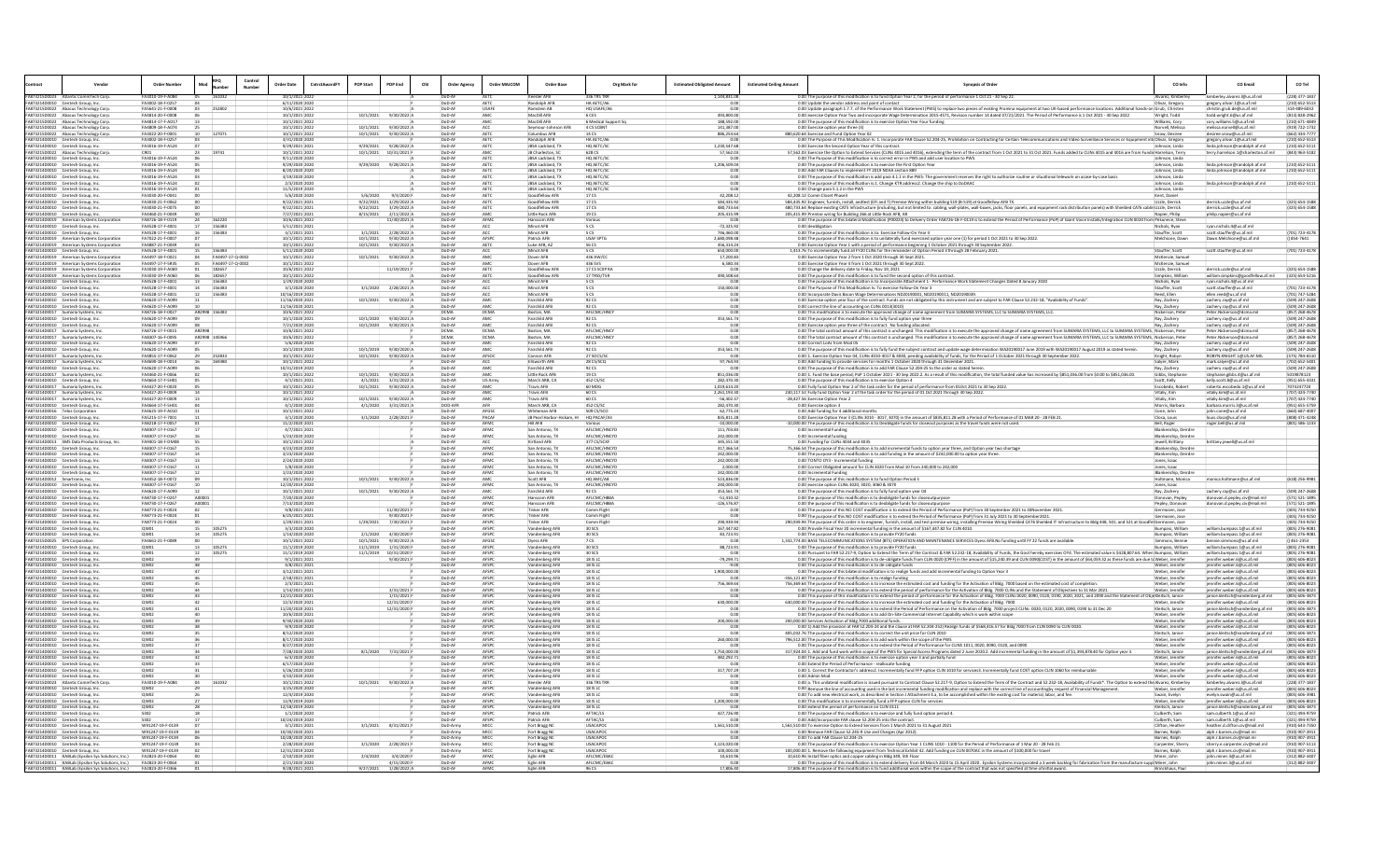| Contract | Vendor | Order Number | Mod | RFQ Number | Control Number | Order Date | ExtractAward FY | POP Start | POP End | CIN | Order Agency | Order MACOM | Order Base | Org Mark for | Estimated Obligated Amount | Estimated Ceiling Amount | Synopsis of Order | CO Info | CO Email | CO Tel |
|---|---|---|---|---|---|---|---|---|---|---|---|---|---|---|---|---|---|---|---|---|
| FA873215D0025 | Atlantic Commtech Corp. | FA4819-20-F-A084 | 04 | 163032 | | 10/1/2021 | 2022 | | | | DoD-AF | AETC | Keesler AFB | 81B TRS TRK | 1,104,841.08 | | 0.00 The purpose of this modification is to fund Option Year 1, for the period of performance 1 OCT 21 - 30 Sep 22. | Alvarez, Kimberley | kimberley.alvarez.1@us.af.mil | (228) 377-1837 |
| FA873215D0022 | Abacus Technology Corp. | FA3002-18-F-0257 | 04 | | | 6/11/2020 | 2020 | | | | DoD-AF | AETC | Randolph AFB | HQ AETC/A6 | 0.00 | | 0.00 Update the vendor address and point of contact | Olson, Gregory | gregory.olson.1@us.af.mil | (210) 652-5513 |
| FA873215D0022 | Abacus Technology Corp. | FA5641-21-F-0008 | 03 | 252802 | | 10/6/2021 | 2022 | | | | DoD-AF | USAFE | Ramstein AB | HQ USAFE/A6 | 0.00 | | 0.00 Update paragraph 1.7.7. of the Performance Work Statement (PWS) to replace two pieces of existing Prantera equipment at two UK-based performance locations. Additional funds on Smith, Christen | | christen.grub.de@us.af.mil | 314-489-6032 |
| FA873215D0022 | Abacus Technology Corp. | FA4818-20-F-0008 | 06 | | | 10/1/2021 | 2022 | 10/1/2021 | 9/30/2022 | | DoD-AF | AMC | MacDill AFB | 6 CES | 399,800.00 | | 0.00 Exercise Option Year Two and incorporate Wage Determination 2015-4571, Revision number 14 dated 07/21/2021. The Period of Performance is 1 Oct 2021 - 30 Sep 2022. | Wright, Todd | todd.wright.4@us.af.mil | (813) 828-2962 |
| FA873215D0022 | Abacus Technology Corp. | FA4814-17-F-A017 | 13 | | | 10/1/2021 | 2022 | | | | DoD-AF | AMC | MacDill AFB | 6 Medical Support Sq | 388,102.00 | | 0.00 The purpose of this modification is to exercise Option Year Four funding | Williams, Cory | cory.williams.1@us.af.mil | (210) 671-4949 |
| FA873215D0022 | Abacus Technology Corp. | FA4809-18-F-A074 | 25 | | | 10/1/2021 | 2022 | 10/1/2021 | 9/30/2022 | | DoD-AF | ACC | Seymour Johnson AFB | 4 CS SCXMT | 141,387.00 | | 0.00 Exercise option year three (3) | Norvell, Melissa | melissa.norvell@us.af.mil | (919) 722-1732 |
| FA873215D0022 | Abacus Technology Corp. | FA3022-20-F-0001 | 10 | 127071 | | 10/1/2021 | 2022 | 10/1/2021 | 9/30/2022 | | DoD-AF | AETC | Columbus AFB | 14 CS | 806,253.64 | | 880,620.64 Exercise and Fund Option Year 02 | Snow, Desiree | desiree.snow@us.af.mil | (662) 434-7777 |
| FA873214D0010 | Centech Group, Inc. | FA3002-18-F-0257 | 03 | | | 3/31/2020 | 2020 | | | | DoD-AF | AETC | Randolph AFB | HQ AETC/A6 | 0.00 | | 0.00 The Purpose of This Modification Is: 1. Incorporate FAR Clause 52.204-25, Prohibition on Contracting for Certain Telecommunications and Video Surveillance Services or Equipment and Olson, Gregory | | gregory.olson.1@us.af.mil | (210) 652-5513 |
| FA873214D0010 | Centech Group, Inc. | FA3016-19-F-A526 | 05 | | | 9/29/2021 | 2021 | 9/29/2021 | 9/28/2022 | | DoD-AF | AETC | JBSA Lackland, TX | HQ AETC/A6 | 1,230,547.68 | | 0.00 Exercise the Second Option Year of this contract. | Johnson, Linda | linda.johnson@randolph.af.mil | (210) 652-5111 |
| FA873214D0010 | Centech Group, Inc. | CR01 | 23 | 19741 | | 10/1/2021 | 2022 | 10/1/2021 | 10/31/2021 | | DoD-AF | AMC | JB Charleston, SC | 628 CS | 57,562.03 | | 57,562.03 Exercise the Option to Extend Services (CLINs 4015 and 4016), extending the term of the contract from 1 Oct 2021 to 31 Oct 2021. Funds added to CLINs 4015 and 4016 are from Funds Hanrahan, Terry | | terry.hanrahan.1@charleston.af.mil | (843) 963-5183 |
| FA873214D0010 | Centech Group, Inc. | FA3016-19-F-A526 | 06 | | | 9/11/2020 | 2020 | | | | DoD-AF | AETC | JBSA Lackland, TX | HQ AETC/A6 | 0.00 | | 0.00 The purpose of this modification is to correct errors in PWS and add user location to PWS. | Johnson, Linda | | |
| FA873214D0010 | Centech Group, Inc. | FA3016-19-F-A526 | 05 | | | 9/29/2020 | 2020 | 9/29/2020 | 9/28/2021 | | DoD-AF | AETC | JBSA Lackland, TX | HQ AETC/A6 | 1,206,509.04 | | 0.00 The purpose of this modification is to exercise the first Option Year. | Johnson, Linda | linda.johnson@randolph.af.mil | (210) 652-5111 |
| FA873214D0010 | Centech Group, Inc. | FA3016-19-F-A526 | 04 | | | 8/20/2020 | 2020 | | | | DoD-AF | AETC | JBSA Lackland, TX | HQ AETC/A6 | 0.00 | | 0.00 Add FAR Clause to implement FY 2019 NDAA section 889 | Johnson, Linda | linda.johnson@randolph.af.mil | (210) 652-5111 |
| FA873214D0010 | Centech Group, Inc. | FA3016-19-F-A526 | 03 | | | 3/26/2020 | 2020 | | | | DoD-AF | AETC | JBSA Lackland, TX | HQ AETC/A6 | 0.00 | | 0.00 The purpose of this modification is add para 6.1.1 in the PWS- The government reserves the right to authorize routine or situational telework on a case-by-case basis | Johnson, Linda | | |
| FA873214D0010 | Centech Group, Inc. | FA3016-19-F-A526 | 02 | | | 2/3/2020 | 2020 | | | | DoD-AF | AETC | JBSA Lackland, TX | HQ AETC/A6 | 0.00 | | 0.00 The purpose of this modification is 1. Change KTR address2. Change the ship to DoDAAC | Johnson, Linda | linda.johnson@randolph.af.mil | (210) 652-5111 |
| FA873214D0010 | Centech Group, Inc. | FA3016-19-F-A526 | 01 | | | 11/5/2019 | 2020 | | | | DoD-AF | AETC | JBSA Lackland, TX | HQ AETC/A6 | 0.00 | | 0.00 Change para 5.2 in the PWS. | Johnson, Linda | | |
| FA873214D0010 | Centech Group, Inc. | FA4330-20-F-0041 | 00 | | | 5/4/2020 | 2020 | 5/4/2020 | 9/3/2020 | | DoD-AF | AETC | Goodfellow AFB | 17 CS | 62,206.12 | | 62,206.12 Comm Closet Project | Kent, Daniel | | |
| FA873214D0010 | Centech Group, Inc. | FA3030-21-F-0062 | 00 | | | 9/22/2021 | 2021 | 9/22/2021 | 3/29/2022 | | DoD-AF | AETC | Goodfellow AFB | 17 CS | 584,435.92 | | 584,435.92 Engineer, furnish, install, and test (EF&I) 7 Premise Wiring within building 159 (B-159) at Goodfellow AFB TX. | Uzzle, Derrick | derrick.uzzle@us.af.mil | (325) 654-1588 |
| FA873214D0010 | Centech Group, Inc. | FA3030-21-F-0075 | 00 | | | 9/22/2021 | 2021 | 9/22/2021 | 3/29/2022 | | DoD-AF | AETC | Goodfellow AFB | 17 CS | 480,734.60 | | 480,734.60 Replace existing OSTS infrastructure (including, but not limited to: cabling, wall-plates, wall-boxes, jacks, floor panels, and equipment rack distribution panels) with Shielded CAT6 cable Uzzle, Derrick | | derrick.uzzle@us.af.mil | (325) 654-1588 |
| FA873214D0010 | Centech Group, Inc. | FA4460-21-F-0049 | 00 | | | 7/27/2021 | 2021 | 8/15/2021 | 2/11/2022 | | DoD-AF | AMC | Little Rock AFB | 19 CS | 205,415.99 | | 205,415.99 Premise wiring for Building 268 at Little Rock AFB, AR | Napier, Philip | philip.napier@us.af.mil | |
| FA873214D0019 | American Systems Corporation | FA8726-18-F-0119 | 20 | 162220 | | 10/6/2021 | 2022 | | 11/30/2021 | | DoD-AF | AFMC | Hanscom AFB | Various | 0.00 | | 0.00 The purpose of this Modification (P00020) to Delivery Order FA8726-18-F-0119 is to extend the Period of Performance (PoP) of Lead Source Installs/Integration CLIN 8020 from 1 Penavera, Simon | | | |
| FA873214D0010 | Centech Group, Inc. | FA4528-17-F-4001 | 17 | 156483 | | 5/11/2021 | 2021 | | | | DoD-AF | ACC | Minot AFB | 5 CS | -72,325.92 | | 0.00 deobligation | Nichols, Ryan | ryan.nichols.6@us.af.mil | |
| FA873214D0010 | Centech Group, Inc. | FA4528-17-F-4001 | 16 | 156483 | | 3/1/2021 | 2021 | 3/1/2021 | 2/28/2022 | | DoD-AF | ACC | Minot AFB | 5 CS | 746,460.00 | | 0.00 The purpose of this modification is to: Exercise Follow-On Year 4 | Stauffer, Scott | scott.stauffer@us.af.mil | (701) 723-4178 |
| FA873214D0019 | American Systems Corporation | FA7022-21-F-0007 | 07 | | | 10/1/2021 | 2022 | 10/1/2021 | 9/30/2022 | | DoD-AF | AFSPC | Patrick AFB | 45 SW/LGC | 2,680,096.69 | | 0.00 The purpose of this modification is to unilaterally fund exercised option year one (1) for period 1 Oct 2021 to 30 Sep 2022. | Meldhorn, Dawn | Dawn.Meldhorn@us.af.mil | (854) 7641 |
| FA873214D0019 | American Systems Corporation | FA4887-21-F-0008 | 03 | | | 10/1/2021 | 2022 | 10/1/2021 | 9/30/2022 | | DoD-AF | AETC | Luke AFB, AZ | 56 CS | 456,353.43 | | 0.00 Exercise Option Year 1 with a period of performance beginning 1 October 2021 through 30 September 2022. | | | |
| FA873214D0010 | Centech Group, Inc. | FA4528-17-F-4001 | 15 | 156483 | | 5/11/2020 | 2020 | | | | DoD-AF | ACC | Minot AFB | 5 CS | 650,000.00 | | 1,419.76 To incrementally fund all FY20 CLINs for the remainder of Option Period II through 28 February 2021. | Stauffer, Scott | scott.stauffer@us.af.mil | (701) 723-4178 |
| FA873214D0019 | American Systems Corporation | FA4497-18-F-0021 | 03 | FA4497-17-Q-0002 | | 10/1/2021 | 2022 | 10/1/2021 | 9/30/2022 | | DoD-AF | AMC | Dover AFB | 436 AW/CC | 17,200.00 | | 0.00 Exercise Option Year 2 from 1 Oct 2020 through 30 Sept 2021. | Mistlenne, Samuel | | |
| FA873214D0019 | American Systems Corporation | FA4497-17-F-5435 | 05 | FA4497-17-Q-0002 | | 10/1/2021 | 2022 | | | | DoD-AF | AMC | Dover AFB | 436 SVS | 6,560.34 | | 0.00 Exercise Option Year 5 from 1 Oct 2021 through 30 Sept 2022. | Mistlenne, Samuel | | |
| FA873214D0019 | American Systems Corporation | FA3030-19-F-A069 | 01 | 182667 | | 10/1/2021 | 2022 | | 11/19/2021 | | DoD-AF | AETC | Goodfellow AFB | 17 CS SCXP FA | 0.00 | | 0.00 Change the delivery date to Friday, Nov 19, 2021 | Uzzle, Derrick | derrick.uzzle@us.af.mil | (325) 654-1588 |
| FA873214D0019 | American Systems Corporation | FA3030-19-F-A069 | 00 | 182667 | | 10/1/2021 | 2022 | | | | DoD-AF | AETC | Goodfellow AFB | 17 TRSS/TSR | 490,308.60 | | 0.00 The purpose of this modification is to fund the second option of this contract. | Simpkins, William | william.simpkins@goodfellow.af.mil | (325) 654-5226 |
| FA873214D0010 | Centech Group, Inc. | FA4528-17-F-4001 | 14 | 156483 | | 5/21/2020 | 2020 | | | | DoD-AF | ACC | Minot AFB | 5 CS | 0.00 | | 0.00 The purpose of this modification is to: Incorporate Attachment 1 - Performance Work Statement Changes Dated 8 January 2020 | Nichols, Ryan | ryan.nichols.6@us.af.mil | |
| FA873214D0010 | Centech Group, Inc. | FA4528-17-F-4001 | 13 | 156483 | | 3/1/2020 | 2020 | 3/1/2020 | 2/28/2021 | | DoD-AF | ACC | Minot AFB | 5 CS | 150,000.00 | | 0.00 The Purpose of This Modification Is: To exercise Follow-On Year 3 | Stauffer, Scott | scott.stauffer@us.af.mil | (701) 723-4178 |
| FA873214D0010 | Centech Group, Inc. | FA4528-17-F-4001 | 12 | 156483 | | 10/16/2019 | 2020 | | | | DoD-AF | ACC | Minot AFB | 5 CS | 0.00 | | 0.00 Incorporate Davis Bacon Wage Determinations ND20190001, ND20190011, ND20190039. | Reed, Ellen | ellen.reed@us.af.mil | (701) 747-5284 |
| FA873214D0010 | Centech Group, Inc. | FA4620-17-F-A099 | 11 | | | 11/19/2021 | 2022 | 10/1/2021 | 9/30/2022 | | DoD-AF | AMC | Fairchild AFB | 92 CS | 0.00 | | 0.00 Exercise option year four of the contract. Funds are not obligated by this instrument and are subject to FAR Clause 52.232-18, "Availability of Funds". | Ray, Zachary | zachary.ray@us.af.mil | (509) 247-2608 |
| FA873214D0010 | Centech Group, Inc. | FA4620-17-F-A099 | 10 | | | 11/16/2020 | 2021 | | | | DoD-AF | AMC | Fairchild AFB | 92 CS | 0.00 | | 0.00 correct the line of accounting on CLINs 0018/0010 | Ray, Zachary | zachary.ray@us.af.mil | (509) 247-2608 |
| FA873214D0017 | Sumaria Systems, Inc. | FA8726-18-F-0027 | A82998 | 156483 | | 10/5/2021 | 2022 | | | | DCMA | DCMA | Boston, MA | AFLCMC/HNCF | 0.00 | | 0.00 This modification is to execute the approved change of name agreement from SUMARIA SYSTEMS, LLC to SUMARIA SYSTEMS, LLC. | Nickerson, Peter | Peter.Nickerson@dcma.mil | (857) 268-4678 |
| FA873214D0010 | Centech Group, Inc. | FA4620-17-F-A099 | 09 | | | 10/1/2021 | 2022 | 10/1/2021 | 9/30/2022 | | DoD-AF | AMC | Fairchild AFB | 92 CS | 353,561.74 | | 0.00 The purpose of this modification is to fully fund option year three | Ray, Zachary | zachary.ray@us.af.mil | (509) 247-2608 |
| FA873214D0010 | Centech Group, Inc. | FA4620-17-F-A099 | 08 | | | 7/21/2020 | 2020 | 10/1/2020 | 9/30/2021 | | DoD-AF | AMC | Fairchild AFB | 92 CS | 0.00 | | 0.00 Exercise option year three of this contract. No funding allocated. | Ray, Zachary | zachary.ray@us.af.mil | (509) 247-2608 |
| FA873214D0017 | Sumaria Systems, Inc. | FA8726-17-F-0015 | A82998 | | | 10/6/2021 | 2022 | | | | DCMA | DCMA | Boston, MA | AFLCMC/HNCF | 0.00 | | 0.00 The total contract amount of this contract is unchanged. This modification is to execute the approved change of name agreement from SUMARIA SYSTEMS, LLC to SUMARIA SYSTEMS, LLC Nickerson, Peter | | Peter.Nickerson@dcma.mil | (857) 268-4678 |
| FA873214D0017 | Sumaria Systems, Inc. | FA8307-16-F-0995 | A82998 | 135966 | | 10/6/2021 | 2022 | | | | DCMA | DCMA | Boston, MA | AFLCMC/HNCF | 0.00 | | 0.00 The total contract amount of this contract is unchanged. This modification is to execute the approved change of name agreement from SUMARIA SYSTEMS, LLC to SUMARIA SYSTEMS, LLC Nickerson, Peter | | Peter.Nickerson@dcma.mil | (857) 268-4678 |
| FA873214D0010 | Centech Group, Inc. | FA4620-17-F-A099 | 07 | | | 5/6/2020 | 2020 | | | | DoD-AF | AMC | Fairchild AFB | 92 CS | 0.00 | | 0.00 Correct Lines from Mod 05 | Ray, Zachary | zachary.ray@us.af.mil | (509) 247-2608 |
| FA873214D0010 | Centech Group, Inc. | FA4620-17-F-A099 | 06 | | | 10/1/2019 | 2020 | 10/1/2019 | 9/30/2020 | | DoD-AF | AMC | Fairchild AFB | 92 CS | 353,561.74 | | 0.00 The purpose of this modification is to fully fund the subject contract and update wage determination WA20190017 June 2019 with WA20190017 August 2019 as stated herein. | Ray, Zachary | zachary.ray@us.af.mil | (509) 247-2608 |
| FA873214D0017 | Sumaria Systems, Inc. | FA4856-17-F-0062 | 29 | 252833 | | 10/1/2021 | 2022 | 10/1/2021 | 9/30/2022 | | DoD-AF | AFSOC | Cannon AFB | 27 SOCS/SC | 0.00 | | 0.00 1. Exercise Option Year 04, CLINs 4010-4017 & 4018, pending availability of funds, for the Period of 1 October 2021 through 30 September 2022. | Knight, Robyn | ROBYN.KNIGHT.1@US.AF.MIL | (575) 784-4510 |
| FA873214D0017 | Sumaria Systems, Inc. | FA4890-18-F-0013 | 16 | 169080 | | 10/1/2021 | 2022 | | | | DoD-AF | ACC | Ellsworth AFB | 28 CS/SCXQ | 97,760.93 | | 0.00 Add funding to provide services for months 1 October 2020 through 31 December 2021. | Sawyer, Mark | mark.sawyer@us.af.mil | (605) 385-1451 |
| FA873214D0010 | Centech Group, Inc. | FA4620-17-F-A099 | 05 | | | 10/10/2019 | 2020 | | | | DoD-AF | AMC | Fairchild AFB | 92 CS | 0.00 | | 0.00 The purpose of the modification is to add FAR Clause 52.209-25 to the order as stated herein. | Ray, Zachary | zachary.ray@us.af.mil | (509) 247-2608 |
| FA873214D0010 | Centech Group, Inc. | FA4460-21-F-0066 | 03 | | | 10/1/2021 | 2022 | 10/1/2021 | 9/30/2022 | | DoD-AF | AMC | Little Rock AFB | 19 CS | 851,036.00 | | 0.00 1. To cost the base period, PoP 1 October 2021 - 30 Sep 2022 2. As a result of this modification, the total funded value has increased by $851,036.00 from $0.00 to $851,036.00. | Gibbs, Stephanie | stephanie.gibbs.4@us.af.mil | 5014879133 |
| FA873214D0010 | Centech Group, Inc. | FA4664-17-F-0401 | 05 | | | 4/1/2021 | 2021 | 4/1/2021 | 3/31/2022 | | DoD-AF | US Army | March ARB, CA | 452 CS/SC | 282,470.30 | | 0.00 The purpose of this modification is to exercise Option 4 | Scott, Kelly | kelly.scott.8@us.af.mil | (951) 655-4331 |
| FA873214D0017 | Sumaria Systems, Inc. | FA4427-20-F-0028 | 03 | | | 10/1/2021 | 2022 | 10/1/2021 | 9/30/2022 | | DoD-AF | AMC | Travis AFB | 60 MDG | 1,059,426.20 | | 0.00 The purpose of this modification is to exercise Option Year 1 for the period of performance from 01OCT2021 to 30 Sep 2022. | Escudero, Robert | roberto.escudero.3@us.af.mil | 7074247720 |
| FA873214D0017 | Sumaria Systems, Inc. | FA4427-20-F-0028 | 02 | | | 10/1/2021 | 2022 | | | | DoD-AF | AMC | Travis AFB | 60 CS | 2,261,193.00 | | 230,017.52 Fully Fund Option Year 2 of the task order for the period of 01 Oct 2021 through 30 Sep 2022. | Vitaly, Kim | vitaly.kim@us.af.mil | (707) 424-7760 |
| FA873214D0017 | Sumaria Systems, Inc. | FA4427-20-F-0028 | 01 | | | 10/1/2021 | 2022 | 10/1/2021 | 9/30/2022 | | DoD-AF | AMC | Travis AFB | 60 CS | -56,402.37 | | -28,437 Exercise Option Year 2 | Vitaly, Kim | vitaly.kim@us.af.mil | (707) 424-7760 |
| FA873214D0010 | Centech Group, Inc. | FA4664-17-F-0401 | 04 | | | 4/1/2020 | 2020 | 4/1/2020 | 3/31/2021 | | DOD-AFR | AFR | March ARB, CA | 452 CS/SC | 282,470.30 | | 0.00 Exercise option 3 | Morris, Barbara | barbara.morris.1@us.af.mil | (951) 655-5759 |
| FA873214D0016 | Telos Corporation | FA9401-19-F-X010 | 03 | | | 10/1/2021 | 2022 | | | | DoD-AF | AFGSC | Whiteman AFB | 509 CS/SCO | 52,775.25 | | 0.00 Add funding for 4 additional months. | Coon, John | john.coon@us.af.mil | (660) 687-4097 |
| FA873214D0010 | Centech Group, Inc. | FA5215-17-F-7001 | 11 | | | 3/2/2021 | 2021 | 3/1/2021 | 2/28/2022 | | DoD-AF | PACAF | JB Pearl Harbor-Hickam, HI | 766 CONS/LGCA | 835,011.24 | | 0.00 Exercise Option Year 3 (CLINs 3010 - 3017, 3070) in the amount of $835,011.24 with a Period of Performance of 01 MAR 20 - 28 FEB 21. | Ozasa, Louis | | (808) 473-3390 |
| FA873214D0010 | Centech Group, Inc. | FA8218-17-F-0057 | 01 | | | 11/2/2020 | 2021 | | | | DoD-AF | AFMC | Hill AFB | Various | -10,000.00 | | -10,000.00 The purpose of this modification is to deobligate funds for closeout purposes as the travel funds were not used. | Bell, Roger | roger.bell@us.af.mil | (801) 586-1237 |
| FA873214D0010 | Centech Group, Inc. | FA8307-17-F-0167 | 17 | | | 4/7/2021 | 2021 | | | | DoD-AF | AFMC | San Antonio, TX | AFLCMC/HNCYD | 211,750.00 | | 0.00 Incremental Funding | Blankenship, Deirdre | | |
| FA873214D0010 | Centech Group, Inc. | FA8307-17-F-0167 | 16 | | | 5/23/2020 | 2020 | | | | DoD-AF | AFMC | San Antonio, TX | AFLCMC/HNCYD | 242,000.00 | | 0.00 Incremental funding | Blankenship, Deirdre | | |
| FA873214D0018 | MRS Data Products Group, Inc. | FA9401-18-F-0A088 | 55 | | | 10/1/2021 | 2022 | | | | DoD-AF | ACC | Kirtland AFB | 377 CS/SCXI | 245,351.50 | | 0.00 Funding for CLINs 4034 and 4035 | Jewell, Brittany | brittany.jewell@us.af.mil | |
| FA873214D0010 | Centech Group, Inc. | FA8307-17-F-0167 | 15 | | | 4/23/2020 | 2020 | | | | DoD-AF | AFMC | San Antonio, TX | AFLCMC/HNCYD | 117,366.54 | | 75,366.54 The purpose of this modification is to add incremental funds to option year three, and Option year two shortage | Blankenship, Deirdre | | |
| FA873214D0010 | Centech Group, Inc. | FA8307-17-F-0167 | 14 | | | 3/19/2020 | 2020 | | | | DoD-AF | AFMC | San Antonio, TX | AFLCMC/HNCYD | 242,000.00 | | 0.00 The purpose of this modification is to add funding in the amount of $242,000.00 to option year three. | Blankenship, Deirdre | | |
| FA873214D0010 | Centech Group, Inc. | FA8307-17-F-0167 | 13 | | | 2/19/2020 | 2020 | | | | DoD-AF | AFMC | San Antonio, TX | AFLCMC/HNCYD | 242,000.00 | | 0.00 TOSITO SP13 - Incremental funding | Jones, Isaac | | |
| FA873214D0010 | Centech Group, Inc. | FA8307-17-F-0167 | 11 | | | 1/8/2020 | 2020 | | | | DoD-AF | AFMC | San Antonio, TX | AFLCMC/HNCYD | 2,000.00 | | 0.00 Correct Obligated amount for CLIN 3020 from Mod 10 from 240,000 to 242,000 | Jones, Isaac | | |
| FA873214D0010 | Centech Group, Inc. | FA8307-17-F-0167 | 12 | | | 1/2/2020 | 2020 | | | | DoD-AF | AFMC | San Antonio, TX | AFLCMC/HNCYD | 242,000.00 | | 0.00 Incremental funding | Blankenship, Deirdre | | |
| FA873214D0012 | NetCentrics, Inc. | FA4452-18-F-0072 | 09 | | | 10/1/2021 | 2022 | 10/1/2021 | 9/30/2022 | | DoD-AF | AMC | Scott AFB | HQ AMC/A6 | 523,866.00 | | 0.00 The purpose of this modification is to fund Option Period 3 | Hofmann, Monica | monica.hofmann@us.af.mil | (618) 256-9981 |
| FA873214D0010 | Centech Group, Inc. | FA8307-17-F-0167 | 10 | | | 12/30/2019 | 2020 | | | | DoD-AF | AFMC | San Antonio, TX | AFLCMC/HNCYD | 240,000.00 | | 0.00 exercise option CLINs 3020, 3030, 3060 & 3070 | Jones, Isaac | | |
| FA873214D0010 | Centech Group, Inc. | FA4620-17-F-A099 | 12 | | | 10/1/2021 | 2022 | 10/1/2021 | 9/30/2022 | | DoD-AF | AMC | Fairchild AFB | 92 CS | 353,561.74 | | 0.00 The purpose of this modification is to fully fund option year 04 | Ray, Zachary | zachary.ray@us.af.mil | (509) 247-2608 |
| FA873214D0013 | Centech Group, Inc. | FA8750-17-F-0247 | A00001 | | | 7/20/2020 | 2020 | | | | DoD-AF | AFMC | Hanscom AFB | AFLCMC/HBBA | -51,610.32 | | 0.00 The purpose of this modification is to deobligate funds for closeout purpose | Donovan, Pepley | donovan.d.pepley.civ@mail.mil | (571) 521-1895 |
| FA873214D0013 | Centech Group, Inc. | FA8750-17-F-0247 | A00001 | | | 7/13/2020 | 2020 | | | | DoD-AF | AFMC | Hanscom AFB | AFLCMC/HBBA | -126,576.97 | | 0.00 The purpose of this modification is to deobligate funds for closeout purpose | Pepley, Donovan | donovan.d.pepley.civ@mail.mil | (571) 521-1895 |
| FA873214D0010 | Centech Group, Inc. | FA8773-21-F-0024 | 02 | | | 9/8/2021 | 2021 | | 11/30/2021 | | DoD-AF | AFSPC | Tinker AFB | Comm Flight | 0.00 | | 0.00 The purpose of this NO COST modification is to extend the Period of Performance (PoP) from 30 September 2021 to 30November 2021. | Germanos, Jose | | (405) 734-9250 |
| FA873214D0010 | Centech Group, Inc. | FA8773-21-F-0024 | 01 | | | 5/24/2021 | 2021 | | 9/30/2021 | | DoD-AF | AFSPC | Tinker AFB | Comm Flight | 0.00 | | 0.00 The purpose of this NO COST modification is to extend the Period of Performance (PoP) from 31 July 2021 to 30 September2021. | Germanos, Jose | | (405) 734-9250 |
| FA873214D0010 | Centech Group, Inc. | FA8773-21-F-0024 | 00 | | | 1/29/2021 | 2021 | 1/29/2021 | 7/31/2021 | | DoD-AF | AFSPC | Tinker AFB | Comm Flight | 290,959.00 | | 290,959.00 The purpose of this task order is to engineer, furnish, install, and test premise wiring, including premise Wiring Shielded CAT6 Shielded IT infrastructure to Bldg 488, 501, and 521 at Goodfellow Germanos, Jose | | | (405) 734-9250 |
| FA873214D0010 | Centech Group, Inc. | QW01 | 15 | 105275 | | 3/3/2020 | 2020 | | | | DoD-AF | AFSPC | Vandenberg AFB | 30 SCS | 167,347.82 | | 0.00 Provide Fiscal Year 20 incremental funding in the amount of $167,347.82 for CLIN 4010. | Bumpus, William | william.bumpus.1@us.af.mil | (805) 276-9081 |
| FA873214D0010 | Centech Group, Inc. | QW01 | 14 | 105275 | | 1/14/2020 | 2020 | 2/1/2020 | 4/30/2020 | | DoD-AF | AFSPC | Vandenberg AFB | 30 SCS | 83,737.91 | | 0.00 The purpose of this modification is to provide FY20 funds | Bumpus, William | william.bumpus.1@us.af.mil | (805) 276-9081 |
| FA873214D0005 | SPS Corporation | FA4661-21-F-0009 | 00 | | | 10/1/2021 | 2022 | 10/1/2021 | 9/30/2022 | | DoD-AF | AFGSC | Dyess AFB | 7 CS | 0.00 | | 1,332,774.00 BASE TELECOMMUNICATIONS SYSTEM (BTS) OPERATION AND MAINTENANCE SERVICES Dyess AFB No funding until FY 22 funds are available. | Simmons, Bennie | bennie.simmons@us.af.mil | (4)61-2353 |
| FA873214D0010 | Centech Group, Inc. | QW01 | 13 | 105275 | | 11/1/2019 | 2020 | 11/1/2019 | 1/31/2020 | | DoD-AF | AFSPC | Vandenberg AFB | 30 SCS | 88,720.92 | | 0.00 The purpose of this modification is to provide FY20 funds | Bumpus, William | william.bumpus.1@us.af.mil | (805) 276-9081 |
| FA873214D0010 | Centech Group, Inc. | QW01 | 12 | 105275 | | 11/1/2019 | 2020 | 11/1/2019 | 10/31/2020 | | DoD-AF | AFSPC | Vandenberg AFB | 30 SCS | 0.00 | | 0.00 Pursuant to FAR 52.217-9, Option to Extend the Term of the Contract & FAR 52.232-18, Availability of Funds, the Govt hereby exercises OY4. The estimated value is $628,807.64. When Bumpus, William | | william.bumpus.1@us.af.mil | (805) 276-9081 |
| FA873214D0010 | Centech Group, Inc. | QW02 | 50 | | | 9/1/2021 | 2021 | | 9/30/2021 | | DoD-AF | AFSPC | Vandenberg AFB | 30 SCS | -45,296.71 | | 0.00 The purpose of this modification is to de-obligate funds from CLIN 0020 (OPP) in the amount of $15,230.49 and CLIN 0090 (CCE) in the amount of $64,059.02 as these funds are due to Webert, Jennifer | | jennifer.webert@us.af.mil | (805) 606-8076 |
| FA873214D0010 | Centech Group, Inc. | QW02 | 49 | | | 4/8/2021 | 2021 | | | | DoD-AF | AFSPC | Vandenberg AFB | 30 SCS | 0.00 | | 0.00 The purpose of this modification is to de-obligate funds | Webert, Jennifer | jennifer.webert@us.af.mil | (805) 606-8076 |
| FA873214D0010 | Centech Group, Inc. | QW02 | 47 | | | 3/12/2021 | 2021 | | | | DoD-AF | AFSPC | Vandenberg AFB | 30 SCS | 1,900,000.00 | | 0.00 The purpose of this bilateral modification is to realign funds and add incremental funding to Option Year 3 | Webert, Jennifer | jennifer.webert@us.af.mil | (805) 606-8076 |
| FA873214D0010 | Centech Group, Inc. | QW02 | 46 | | | 2/18/2021 | 2021 | | | | DoD-AF | AFSPC | Vandenberg AFB | 30 SCS | 0.00 | | -356,121.60 The purpose of this modification is to realign funding | Webert, Jennifer | jennifer.webert@us.af.mil | (805) 606-8076 |
| FA873214D0010 | Centech Group, Inc. | QW02 | 45 | | | 2/3/2021 | 2021 | | | | DoD-AF | AFSPC | Vandenberg AFB | 30 SCS | 756,369.60 | | 756,369.60 The purpose of this modification is to increase the estimated cost and funding for the Activation of Bldg. 7000 based on the estimated cost of completion. | Webert, Jennifer | jennifer.webert@us.af.mil | (805) 606-8076 |
| FA873214D0010 | Centech Group, Inc. | QW02 | 44 | | | 1/14/2021 | 2021 | | 3/31/2021 | | DoD-AF | AFSPC | Vandenberg AFB | 30 SCS | 0.00 | | 0.00 The purpose of this modification is to extend the period of performance for the Activation of Bldg. 7000 CLINs and the Statement of Objectives to 31 Mar 2021. | Webert, Jennifer | jennifer.webert@us.af.mil | (805) 606-8076 |
| FA873214D0010 | Centech Group, Inc. | QW02 | 43 | | | 12/21/2020 | 2021 | | 3/31/2021 | | DoD-AF | AFSPC | Vandenberg AFB | 30 SCS | 0.00 | | 0.00 The purpose of this modification is to update the period of performance for the Activation of Bldg. 7000 CLINs 0020, 0080, 0110, 0180, 0200, 0220, 2021, and 2090 and the Statement of Objectiv Kletsch, Jason | | jason.kletsch@vandenberg.af.mil | (805) 606-3076 |
| FA873214D0010 | Centech Group, Inc. | QW02 | 42 | | | 12/1/2020 | 2021 | | 12/31/2020 | | DoD-AF | AFSPC | Vandenberg AFB | 30 SCS | 600,000.00 | | 600,000.00 The purpose of this modification is to increase the estimated cost and funding for the Activation of Bldg. 7000 | Webert, Jennifer | jennifer.webert@us.af.mil | (805) 606-8076 |
| FA873214D0010 | Centech Group, Inc. | QW02 | 41 | | | 11/19/2020 | 2021 | | 12/31/2020 | | DoD-AF | AFSPC | Vandenberg AFB | 30 SCS | 0.00 | | 0.00 The purpose of this modification is to extend the period of performance for the Activation of Bldg. 7000 under CLINs 0020, 0080, 0110, 0180, 0200, 0220, 2090 to 31 Dec 20 | Kletsch, Jason | jason.kletsch@vandenberg.af.mil | (805) 606-3076 |
| FA873214D0010 | Centech Group, Inc. | QW02 | 40 | | | 10/6/2020 | 2021 | | | | DoD-AF | AFSPC | Vandenberg AFB | 30 SCS | 0.00 | | 0.00 The purpose of this modification is to add On-Site Commercial Internet Capability which is work within scope | Webert, Jennifer | jennifer.webert@us.af.mil | (805) 606-8076 |
| FA873214D0010 | Centech Group, Inc. | QW02 | 39 | | | 9/23/2020 | 2020 | | | | DoD-AF | AFSPC | Vandenberg AFB | 30 SCS | 200,000.00 | | 200,000.00 Services Activation of Bldg 7000 and CLIN 0090 | Webert, Jennifer | jennifer.webert@us.af.mil | (805) 606-8076 |
| FA873214D0010 | Centech Group, Inc. | QW02 | 38 | | | 9/1/2020 | 2020 | | | | DoD-AF | AFSPC | Vandenberg AFB | 30 SCS | 0.00 | | 0.00 1) Add the provision of FAR 52.209-20 and the clause of FAR 52.204-25 2) Realign funds of $560,016.00 from CLIN 0090 to CLIN 0090 | Kletsch, Jason | jason.kletsch@vandenberg.af.mil | (805) 606-3076 |
| FA873214D0010 | Centech Group, Inc. | QW02 | 37 | | | 8/17/2020 | 2020 | | | | DoD-AF | AFSPC | Vandenberg AFB | 30 SCS | 0.00 | | 205,332.71 The purpose of this modification is to correct the unit price for CLIN 2010 | Kletsch, Jason | jason.kletsch@vandenberg.af.mil | (805) 606-3076 |
| FA873214D0010 | Centech Group, Inc. | QW02 | 36 | | | 8/7/2020 | 2020 | | | | DoD-AF | AFSPC | Vandenberg AFB | 30 SCS | 260,000.00 | | 796,512.00 The purpose of this modification is to add work within the scope of the PWS | Kletsch, Jason | jason.kletsch@vandenberg.af.mil | (805) 606-3076 |
| FA873214D0010 | Centech Group, Inc. | QW02 | 35 | | | 7/10/2020 | 2020 | | | | DoD-AF | AFSPC | Vandenberg AFB | 30 SCS | 1,750,000.00 | | 0.00 The purpose of this modification is to fully fund the Period of Performance for CLINS 1011, 0020, 0090, 0120, and 0090 | Webert, Jennifer | jennifer.webert@us.af.mil | (805) 606-8076 |
| FA873214D0010 | Centech Group, Inc. | QW02 | 34 | | | 7/7/2020 | 2020 | | | | DoD-AF | AFSPC | Vandenberg AFB | 30 SCS | 0.00 | | 337,924.00 1. Add and fund work within scope of the PWS for Special Access Programs dated 2 June 2020.2. Add incremental funding in the amount of $1,399,874.00 for Option Year 3. | Kletsch, Jason | jason.kletsch@vandenberg.af.mil | (805) 606-3076 |
| FA873214D0010 | Centech Group, Inc. | QW02 | 33 | | | 6/22/2020 | 2020 | | | | DoD-AF | AFSPC | Vandenberg AFB | 30 SCS | 482,092.71 | | 0.00 The purpose of this modification is to exercise option year 3 and provide incremental funding | Webert, Jennifer | jennifer.webert@us.af.mil | (805) 606-8076 |
| FA873214D0010 | Centech Group, Inc. | QW02 | 32 | | | 5/26/2020 | 2020 | | | | DoD-AF | AFSPC | Vandenberg AFB | 30 SCS | 317,707.29 | | 0.00 1. Correct the Contractor's address2. Incrementally fund PPP option CLIN 1010 for services3. Incrementally fund CCE option CLIN 2060 for reimbursable | Webert, Jennifer | jennifer.webert@us.af.mil | (805) 606-8076 |
| FA873214D0010 | Centech Group, Inc. | QW02 | 31 | | | 5/7/2020 | 2020 | | | | DoD-AF | AFSPC | Vandenberg AFB | 30 SCS | 0.00 | | 0.00 Admin Mod | Webert, Jennifer | jennifer.webert@us.af.mil | (805) 606-8076 |
| FA873215D0025 | Atlantic Commtech Corp. | FA4819-20-F-A084 | 04 | 163032 | | 10/1/2021 | 2022 | | | | DoD-AF | AETC | Keesler AFB | 81B TRS TRK | 0.00 | | 0.00 1. This unilateral modification is issued pursuant to Contract Clause 52.217-9, Option to Extend the Term of the Contract and 52.232-18, Availability of Funds. 2. The Option to extend Alvarez, Kimberley | | kimberley.alvarez.1@us.af.mil | (228) 377-1837 |
| FA873214D0010 | Centech Group, Inc. | QW02 | 30 | | | 3/12/2020 | 2020 | | | | DoD-AF | AFSPC | Vandenberg AFB | 30 SCS | 0.00 | | 0.00 Remove the line of accounting used in the last incremental funding modification and replace with the correct line of accounting requests of Financial Management. | Webert, Jennifer | jennifer.webert@us.af.mil | (805) 606-8076 |
| FA873214D0010 | Centech Group, Inc. | QW02 | 29 | | | 2/13/2020 | 2020 | | | | DoD-AF | AFSPC | Vandenberg AFB | 30 SCS | 0.00 | | 0.00 To add new electronic work, as described in Section J Attachment 4 a, to be accomplished within the existing cost for materials, labor, and fee. | Swain, Evelyn | evelyn.swain@us.af.mil | |
| FA873214D0010 | Centech Group, Inc. | QW02 | 28 | | | 1/29/2020 | 2020 | | | | DoD-AF | AFSPC | Vandenberg AFB | 30 SCS | 1,200,000.00 | | 0.00 The purpose of this modification is to incrementally fund a PPP option CLIN for services | Webert, Jennifer | jennifer.webert@us.af.mil | (805) 606-8076 |
| FA873214D0010 | Centech Group, Inc. | SI02 | 18 | | | 10/1/2021 | 2022 | | | | DoD-AF | AFSPC | Patrick AFB | 45 SCS | 200,000.00 | | 0.00 Modification to add and fully fund option period 4 | Culbreth, Sam | sam.culbreth.1@us.af.mil | (321) 494-2599 |
| FA873214D0010 | Centech Group, Inc. | SI02 | 17 | | | 9/1/2020 | 2020 | | | | DoD-AF | AFSPC | Patrick AFB | AFTAC/CS | 0.00 | | 0.00 Modification ad FAR clause 52.204-25 to the contract | Culbreth, Sam | sam.culbreth.1@us.af.mil | (321) 494-2599 |
| FA873214D0010 | Centech Group, Inc. | W9124T-19-F-0139 | 10 | | | 10/1/2021 | 2022 | 10/1/2021 | 9/30/2022 | | DoD-Army | NEC | Fort Bragg NC | USACAPOC | 1,563,550.00 | | 1,563,550.00 Exercise Option Year 3 from 01 Oct 2021 through 30 Sept 2022 | Clifton, Heather | | |
| FA873214D0010 | Centech Group, Inc. | W9124T-19-F-0139 | 09 | | | 10/18/2020 | 2021 | | | | DoD-Army | NEC | Fort Bragg NC | USACAPOC | 0.00 | | 0.00 Remove FAR Clause 52.209-9 Use and Changes (Apr 2012) | Barnes, Ralph | ralph.barnes@us.af.mil | |
| FA873214D0010 | Centech Group, Inc. | W9124T-19-F-0139 | 08 | | | 10/1/2020 | 2021 | | | | DoD-Army | NEC | Fort Bragg NC | USACAPOC | 0.00 | | 0.00 Exercise Option Year 2 | Barnes, Ralph | ralph.barnes@us.af.mil | |
| FA873214D0010 | Centech Group, Inc. | W9124T-19-F-0139 | 07 | | | 1/21/2020 | 2020 | 3/1/2020 | 2/28/2021 | | DoD-Army | NEC | Fort Bragg NC | USACAPOC | 3,123,000.00 | | 0.00 To exercise the Extension Option Year 1 CLINS 1010 - 1100 for the Period of Performance of 2 Mar 20 - 28 Feb 21 | Carpenter, Jefferson | jefferson.carpenter@us.af.mil | |
| FA873214D0010 | Centech Group, Inc. | W9124T-19-F-0139 | 02 | | | 12/12/2019 | 2020 | | | | DoD-Army | NEC | Fort Bragg NC | USACAPOC | 100,000.00 | | 100,000.00 1. Release the following equipment from Technical Exhibit 02. Add funding to CLIN 0070AC in the amount of $100,000 for travel | Barnes, Ralph | ralph.barnes@us.af.mil | |
| FA873214D0011 | KAMlab (Epsilon Systems Solutions, Inc.) | FA4620-20-F-0064 | 02 | | | 1/29/2020 | 2020 | 2/4/2020 | | | DoD-AF | AMC | Fort Bragg NC | USACAPOC | -10,643.96 | | 10,643.96 Install fiber optic and copper cabling in Bldg 349 Site Pine | Miner, John | john.miner@us.af.mil | |
| FA873214D0011 | KAMlab (Epsilon Systems Solutions, Inc.) | FA4620-20-F-0064 | 01 | | | 2/25/2020 | 2020 | | 4/15/2020 | | DoD-AF | AMC | Fort Bragg NC | USACAPOC | 0.00 | | 0.00 The purpose of this modification is to extend delivery from 04 March 2020 to 15 April 2020 - Epsilon Systems incorporated a 5-week backlog for fabrication from the manufacturer supp Miner, John | | john.miner@us.af.mil | |
| FA873214D0011 | KAMlab (Epsilon Systems Solutions, Inc.) | FA4620-20-F-0066 | 00 | | | 9/27/2021 | 2021 | 9/27/2021 | 1/28/2022 | | DoD-AF | AMC | Fairchild AFB | 92 CS | 17,806.40 | | 17,806.40 The purpose of this modification is to fund additional work within the scope of the contract that was not specified at time of initial award. | Strevsthaus, Paul | | |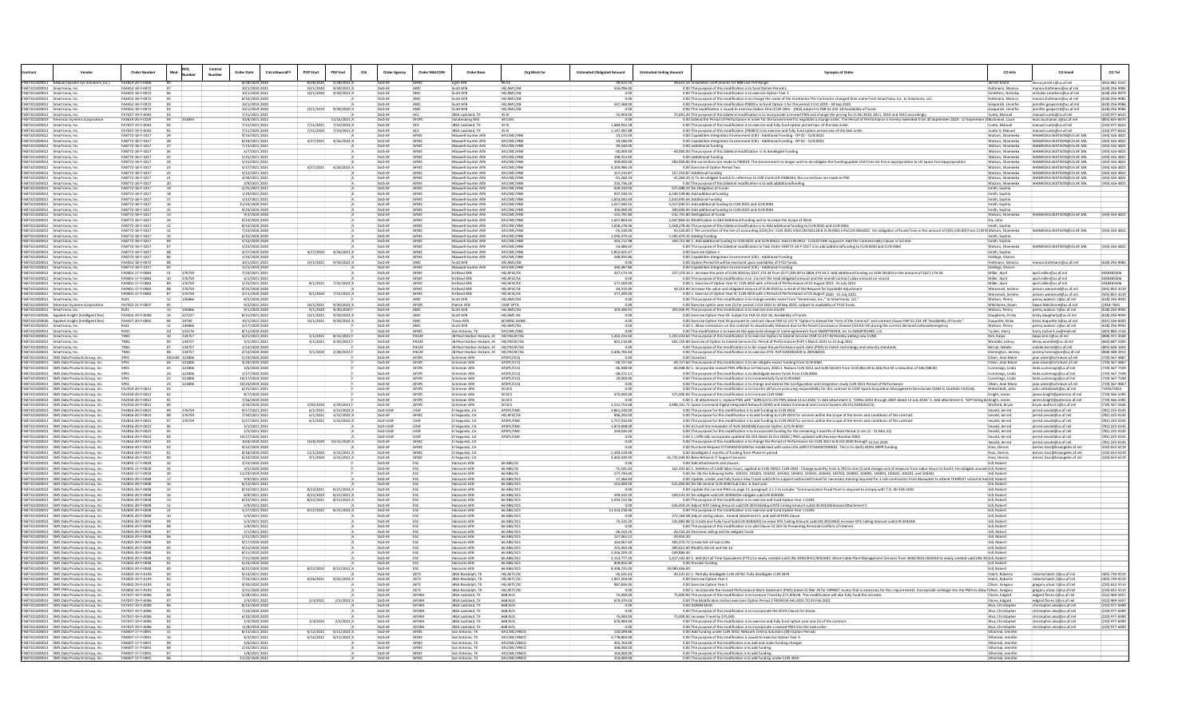| Contract | Vendor | Order Number | Mod | RFQ Number | Control Number | Order Date | Extnt/Award FY | POP Start | POP End | OSI | Order Agency | Order MACOM | Order Base | Org Mark For | Estimated Obligated Amount | Estimated Ceiling Amount | Synopsis of Order | CO Info | CO Email | CO Tel |
|---|---|---|---|---|---|---|---|---|---|---|---|---|---|---|---|---|---|---|---|---|
| FA873216D0011 | AAMLabs (Systems Technologies, Inc.) | FA2823-20-F-0366 | 00 | | | 8/28/2020 | 2020 | 8/28/2020 | 2/28/2021 | A | DoD-AF | AFMC | Eglin AFB | 96 CS | 39,615.54 | 39,615.54 | Installation VoIP phones for 888 Live Fire Range | Jarrell, Elena | elena.jarrell.1@us.af.mil | (850) 882-0347 |
| FA873216D0012 | Smartronix, Inc. | FA4452-18-F-0072 | 07 | | | 10/1/2020 | 2021 | 10/1/2020 | 9/30/2021 | A | DoD-AF | AMC | Scott AFB | HQ AMC/A6 | 516,296.01 | | 0.00 The purpose of this modification is to fund Option Period 2. | Holtmann, Monica | monica.holtmann@us.af.mil | (618) 256-9981 |
| FA873216D0012 | Smartronix, Inc. | FA4452-18-F-0072 | 06 | | | 10/1/2020 | 2021 | 10/1/2020 | 9/30/2021 | A | DoD-AF | AMC | Scott AFB | HQ AMC/A6 | 0.00 | | 0.00 The purpose of this modification is to exercise Option Year 2. | Smothers, Nicholas | nicholas.smothers@us.af.mil | (618) 256-9979 |
| FA873216D0012 | Smartronix, Inc. | FA4452-18-F-0072 | 05 | | | 8/10/2020 | 2020 | | | A | DoD-AF | AMC | Scott AFB | HQ AMC/A6 | 0.00 | | 0.00 The purpose of this modification is to change the name of the Contractor. The Contractor changed their name from Smartronix, Inc. to Smartronix, LLC. | Holtmann, Monica | monica.holtmann@us.af.mil | (618) 256-9981 |
| FA873216D0012 | Smartronix, Inc. | FA4452-18-F-0072 | 04 | | | 10/1/2019 | 2020 | | | A | DoD-AF | AMC | Scott AFB | HQ AMC/A6 | 547,368.00 | | 0.00 The purpose of this modification P0004 is to fund Option 1 for the period 1 Oct 2019 - 30 Sep 2020 | Gasparich, Jennifer | jennifer.gasparich@us.af.mil | (618) 256-9966 |
| FA873216D0012 | Smartronix, Inc. | FA4452-18-F-0072 | 03 | | | 10/1/2019 | 2020 | 10/1/2019 | 9/30/2020 | A | DoD-AF | AMC | Scott AFB | HQ AMC/A6 | 0.00 | | 0.00 This modification is issued to exercise Option Year (CLIN 1001 - 1002) subject to FAR 52.232-18 Availability of Funds. | Gasparich, Jennifer | jennifer.gasparich@us.af.mil | (618) 256-9966 |
| FA873216D0012 | Smartronix, Inc. | FA7037-19-F-A001 | 03 | | | 7/21/2021 | 2021 | | | A | DoD-AF | ACC | JBSA Lackland, TX | 35 IS | -35,959.00 | | -72,640.20 The purpose of this bilateral modification is to incorporate a revised PWS and change the pricing for CLINs 4010, 4011, 5010 and 5011 accordingly. | Cueto, Manuel | manuel.cueto@us.af.mil | (210) 977-6622 |
| FA873216D0012 | American Systems Corporation | FA8610-20-F-0100 | 00 | 232833 | | 3/19/2021 | 2021 | | 11/16/2021 | A | DoD-AF | AFSPC | Vandenberg AFB | 30 CONS | 0.00 | | 0.00 Extend the Period of Performance in order for the Government to negotiate a change order. The Period of Performance is hereby extended from 30 September 2020 - 17 September 2021 | Buchanan, Louis | louis.buchanan.1@us.af.mil | (805) 605-8570 |
| FA873216D0012 | Smartronix, Inc. | FA7037-19-F-A001 | 02 | | | 7/11/2021 | 2021 | 7/11/2021 | 7/10/2022 | A | DoD-AF | ACC | JBSA Lackland, TX | 35 IS | 1,604,912.28 | | 0.00 The purpose of this modification is to exercise and fully fund option period two of the task order. | Cueto, Manuel | manuel.cueto@us.af.mil | (210) 977-6622 |
| FA873216D0012 | Smartronix, Inc. | FA7037-19-F-A001 | 01 | | | 7/11/2020 | 2020 | 7/11/2020 | 7/10/2021 | A | DoD-AF | ACC | JBSA Lackland, TX | 35 IS | 2,167,397.88 | | 0.00 The purpose of this modification (P00001) is to exercise and fully fund option period one of the task order. | Cueto, Manuel | manuel.cueto@us.af.mil | (210) 977-6622 |
| FA873216D0012 | Smartronix, Inc. | FA8772-18-F-1017 | 29 | | | 9/15/2021 | 2021 | | | A | DoD-AF | AFMC | Maxwell-Gunter AFB | AFLCMC/HNII | 23,126.00 | | 0.00 Capabilities Integration Environment (CIE) - Additional Funding - OP 02 - CLIN 0022 | Watson, Shameeka | SHAMEEKA.WATSON@US.AF.MIL | (334) 416-4821 |
| FA873216D0012 | Smartronix, Inc. | FA8772-18-F-1017 | 28 | | | 8/30/2021 | 2021 | 4/27/2021 | 4/26/2022 | A | DoD-AF | AFMC | Maxwell-Gunter AFB | AFLCMC/HNII | 29,186.00 | | 0.00 Capabilities Integration Environment (CIE) - Additional Funding - OP 02 - CLIN 0022 | Watson, Shameeka | SHAMEEKA.WATSON@US.AF.MIL | (334) 416-4821 |
| FA873216D0012 | Smartronix, Inc. | FA8772-18-F-1017 | 27 | | | 7/13/2021 | 2021 | | | A | DoD-AF | AFMC | Maxwell-Gunter AFB | AFLCMC/HNII | 99,540.00 | | 0.00 Additional funding | Watson, Shameeka | SHAMEEKA.WATSON@US.AF.MIL | (334) 416-4821 |
| FA873216D0012 | Smartronix, Inc. | FA8772-18-F-1017 | 26 | | | 6/7/2021 | 2021 | | | A | DoD-AF | AFMC | Maxwell-Gunter AFB | AFLCMC/HNII | -40,000.00 | | -40,000.00 The purpose of this bilateral modification is to deobligate funding. | Watson, Shameeka | SHAMEEKA.WATSON@US.AF.MIL | (334) 416-4821 |
| FA873216D0012 | Smartronix, Inc. | FA8772-18-F-1017 | 25 | | | 5/25/2021 | 2021 | | | A | DoD-AF | AFMC | Maxwell-Gunter AFB | AFLCMC/HNII | 198,553.00 | | 0.00 Additional funding | Watson, Shameeka | SHAMEEKA.WATSON@US.AF.MIL | (334) 416-4821 |
| FA873216D0012 | Smartronix, Inc. | FA8772-18-F-1017 | 24 | | | 5/13/2021 | 2021 | | | A | DoD-AF | AFMC | Maxwell-Gunter AFB | AFLCMC/HNII | 300,000.00 | | 300,000.00 The corrections are made to P00018. The Government no longer wish to de-obligate the funding update LOA from Air Force appropriation to US Space Force appropriation | Watson, Shameeka | SHAMEEKA.WATSON@US.AF.MIL | (334) 416-4821 |
| FA873216D0012 | Smartronix, Inc. | FA8772-18-F-1017 | 23 | | | 4/27/2021 | 2021 | 4/27/2021 | 4/26/2022 | A | DoD-AF | AFMC | Maxwell-Gunter AFB | AFLCMC/HNII | 3,104,986.00 | | 0.00 Exercise of Option Year 2 | Watson, Shameeka | SHAMEEKA.WATSON@US.AF.MIL | (334) 416-4821 |
| FA873216D0012 | Smartronix, Inc. | FA8772-18-F-1017 | 22 | | | 4/12/2021 | 2021 | | | A | DoD-AF | AFMC | Maxwell-Gunter AFB | AFLCMC/HNII | 157,210.87 | | 157,210.87 Additional Funding | Watson, Shameeka | SHAMEEKA.WATSON@US.AF.MIL | (334) 416-4821 |
| FA873216D0012 | Smartronix, Inc. | FA8772-18-F-1017 | 21 | | | 3/30/2021 | 2021 | | | A | DoD-AF | AFMC | Maxwell-Gunter AFB | AFLCMC/HNII | -91,260.33 | | -91,260.33 To de-obligate funds(s) in reference to CDR Control #CNB6404; the corrections are made to P00 | Watson, Shameeka | SHAMEEKA.WATSON@US.AF.MIL | (334) 416-4821 |
| FA873216D0012 | Smartronix, Inc. | FA8772-18-F-1017 | 20 | | | 3/9/2021 | 2021 | | | A | DoD-AF | AFMC | Maxwell-Gunter AFB | AFLCMC/HNII | 235,736.26 | | 0.00 The purpose of this bilateral modification is to add additional funding | Watson, Shameeka | SHAMEEKA.WATSON@US.AF.MIL | (334) 416-4821 |
| FA873216D0012 | Smartronix, Inc. | FA8772-18-F-1017 | 19 | | | 2/26/2021 | 2021 | | | A | DoD-AF | AFMC | Maxwell-Gunter AFB | AFLCMC/HNII | -439,610.00 | | -575,488.24 De-Obligation of Funds | Smith, Sophia | | |
| FA873216D0012 | Smartronix, Inc. | FA8772-18-F-1017 | 18 | | | 1/29/2021 | 2021 | | | A | DoD-AF | AFMC | Maxwell-Gunter AFB | AFLCMC/HNII | 937,530.55 | | 6,500,538.86 Add additional funding | Smith, Sophia | | |
| FA873216D0012 | Smartronix, Inc. | FA8772-18-F-1017 | 17 | | | 1/12/2021 | 2021 | | | A | DoD-AF | AFMC | Maxwell-Gunter AFB | AFLCMC/HNII | 1,814,045.44 | | 1,814,045.44 Additional Funding | Smith, Sophia | | |
| FA873216D0012 | Smartronix, Inc. | FA8772-18-F-1017 | 16 | | | 11/20/2020 | 2021 | | | A | DoD-AF | AFMC | Maxwell-Gunter AFB | AFLCMC/HNII | 1,017,040.55 | | 1,017,040.55 Add additional funding to CLIN 0021 and CLIN 0061 | Smith, Sophia | | |
| FA873216D0012 | Smartronix, Inc. | FA8772-18-F-1017 | 15 | | | 9/30/2020 | 2020 | | | A | DoD-AF | AFMC | Maxwell-Gunter AFB | AFLCMC/HNII | 300,000.00 | | 300,000.00 Add additional funding to CLIN 0021 and CLIN 0061 | Smith, Sophia | | |
| FA873216D0012 | Smartronix, Inc. | FA8772-18-F-1017 | 14 | | | 9/3/2020 | 2020 | | | A | DoD-AF | AFMC | Maxwell-Gunter AFB | AFLCMC/HNII | -131,793.00 | | -131,793.00 DeObligation of Funds | Watson, Shameeka | SHAMEEKA.WATSON@US.AF.MIL | (334) 416-4821 |
| FA873216D0012 | Smartronix, Inc. | FA8772-18-F-1017 | 13 | | | 9/16/2020 | 2020 | | | A | DoD-AF | AFMC | Maxwell-Gunter AFB | AFLCMC/HNII | 1,667,866.62 | | 1,667,866.62 Modification to Add Additional Funding and to Increase the Scope of Work | Ela, John | | |
| FA873216D0012 | Smartronix, Inc. | FA8772-18-F-1017 | 12 | | | 8/14/2020 | 2020 | | | A | DoD-AF | AFMC | Maxwell-Gunter AFB | AFLCMC/HNII | 1,658,278.46 | | 1,658,278.46 The purpose of this bilateral modification is to Add additional funding to CLIN 0021 and CLIN 0061 | Smith, Sophia | | |
| FA873216D0012 | Smartronix, Inc. | FA8772-18-F-1017 | 11 | | | 7/10/2020 | 2020 | | | A | DoD-AF | AFMC | Maxwell-Gunter AFB | AFLCMC/HNII | -55,540.00 | | -55,540.00 1. The correction of the line of accounting (LOA) for -CLIN 0021 in SUCLIN 002101AJ & CLIN 0061 in SUCLIN 006102. De-obligation of funds from in the amount of ($55,540.00) from CLIN 006102 | Watson, Shameeka | SHAMEEKA.WATSON@US.AF.MIL | (334) 416-4821 |
| FA873216D0012 | Smartronix, Inc. | FA8772-18-F-1017 | 10 | | | 6/25/2020 | 2020 | | | A | DoD-AF | AFMC | Maxwell-Gunter AFB | AFLCMC/HNII | 1,595,479.32 | | 1,595,479.32 Adding Funding | Smith, Sophia | | |
| FA873216D0012 | Smartronix, Inc. | FA8772-18-F-1017 | 09 | | | 5/13/2020 | 2020 | | | A | DoD-AF | AFMC | Maxwell-Gunter AFB | AFLCMC/HNII | 443,712.98 | | 443,712.98 1. Add additional funding to CLIN 0021 and CLIN 0061 2. Add CLIN 0063 - CLIN 00 SME Support 3. Add the Commerciality Clause in full text | Smith, Sophia | | |
| FA873216D0012 | Smartronix, Inc. | FA8772-18-F-1017 | 07 | | | 3/23/2020 | 2020 | | | A | DoD-AF | AFMC | Maxwell-Gunter AFB | AFLCMC/HNII | 54,480.00 | | 0.00 The purpose of this bilateral modification to Task Order FA8772-18-F-1017 is to add additional funding to CLIN 0020 and CLIN 0060 | Watson, Shameeka | SHAMEEKA.WATSON@US.AF.MIL | (334) 416-4821 |
| FA873216D0012 | Smartronix, Inc. | FA8772-18-F-1017 | 08 | | | 4/27/2020 | 2020 | 4/27/2020 | 4/26/2021 | A | DoD-AF | AFMC | Maxwell-Gunter AFB | AFLCMC/HNII | 5,812,325.47 | | 0.00 Exercise Option 1 | Smith, Sophia | | |
| FA873216D0012 | Smartronix, Inc. | FA8772-18-F-1017 | 06 | | | 1/24/2020 | 2020 | | | A | DoD-AF | AFMC | Maxwell-Gunter AFB | AFLCMC/HNII | 248,934.86 | | 0.00 Capabilities Integration Environment (CIE) - Additional Funding | Stallings, Shavon | | |
| FA873216D0012 | Smartronix, Inc. | FA4452-18-F-0072 | 08 | | | 10/1/2021 | 2022 | 10/1/2021 | 9/30/2022 | A | DoD-AF | AMC | Scott AFB | HQ AMC/A6 | 0.00 | | 0.00 Option Period 03 will be exercised upon availability of FY22 funds | Holtmann, Monica | monica.holtmann@us.af.mil | (618) 256-9981 |
| FA873216D0012 | Smartronix, Inc. | FA8772-18-F-1017 | 05 | | | 12/3/2019 | 2020 | | | A | DoD-AF | AFMC | Maxwell-Gunter AFB | AFLCMC/HNII | 340,387.00 | | 0.00 Capabilities Integration Environment (CIE) - Additional Funding | Stallings, Shavon | | |
| FA873216D0012 | Smartronix, Inc. | FA9401-17-F-0083 | 11 | 176759 | | 7/23/2021 | 2021 | | | A | DoD-AF | AFMC | Kirtland AFB | HQ AFSC/SE | 227,174.34 | | 227,174.34 1. Increase the price of CLIN 3010 by $227,174.34 from $577,200.00 to $804,374.34 2. Add additional funding on SLIN 301001 in the amount of $227,174.34. | Miller, April | april.miller@us.af.mil | 5058469606 |
| FA873216D0012 | Smartronix, Inc. | FA9401-17-F-0083 | 10 | 176759 | | 6/1/2021 | 2021 | | | A | DoD-AF | AFMC | Kirtland AFB | HQ AFSC/SE | 0.00 | | 0.00 The purpose of this modification is to: Correct the total obligated amount and the overall contract value amount on record. | Miller, April | april.miller@us.af.mil | 5058469606 |
| FA873216D0012 | Smartronix, Inc. | FA9401-17-F-0083 | 09 | 176759 | | 5/25/2021 | 2021 | 8/1/2021 | 7/31/2022 | A | DoD-AF | AFMC | Kirtland AFB | HQ AFSC/SE | 577,200.00 | | 0.00 1. Exercise of Option Year IV, CLIN 3010 with a Period of Performance of 01 August 2021 - 31 July 2022. | Miller, April | april.miller@us.af.mil | 5058469606 |
| FA873216D0012 | Smartronix, Inc. | FA9401-17-F-0083 | 08 | 176759 | | 9/15/2020 | 2020 | | | A | DoD-AF | AFMC | Kirtland AFB | HQ AFSC/SE | 48,415.90 | | 48,415.90 Increase the value and obligated amount of CLIN 2010 as a result of the Request for Equitable Adjustment | Weisenzel, Jericho | jericho.weisenzel@us.af.mil | (505) 853-3219 |
| FA873216D0012 | Smartronix, Inc. | FA9401-17-F-0083 | 07 | 176759 | | 3/11/2020 | 2020 | 8/1/2020 | 7/31/2021 | A | DoD-AF | AFMC | Kirtland AFB | HQ AFSC/SE | 577,200.00 | | 0.00 1. Exercise of Option Year III, CLIN 2010 with a Period of Performance of 01 August 2020 - 31 July 2021. | Weisenzel, Jericho | jericho.weisenzel@us.af.mil | (505) 853-3219 |
| FA873216D0012 | Smartronix, Inc. | RL01 | 12 | 193886 | | 8/3/2020 | 2020 | | | A | DoD-AF | AMC | Scott AFB | HQ AMC/A6 | 0.00 | | 0.00 The purpose of this modification is to change vendor name from "Smartronix, Inc." to Smartronix, LLC." | Watson, Penny | penny.watson.1@us.af.mil | (618) 256-9943 |
| FA873216D0012 | American Systems Corporation | FA7022-21-F-0007 | 05 | | | 9/2/2021 | 2021 | 10/1/2021 | 9/30/2022 | A | DoD-AF | AFSPC | Patrick AFB | USAF SPTG | 0.00 | | 0.00 Exercise option year one (1) for period 1 Oct 2021 to 30 Sep 2022, subject to availability of FY22 funds. | Melchione, Dawn | Dawn.Melchione@us.af.mil | (321) 7xx |
| FA873216D0012 | Smartronix, Inc. | RL01 | 13 | 193886 | | 9/1/2020 | 2021 | 9/1/2020 | 9/30/2021 | A | DoD-AF | AMC | Scott AFB | HQ AMC/A6 | 293,496.91 | | 293,496.91 The purpose of this modification is to exercise one month | Watson, Penny | penny.watson.1@us.af.mil | (618) 256-9943 |
| FA873216D0013 | Applied-Insight (Intelligent Dec) | FA4452-19-F-A048 | 14 | 227227 | | 8/31/2021 | 2021 | 10/1/2021 | 9/30/2022 | A | DoD-AF | AMC | Scott AFB | HQ AMC A6 | 0.00 | | 0.00 Exercise Option Year 03. Subject to FAR 52.232-18, Availability of Funds | Daugherty, Kristy | kristy.daugherty@us.af.mil | (618) 256-9959 |
| FA873216D0013 | Applied-Insight (Intelligent Dec) | FA4452-20-F-0002 | 06 | 29740 | | 10/1/2021 | 2022 | 10/1/2021 | 9/30/2022 | A | DoD-AF | AMC | Travis AFB | 60 MDG DSMC | 0.00 | | 0.00 Exercise Option Year 02 pursuant to contract clause FAR 52.217-9 "Option to Extend the Term of the Contract" and contract clause FAR 52.232-18 "Availability of Funds." | Duquette, Brian | brian.duquette.1@us.af.mil | (631) 536-6055 |
| FA873216D0013 | Smartronix, Inc. | RL01 | 11 | 193886 | | 3/17/2020 | 2020 | | | A | DoD-AF | AMC | Scott AFB | HQ AMC/A6 | 0.00 | | 0.00 1. Allow contractors on this contract to situationally telework due to the Novel Coronavirus Disease (COVID-19) during the current declared national emergency | Watson, Penny | penny.watson.1@us.af.mil | (618) 256-9943 |
| FA873216D0013 | Smartronix, Inc. | RN01 | 02 | 131178 | | 8/11/2020 | 2020 | | | A | DoD-AF | AFMC | San Antonio, TX | HQ AFMC/A6 | 0.00 | | 0.00 This modification is to execute the approved change of name agreement from SMARTRONIX, Inc. to SMARTRONIX, LLC. | Tucker, Harry | harry.tucker.6.civ@mail.mil | (443) 889-1136 |
| FA873216D0013 | Smartronix, Inc. | TN01 | 03 | 134757 | | 6/21/2021 | 2021 | 5/1/2021 | 8/31/2021 | A | DoD-AF | PACAF | JB Pearl Harbor-Hickam, HI | HQ PACAF/A6 | 1,202,233.80 | | 1,202,233.80 The purpose of this modification is to exercise Option to Extend Services (FAR 52.217-8) thereby adding new CLINS | Kim, Harpo | harpo.kim.1@us.af.mil | (808) 471-5458 |
| FA873216D0013 | Smartronix, Inc. | TN01 | 09 | 134757 | | 3/1/2021 | 2021 | 3/1/2021 | 4/30/2021 | A | DoD-AF | PACAF | JB Pearl Harbor-Hickam, HI | HQ PACAF/A6 | 601,116.90 | | 601,116.80 Exercise of Option to Extend Services for Period of Performance (PoP) 1 March 2021 to 31 Aug 2021 | Womble, Leroy | leroy.womble@us.af.mil | (660) 687-5495 |
| FA873216D0013 | Smartronix, Inc. | TN01 | 07 | 134757 | | 1/14/2020 | 2020 | | | A | DoD-AF | PACAF | JB Pearl Harbor-Hickam, HI | HQ PACAF/A6 | 0.00 | | 0.00 The purpose of this modification is to de-scope the performance work state (PWS) to match technology and industry standards. | Bernal, Natalie | natalie.bernal@us.af.mil | (805) 606-1684 |
| FA873216D0013 | Smartronix, Inc. | TN01 | 08 | 134757 | | 7/30/2020 | 2020 | 3/1/2020 | 2/28/2021 | A | DoD-AF | PACAF | JB Pearl Harbor-Hickam, HI | HQ PACAF/A6 | 3,606,700.66 | | 0.00 The purpose of this modification is to exercise OY4. PoP 03MAR2020 to 28FEB2021 | Hemingway, Jeremy | jeremy.hemingway@us.af.mil | (808) 448-2551 |
| FA873216D0014 | SMS Data Products Group, Inc. | SP01 | | | | 5/19/2021 | 2021 | | | A | DoD-AF | AFSPC | CloseOut | AFSPC/CCQ | 0.00 | | 0.00 CloseOut | Olsen, Jose Marie | jose.olsen@schriever.af.mil | (719) 567-4967 |
| FA873216D0014 | SMS Data Products Group, Inc. | SP01 | 26 | 121806 | | 4/28/2020 | 2020 | | | A | DoD-AF | AFSPC | Schriever AFB | AFSPC/CCQ | -49,727.60 | | -49,727.60 The purpose of this modification is to de-obligate excess funding from CLIN 0060. | Olsen, Jose Marie | jose.olsen@schriever.af.mil | (719) 567-4967 |
| FA873216D0014 | SMS Data Products Group, Inc. | SP01 | 25 | 121806 | | 3/6/2020 | 2020 | | | A | DoD-AF | AFSPC | Schriever AFB | AFSPC/CCQ | -46,948.00 | | -46,948.00 1. Incorporate revised PWS effective 12 February 2020 2. Reduce CLIN 5012 and SLIN 501201 from $143,866.00 to $96,918.00 a reduction of $46,948.00. | Cummings, Linda | linda.cummings@us.af.mil | (719) 567-7339 |
| FA873216D0014 | SMS Data Products Group, Inc. | SP01 | 24 | 121806 | | 1/17/2020 | 2020 | | | A | DoD-AF | AFSPC | Schriever AFB | AFSPC/CCQ | -48,572.11 | | 0.00 The purpose of this modification is to deobligate excess funds from CLIN 6061 | Cummings, Linda | linda.cummings@us.af.mil | (719) 567-7339 |
| FA873216D0014 | SMS Data Products Group, Inc. | SP01 | 22 | 121806 | | 12/17/2019 | 2020 | | | A | DoD-AF | AFSPC | Schriever AFB | AFSPC/CCQ | 20,000.00 | | 0.00 The purpose of this modification is to incrementally fund CLIN 6060 | Cummings, Linda | linda.cummings@us.af.mil | (719) 567-7339 |
| FA873216D0014 | SMS Data Products Group, Inc. | SP01 | 23 | 121806 | | 10/24/2019 | 2020 | | | A | DoD-AF | AFSPC | Schriever AFB | AFSPC/CCQ | 0.00 | | 0.00 The purpose of this modification is to change and extend the Configuration and Integration study CLIN 5013 Period of Performance | Olsen, Jose Marie | jose.olsen@schriever.af.mil | (719) 567-4967 |
| FA873216D0014 | SMS Data Products Group, Inc. | FA2550-20-F-0012 | 03 | | | 6/16/2021 | 2021 | | | A | DoD-AF | AFSPC | Schriever AFB | 50 SCS | 0.00 | | 0.00 The purpose of this modification is to transfer all future procuring responsibility for this contract to USSF Space Acquisition Management Directorate (SAM-D, DoDAAC FA2518). | Mittelstedt, John | john.mittelstedt@us.af.mil | 7195673854 |
| FA873216D0014 | SMS Data Products Group, Inc. | FA2550-20-F-0012 | 02 | | | 8/7/2020 | 2020 | | | A | DoD-AF | AFSPC | Schriever AFB | 50 SCS | 375,000.00 | | 375,000.00 The purpose of this modification is to increase CLIN 1060 | Knight, James | james.knight@peterson.af.mil | (719) 566-5395 |
| FA873216D0014 | SMS Data Products Group, Inc. | FA2550-20-F-0012 | 01 | | | 7/16/2020 | 2020 | | | A | DoD-AF | AFSPC | Schriever AFB | 50 SCS | 1,757,910.00 | | 0.00 1. IE attachment 1, replace PWS with "SDPS GCCS LFO PWS dated 13 Jul 2020." 2. Add attachment 4, "CDRLs A001 through A007 dated 13 July 2020." 3. Add attachment 4, "SFP listing dated" | Knight, James | james.knight@peterson.af.mil | (719) 566-5395 |
| FA873216D0014 | SMS Data Products Group, Inc. | FA2550-20-F-0012 | 00 | | | 3/30/2020 | 2020 | 3/30/2020 | 3/29/2021 | A | DoD-AF | AFSPC | Schriever AFB | 50 SCS | 2,531,754.88 | | 4,996,101.71 Space Command Digital Integrated Network (SDIN) and Global Command and Control System (GCCS) (SDIN/GCCS) | Wofford, Bryan | bryan.wofford.1@us.af.mil | (719) 567-9646 |
| FA873216D0014 | SMS Data Products Group, Inc. | FA2816-20-F-0023 | 09 | 176759 | | 9/17/2021 | 2021 | 6/1/2021 | 3/31/2022 | A | DoD-USSF | USSF | El Segundo, CA | AFSPC/SMC | 2,861,293.00 | | 0.00 The purpose of this modification is to add funding to CLIN 4010. | Sewald, Jerred | jerred.sewald@us.af.mil | (781) 225-0145 |
| FA873216D0014 | SMS Data Products Group, Inc. | FA2816-20-F-0023 | 08 | 176759 | | 7/30/2021 | 2021 | 6/1/2021 | 3/31/2022 | A | DoD-AF | AFMC | El Segundo, CA | HQ AFSC/SE | 966,292.00 | | 0.00 The purpose of this modification is to add funding to CLIN 4010 for services within the scope of the terms and conditions of the contract. | Sewald, Jerred | jerred.sewald@us.af.mil | (781) 225-0145 |
| FA873216D0014 | SMS Data Products Group, Inc. | FA2816-20-F-0023 | 07 | 176759 | | 6/1/2021 | 2021 | 6/1/2021 | 3/31/2022 | A | DoD-USSF | USSF | El Segundo, CA | AFSPC/SMC | 1,757,910.00 | | 0.00 The purpose of this modification is to add funding to CLIN 4010 for services within the scope of the terms and conditions of the contract. | Sewald, Jerred | jerred.sewald@us.af.mil | (781) 225-0145 |
| FA873216D0014 | SMS Data Products Group, Inc. | FA2816-20-F-0023 | 06 | | | 3/1/2021 | 2021 | | | A | DoD-USSF | USSF | El Segundo, CA | AFSPC/SMC | 1,878,600.00 | | 0.00 a) Fund the remainder of SLIN 301001b) Exercise Option CLIN 4010 | Sewald, Jerred | jerred.sewald@us.af.mil | (781) 225-0145 |
| FA873216D0014 | SMS Data Products Group, Inc. | FA2816-20-F-0023 | 05 | | | 1/21/2021 | 2021 | | | A | DoD-USSF | USSF | El Segundo, CA | AFSPC/SMC | 434,026.00 | | 0.00 The purpose of this modification is to incrementally fund for the remaining 3 months of Base Period (1 Jan 21 - 31 Mar 21) | Sewald, Jerred | jerred.sewald@us.af.mil | (781) 225-0145 |
| FA873216D0014 | SMS Data Products Group, Inc. | FA2816-20-F-0023 | 04 | | | 10/27/2020 | 2021 | | | A | DoD-USSF | USSF | El Segundo, CA | AFSPC/SMC | 0.00 | | 0.00 1.) Officially incorporate updated DD 254 dated 26 Oct 2020 2.) Update with Revision Number 0002 | Sewald, Jerred | jerred.sewald@us.af.mil | (781) 225-0145 |
| FA873216D0014 | SMS Data Products Group, Inc. | FA2816-20-F-0023 | 03 | | | 10/8/2020 | 2021 | 10/8/2020 | 10/31/2020 | A | DoD-AF | AFMC | El Segundo, CA | | 0.00 | | 0.00 The purpose of this modification is to change the Period of Performance for CLIN 3010 & SLIN 301001 through 31 Oct 2020 | Sewald, Jerred | jerred.sewald@us.af.mil | (781) 225-0145 |
| FA873216D0014 | SMS Data Products Group, Inc. | FA2816-20-F-0023 | 02 | | | 9/23/2020 | 2020 | | | A | DoD-AF | AFMC | El Segundo, CA | | 0.00 | | 0.00 Purchase Request F2TAAA0256M002 is revised with same LOA with F2TAAA0070AW01. This is to clarify MIPR funding. | Hass, Dennis | dennis.hass@losangeles.af.mil | (310) 653-6119 |
| FA873216D0014 | SMS Data Products Group, Inc. | FA2816-20-F-0023 | 01 | | | 8/18/2020 | 2020 | 11/1/2020 | 3/31/2021 | A | DoD-AF | AFMC | El Segundo, CA | | -1,438,129.00 | | 0.00 deobligate 2 months of funding from Phase-in period | Hass, Dennis | dennis.hass@losangeles.af.mil | (310) 653-6119 |
| FA873216D0014 | SMS Data Products Group, Inc. | FA2816-20-F-0023 | 00 | | | 6/1/2020 | 2020 | 9/1/2020 | 3/31/2021 | A | DoD-AF | AFMC | El Segundo, CA | | 4,405,320.00 | | 36,731,094.00 Base Network IT Support Services | Hass, Dennis | dennis.hass@losangeles.af.mil | (310) 653-6119 |
| FA873216D0014 | SMS Data Products Group, Inc. | FA2835-17-F-0018 | 32 | | | 3/23/2020 | 2020 | | | A | DoD-AF | ESC | Hanscom AFB | 66 ABG/SC | 0.00 | | 0.00 Add attachments and clauses | Gill, Robert | | |
| FA873216D0014 | SMS Data Products Group, Inc. | FA2835-17-F-0018 | 31 | | | 2/28/2020 | 2020 | | | A | DoD-AF | ESC | Hanscom AFB | 66 ABG/SC | 75,541.63 | | 161,830.60 1. Addition of 2,640 labor hours, applied to CLIN 20450. CLIN 2048 - Change quantity from 3,792 to one (1) and change unit of measure from Labor Hours to Each. De-obligate unused CLIN | Gill, Robert | | |
| FA873216D0014 | SMS Data Products Group, Inc. | FA2835-17-F-0018 | 30 | | | 11/19/2019 | 2020 | | | A | DoD-AF | ESC | Hanscom AFB | 66 ABG/SC | 177,744.60 | | 0.00 De-Ob the following SLINs: 103101, 103201, 103202, 103502, 103801, 103802, 103702, 103901, 103902, 104001, 104101, and 104301 | Gill, Robert | | |
| FA873216D0014 | SMS Data Products Group, Inc. | FA2835-17-F-0018 | 17 | | | 9/9/2019 | 2019 | | | A | DoD-AF | ESC | Hanscom AFB | 66 ABG/SC | 17,366.64 | | 0.00 Update, create, and fully fund a new travel subCLIN to support authorized travel for necessary training required for 2 sub-contractors from Bluewater to attend TEMPEST school at Keesler AFB | Gill, Robert | | |
| FA873216D0014 | SMS Data Products Group, Inc. | FA2835-20-F-0048 | 16 | | | 8/10/2021 | 2021 | | | A | DoD-AF | ESC | Hanscom AFB | 66 ABG/SCS | -115,000.00 | | -115,000.00 De-Ob several CLIN 3030 Sub-Clins in base year. | Gill, Robert | | |
| FA873216D0014 | SMS Data Products Group, Inc. | FA2835-20-F-0048 | 15 | | | 8/20/2021 | 2021 | 8/22/2021 | 8/21/2022 | A | DoD-AF | ESC | Hanscom AFB | 66 ABG/SCS | 0.00 | | 0.00 Update the current PWS on page 11, paragraph 2.1.1 to include: "Communication Focal Point is required to comply with T.O. 00-33A-1001 | Gill, Robert | | |
| FA873216D0014 | SMS Data Products Group, Inc. | FA2835-20-F-0048 | 14 | | | 8/9/2021 | 2021 | 8/22/2021 | 8/21/2022 | A | DoD-AF | ESC | Hanscom AFB | 66 ABG/SCS | -109,533.20 | | -109,533.20 De-obligate subCLIN 3030AH De-obligate subCLIN 3030AN | Gill, Robert | | |
| FA873216D0014 | SMS Data Products Group, Inc. | FA2835-20-F-0048 | 13 | | | 8/2/2021 | 2021 | 8/22/2021 | 8/21/2022 | A | DoD-AF | ESC | Hanscom AFB | 66 ABG/SCS | 2,833,722.96 | | 0.00 The purpose of this modification is to exercise and fund Option Year 1 CLINS | Gill, Robert | | |
| FA873216D0014 | SMS Data Products Group, Inc. | FA2835-20-F-0048 | 12 | | | 6/9/2021 | 2021 | | | A | DoD-AF | ESC | Hanscom AFB | 66 ABG/SCS | 0.00 | | -226,459.24 Adjust NTE Ceiling Amount subCLIN 3030AA Adjust NTE Ceiling Amount subCLIN 3030AB Amend Attachment 5 | Gill, Robert | | |
| FA873216D0014 | SMS Data Products Group, Inc. | FA2835-20-F-0048 | 11 | | | 8/24/2021 | 2021 | 8/22/2021 | 8/21/2022 | A | DoD-AF | ESC | Hanscom AFB | 66 ABG/SCS | 11,916,218.40 | | 0.00 The purpose of this modification is to exercise and fund Option Year 1 CLINS | Gill, Robert | | |
| FA873216D0014 | SMS Data Products Group, Inc. | FA2835-20-F-0048 | 10 | | | 5/4/2021 | 2021 | | | A | DoD-AF | ESC | Hanscom AFB | 66 ABG/SCS | 0.00 | | 272,164.86 Adjust ceiling values - Amend attachment 5, and add AFFARS clause | Gill, Robert | | |
| FA873216D0014 | SMS Data Products Group, Inc. | FA2835-20-F-0048 | 09 | | | 4/20/2021 | 2021 | | | A | DoD-AF | ESC | Hanscom AFB | 66 ABG/SCS | 75,515.25 | | 545,082.88 1. Create and fully fund subCLIN 3030AK 2) Increase NTE Ceiling Amount subCLIN 3030AN 3) Increase NTE Ceiling Amount subCLIN 3030AN | Gill, Robert | | |
| FA873216D0014 | SMS Data Products Group, Inc. | FA2835-20-F-0048 | 08 | | | 3/3/2021 | 2021 | | | A | DoD-AF | ESC | Hanscom AFB | 66 ABG/SCS | 0.00 | | 0.00 The purpose of this modification is to add Clause 52.204-26 Preventing Personal Conflicts of Interest | Gill, Robert | | |
| FA873216D0014 | SMS Data Products Group, Inc. | FA2835-20-F-0048 | 07 | | | 2/12/2021 | 2021 | | | A | DoD-AF | ESC | Hanscom AFB | 66 ABG/SCS | -26,535.20 | | -26,535.20 Decrease ceiling and de-obligate funds | Gill, Robert | | |
| FA873216D0014 | SMS Data Products Group, Inc. | FA2835-20-F-0048 | 06 | | | 1/21/2021 | 2021 | | | A | DoD-AF | ESC | Hanscom AFB | 66 ABG/SCS | 127,066.12 | | 295,450.73 | Gill, Robert | | |
| FA873216D0014 | SMS Data Products Group, Inc. | FA2835-20-F-0048 | 05 | | | 12/15/2020 | 2021 | | | A | DoD-AF | ESC | Hanscom AFB | 66 ABG/SCS | 164,067.64 | | 635,470.72 Create Sub-Clin Sub CLINs | Gill, Robert | | |
| FA873216D0014 | SMS Data Products Group, Inc. | FA2835-20-F-0048 | 04 | | | 9/17/2020 | 2020 | | | A | DoD-AF | ESC | Hanscom AFB | 66 ABG/SCS | 215,950.68 | | 490,612.60 Modify Sub-Clin and Clin 12 | Gill, Robert | | |
| FA873216D0014 | SMS Data Products Group, Inc. | FA2835-20-F-0048 | 03 | | | 8/31/2020 | 2020 | | | A | DoD-AF | ESC | Hanscom AFB | 66 ABG/SCS | 2,016,209.20 | | -109,886.85 | Gill, Robert | | |
| FA873216D0014 | SMS Data Products Group, Inc. | FA2835-20-F-0048 | 02 | | | 7/14/2020 | 2020 | | | A | DoD-AF | ESC | Hanscom AFB | 66 ABG/SCS | 2,116,777.20 | | 1,417,110.46 1. Add (6) Full Time Equivalents (FTEs) to newly created subCLINs 3030/3031/3032AX 2. Move Cable Plant Management Services from 3030/3031/3032AS to newly created subCLINs | Gill, Robert | | |
| FA873216D0014 | SMS Data Products Group, Inc. | FA2835-20-F-0048 | 01 | | | 6/19/2020 | 2020 | | | A | DoD-AF | ESC | Hanscom AFB | 66 ABG/SCS | 839,832.00 | | 0.00 Provide funding | Gill, Robert | | |
| FA873216D0014 | SMS Data Products Group, Inc. | FA2835-20-F-0048 | 00 | | | 8/22/2020 | 2020 | 8/22/2020 | 8/21/2021 | A | DoD-AF | ESC | Hanscom AFB | 66 ABG/SCS | 8,898,725.00 | | 39,889,496.00 | Gill, Robert | | |
| FA873216D0014 | SMS Data Products Group, Inc. | FA8002-19-F-A193 | 04 | | | 8/21/2021 | 2021 | | | A | DoD-AF | AETC | JBSA Randolph, TX | HQ AETC/SC | -40,531.63 | | -40,531.63 1. Partially deobligate CLIN 20702. Fully deobligate CLIN 3070 | Hatch, Roberta | roberta.hatch.2@us.af.mil | (210) 652-5513 |
| FA873216D0014 | SMS Data Products Group, Inc. | FA8002-19-F-A193 | 03 | | | 9/24/2020 | 2020 | 9/24/2020 | 9/25/2021 | A | DoD-AF | AETC | JBSA Randolph, TX | HQ AETC/SC | 1,007,208.65 | | 0.00 Exercise Option Year 2 | Hatch, Roberta | roberta.hatch.2@us.af.mil | (210) 652-5513 |
| FA873216D0014 | SMS Data Products Group, Inc. | FA8002-19-F-A193 | 02 | | | 9/4/2020 | 2020 | | | A | DoD-AF | AETC | JBSA Randolph, TX | HQ AETC/SC | 907,836.00 | | 0.00 Exercise Option Year 1 | Olvera, Gregory | gregory.olvera.1@us.af.mil | (210) 652-5513 |
| FA873216D0014 | SMS Data Products Group, Inc. | FA8002-19-F-A193 | 01 | | | 12/18/2019 | 2020 | | | A | DoD-AF | AETC | JBSA Randolph, TX | HQ AETC/SC | 0.00 | | 0.00 1. Incorporate the revised Performance Work Statement (PWS) dated 25 Nov 20 for SIPRNET access that is necessary for this requirement 2. Incorporate verbiage into the PWS to allow | Olvera, Gregory | gregory.olvera.1@us.af.mil | (210) 652-5513 |
| FA873216D0014 | SMS Data Products Group, Inc. | FA7037-19-F-A006 | 08 | | | 2/4/2021 | 2021 | | | A | DoD-AF | AFISRA | JBSA Lackland, TX | 480 ISR | 75,000.00 | | 75,000.00 The purpose of this modification is to increase Travel by $75,000.00. This modification will also fully fund the increase. | Flores, Edgard | edgard.flores.2@us.af.mil | (512) 969-5457 |
| FA873216D0014 | SMS Data Products Group, Inc. | FA7037-19-F-A006 | 07 | | | 2/4/2021 | 2021 | 2/3/2021 | 2/3/2022 | A | DoD-AF | AFISRA | JBSA Lackland, TX | 480 ISR | 679,177.00 | | 0.00 The Modification Action exercises Option Period 2 FROM 04 Feb 2021 TO 03 Feb 2022 | Flores, Edgard | edgard.flores.2@us.af.mil | (512) 969-5457 |
| FA873216D0014 | SMS Data Products Group, Inc. | FA7037-19-F-A006 | 06 | | | 8/21/2020 | 2020 | | | A | DoD-AF | AFISRA | JBSA Lackland, TX | 480 ISR | 0.00 | | 0.00 ADMIN MOD | Alva, Christopher | christopher.alva@us.af.mil | (210) 977-6490 |
| FA873216D0014 | SMS Data Products Group, Inc. | FA7037-19-F-A006 | 05 | | | 8/14/2020 | 2020 | | | A | DoD-AF | AFISRA | JBSA Lackland, TX | 480 ISR | 0.00 | | 0.00 The purpose of this modification is to incorporate the SOFA Clause for Korea. | Alva, Christopher | christopher.alva@us.af.mil | (210) 977-6490 |
| FA873216D0014 | SMS Data Products Group, Inc. | FA7037-19-F-A006 | 04 | | | 6/3/2020 | 2020 | | | A | DoD-AF | AFISRA | JBSA Lackland, TX | 480 ISR | 75,000.00 | | 75,000.00 Increase Travel by $75,000 | Alva, Christopher | christopher.alva@us.af.mil | (210) 977-6490 |
| FA873216D0014 | SMS Data Products Group, Inc. | FA7037-19-F-A006 | 03 | | | 2/3/2020 | 2020 | 2/3/2020 | 2/3/2021 | A | DoD-AF | AFISRA | JBSA Lackland, TX | 480 ISR | 622,656.00 | | 0.00 The purpose of this modification is to exercise and fully fund option year one (1) of the contract. | Alva, Christopher | christopher.alva@us.af.mil | (210) 977-6490 |
| FA873216D0014 | SMS Data Products Group, Inc. | FA7037-19-F-A006 | 02 | | | 11/8/2019 | 2020 | | | A | DoD-AF | AFISRA | JBSA Lackland, TX | 480 ISR | 0.00 | | 0.00 The purpose of this modification is to incorporate a revised PWS into the task order. | Alva, Christopher | christopher.alva@us.af.mil | (210) 977-6490 |
| FA873216D0014 | SMS Data Products Group, Inc. | FA8307-17-F-0091 | 07 | | | 6/12/2021 | 2021 | 6/12/2021 | 6/11/2022 | A | DoD-AF | AFMC | San Antonio, TX | AFLCMC/HNCO | 0.00 | | 0.00 Modification to update CLIN 3002. Network Control Solution (DIS Option Period) | Villarreal, Jennifer | jennifer.villarreal@us.af.mil | (210) 925-1745 |
| FA873216D0014 | SMS Data Products Group, Inc. | FA8307-17-F-0091 | 06 | | | 6/12/2021 | 2021 | 6/12/2021 | 6/11/2022 | A | DoD-AF | AFMC | San Antonio, TX | AFLCMC/HNCO | 2,778,804.00 | | 0.00 The purpose of this modification is issued to exercise Option Period 2. | Villarreal, Jennifer | jennifer.villarreal@us.af.mil | (210) 925-1745 |
| FA873216D0014 | SMS Data Products Group, Inc. | FA8307-17-F-0091 | 05 | | | 4/22/2021 | 2021 | | | A | DoD-AF | AFMC | San Antonio, TX | AFLCMC/HNCO | 455,000.00 | | 0.00 The purpose of this modification is to add and make funding changes | Villarreal, Jennifer | jennifer.villarreal@us.af.mil | (210) 925-1745 |
| FA873216D0014 | SMS Data Products Group, Inc. | FA8307-17-F-0091 | 04 | | | 2/22/2021 | 2021 | | | A | DoD-AF | AFMC | San Antonio, TX | AFLCMC/HNCO | 200,000.00 | | 0.00 The purpose of this modification is to add funding | Villarreal, Jennifer | jennifer.villarreal@us.af.mil | (210) 925-1745 |
| FA873216D0014 | SMS Data Products Group, Inc. | FA8307-17-F-0091 | 03 | | | 1/8/2021 | 2021 | | | A | DoD-AF | AFMC | San Antonio, TX | AFLCMC/HNCO | 354,000.00 | | 0.00 The purpose of this modification is to add funding. | Villarreal, Jennifer | jennifer.villarreal@us.af.mil | (210) 925-1745 |
| FA873216D0014 | SMS Data Products Group, Inc. | FA8307-17-F-0091 | 02 | | | 12/2/2020 | 2021 | | | A | DoD-AF | AFMC | San Antonio, TX | AFLCMC/HNCO | 250,000.00 | | 0.00 The purpose of this modification is to add funding under CLIN 3010 | Villarreal, Jennifer | jennifer.villarreal@us.af.mil | (210) 925-1745 |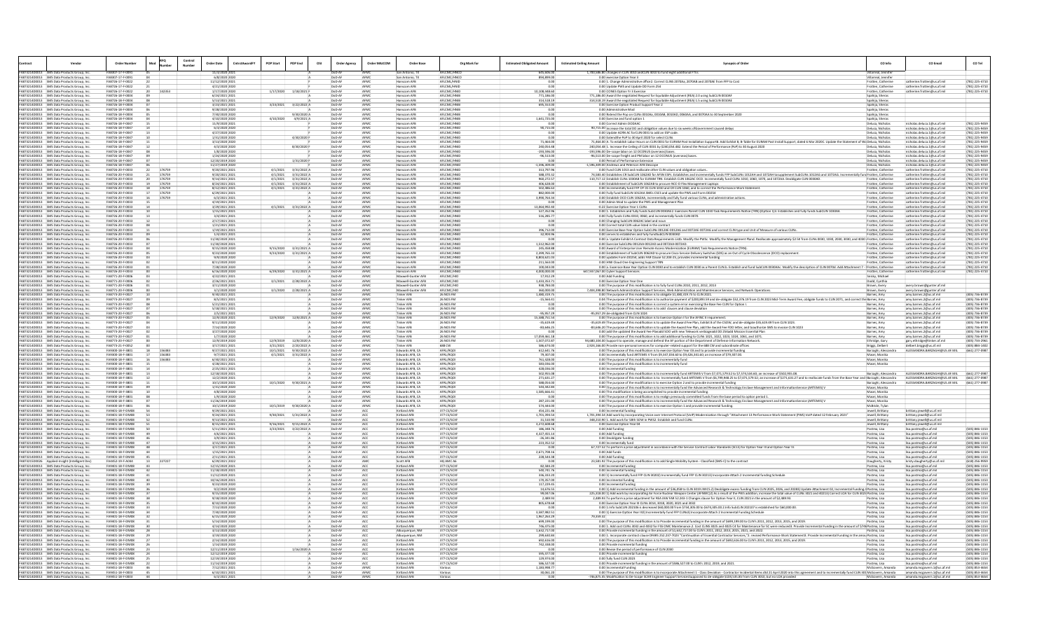| Contract | Vendor | Order Number | Mod | RFQ Number | Control Number | Order Date | ExtractAwardFY | POP Start | POP End | O/E | Order Agency | Order MACOM | Order Base | Org Mark For | Estimated Obligated Amount | Estimated Ceiling Amount | Synopsis of Order | CO Info | CO Email | CO Tel |
|---|---|---|---|---|---|---|---|---|---|---|---|---|---|---|---|---|---|---|---|---|
| FA873214D0013 | SMS Data Products Group, Inc. | FA8007-17-F-0091 | 04 | | | 11/3/2020 2021 | | | | | DoD-AF | AFMC | San Antonio, TX | AFLCMC/HNCO | 645,606.00 | | 1,780,586.80 Changes in CLIN 3010 and CLIN 3030 to fund eight additional FTEs | Villarreal, Jennifer | | |
| FA873214D0013 | SMS Data Products Group, Inc. | FA8007-17-F-0091 | 03 | | | 6/8/2020 2020 | | | | | DoD-AF | AFMC | San Antonio, TX | AFLCMC/HNCO | 898,899.00 | | 0.00 exercise Option Year 3 | Villarreal, Jennifer | | |
| FA873214D0013 | SMS Data Products Group, Inc. | FA8726-17-F-0022 | 22 | | | 11/12/2020 2021 | | | | | DoD-AF | AFMC | Hanscom AFB | AFLCMC/HNID | 0.00 | | 0.00 1. Change Administrative office 2. Correct CLINs 2070Aa, 2070AB and 2070AB from FFP to Cost | Frotten, Catherine | catherine.frotten@us.af.mil | (781) 225-4710 |
| FA873214D0013 | SMS Data Products Group, Inc. | FA8726-17-F-0022 | 21 | | | 4/21/2020 2020 | | | | F | DoD-AF | AFMC | Hanscom AFB | AFLCMC/HNID | 0.00 | | 0.00 Update PWS and Update DD Form 254 | Frotten, Catherine | catherine.frotten@us.af.mil | (781) 225-4710 |
| FA873214D0013 | SMS Data Products Group, Inc. | FA8726-17-F-0022 | 20 | 192353 | | 1/17/2020 2020 | | 1/17/2020 | 1/18/2021 | F | DoD-AF | AFMC | Hanscom AFB | AFLCMC/HNID | 10,308,468.60 | | 0.00 CONES Option Yr 3 Exercise | Frotten, Catherine | catherine.frotten@us.af.mil | (781) 225-4710 |
| FA873214D0013 | SMS Data Products Group, Inc. | FA8726-18-F-0004 | 09 | | | 6/10/2021 2021 | | | | | DoD-AF | AFMC | Hanscom AFB | AFLCMC/HNIB | 771,186.00 | | 771,186.00 Award the negotiated Request for Equitable Adjustment (REA) 2.0 using SubCLIN 0020AF | Spalinja, Shenzo | | |
| FA873214D0013 | SMS Data Products Group, Inc. | FA8726-18-F-0004 | 08 | | | 5/13/2021 2021 | | | | | DoD-AF | AFMC | Hanscom AFB | AFLCMC/HNIB | 314,518.19 | | 314,518.19 Award the negotiated Request for Equitable Adjustment (REA) 1.5 using SubCLIN 0020AE | Spalinja, Shenzo | | |
| FA873214D0013 | SMS Data Products Group, Inc. | FA8726-18-F-0004 | 07 | | | 3/22/2021 2021 | | 3/23/2021 | 3/22/2022 | A | DoD-AF | AFMC | Hanscom AFB | AFLCMC/HNIB | 695,550.00 | | 0.00 Exercise Option Product Support Year 2 | Spalinja, Shenzo | | |
| FA873214D0013 | SMS Data Products Group, Inc. | FA8726-18-F-0004 | 06 | | | 9/28/2020 2020 | | | | | DoD-AF | AFMC | Hanscom AFB | AFLCMC/HNIB | 0.00 | | 0.00 Administrative Mod | Spalinja, Shenzo | | |
| FA873214D0013 | SMS Data Products Group, Inc. | FA8726-18-F-0004 | 05 | | | 7/30/2020 2020 | | | 9/30/2020 | A | DoD-AF | AFMC | Hanscom AFB | AFLCMC/HNIB | 0.00 | | 0.00 Extend the Pop on CLINs 0010Aa, 0010AB, 0010AD, 0060AA, and 0070AA to 30 September 2020 | Spalinja, Shenzo | | |
| FA873214D0013 | SMS Data Products Group, Inc. | FA8726-18-F-0004 | 04 | | | 4/10/2020 2020 | | 4/10/2020 | 4/9/2021 | A | DoD-AF | AFMC | Hanscom AFB | AFLCMC/HNIB | 1,641,725.00 | | 0.00 Exercise and fund option 1 | Spalinja, Shenzo | | |
| FA873214D0013 | SMS Data Products Group, Inc. | FA8726-18-F-0067 | 15 | | | 11/9/2020 2021 | | | | | DoD-AF | AFMC | Hanscom AFB | AFLCMC/HNID | 0.00 | | 0.00 Correct Admin DODAAC | Deluca, Nicholas | nicholas.deluca.1@us.af.mil | (781) 225-9459 |
| FA873214D0013 | SMS Data Products Group, Inc. | FA8726-18-F-0067 | 14 | | | 9/3/2020 2020 | | | | | DoD-AF | AFMC | Hanscom AFB | AFLCMC/HNID | 90,715.00 | | 90,715.00 Increase the total OD and obligation values due to six weeks of Government caused delays | Deluca, Nicholas | nicholas.deluca.1@us.af.mil | (781) 225-9459 |
| FA873214D0013 | SMS Data Products Group, Inc. | FA8726-18-F-0067 | 13 | | | 6/17/2020 2020 | | | | | DoD-AF | AFMC | Hanscom AFB | AFLCMC/HNID | 0.00 | | 0.00 Update ACRN AC for CLIN 0010 to add an ESP code. | Deluca, Nicholas | nicholas.deluca.1@us.af.mil | (781) 225-9459 |
| FA873214D0013 | SMS Data Products Group, Inc. | FA8726-18-F-0067 | 12 | | | 1/31/2020 2020 | | | 4/30/2020 | F | DoD-AF | AFMC | Hanscom AFB | AFLCMC/HNID | 0.00 | | 0.00 Extend the PoP to 30 April 2020 for select CLINs | Deluca, Nicholas | nicholas.deluca.1@us.af.mil | (781) 225-9459 |
| FA873214D0013 | SMS Data Products Group, Inc. | FA8726-18-F-0067 | 11 | | | 3/11/2020 2020 | | | | | DoD-AF | AFMC | Hanscom AFB | AFLCMC/HNID | 71,364.00 | | 71,364.00 1. To establish Labor Hours on CLIN 0010 for EUMAM Post Installation Support B. Add Exhibit B, B-Table for EUMAM Post Install Support, dated 6 Mar 2020 C. Update the Statement of Work | Deluca, Nicholas | nicholas.deluca.1@us.af.mil | (781) 225-9459 |
| FA873214D0013 | SMS Data Products Group, Inc. | FA8726-18-F-0067 | 10 | | | 4/4/2020 2020 | | | 8/30/2020 | F | DoD-AF | AFMC | Hanscom AFB | AFLCMC/HNID | 240,054.00 | | 240,054.00 1. Increase the value of CLIN 0001 by $240,054.00 2. Extend the Period of Performance (PoP) to 30 August 2020 | Deluca, Nicholas | nicholas.deluca.1@us.af.mil | (781) 225-9459 |
| FA873214D0013 | SMS Data Products Group, Inc. | FA8726-18-F-0067 | 08 | | | 1/8/2020 2020 | | | | | DoD-AF | AFMC | Hanscom AFB | AFLCMC/HNID | -193,596.00 | | -193,596.00 De-scope Silver on 12 OCONUS (overseas) bases. | Deluca, Nicholas | nicholas.deluca.1@us.af.mil | (781) 225-9459 |
| FA873214D0013 | SMS Data Products Group, Inc. | FA8726-18-F-0067 | 09 | | | 1/16/2020 2020 | | | | | DoD-AF | AFMC | Hanscom AFB | AFLCMC/HNID | -96,513.00 | | -96,513.00 De-scope freight and PM labor on 12 OCONUS (overseas) bases. | Deluca, Nicholas | nicholas.deluca.1@us.af.mil | (781) 225-9459 |
| FA873214D0013 | SMS Data Products Group, Inc. | FA8726-18-F-0067 | 07 | | | 12/20/2019 2020 | | | 1/31/2020 | F | DoD-AF | AFMC | Hanscom AFB | AFLCMC/HNID | 0.00 | | 0.00 Period of Performance Extension | Deluca, Nicholas | nicholas.deluca.1@us.af.mil | (781) 225-9459 |
| FA873214D0013 | SMS Data Products Group, Inc. | FA8726-18-F-0067 | 06 | | | 11/27/2019 2020 | | | | | DoD-AF | AFMC | Hanscom AFB | AFLCMC/HNID | -1,596,309.00 | | -1,596,309.00 Andrews and Peterson AFB Descope | Deluca, Nicholas | nicholas.deluca.1@us.af.mil | (781) 225-9459 |
| FA873214D0013 | SMS Data Products Group, Inc. | FA8726-20-F-0033 | 22 | 176759 | | 9/20/2021 2021 | | 4/1/2021 | 3/31/2022 | A | DoD-AF | AFMC | Hanscom AFB | AFLCMC/HNID | 313,797.96 | | 0.00 Fund CLIN 1013 and reallocate other CLIN values and obligation values. | Frotten, Catherine | catherine.frotten@us.af.mil | (781) 225-4710 |
| FA873214D0013 | SMS Data Products Group, Inc. | FA8726-20-F-0033 | 21 | 176759 | | 9/20/2021 2021 | | 4/1/2021 | 3/31/2022 | A | DoD-AF | AFMC | Hanscom AFB | AFLCMC/HNID | 588,370.52 | | 74,589.40 Establishes CR SubCLIN 1064AB for AFNN ESPS. Establishes and incrementally funds FFP SubCLINs 1012AH and 1072AH to supplement SubCLINs 1012AG and 1072AG. Incrementally fund Frotten | Frotten, Catherine | catherine.frotten@us.af.mil | (781) 225-4710 |
| FA873214D0013 | SMS Data Products Group, Inc. | FA8726-20-F-0033 | 20 | 176759 | | 9/14/2021 2021 | | 4/1/2021 | 3/31/2022 | A | DoD-AF | AFMC | Hanscom AFB | AFLCMC/HNID | 960,272.57 | | 110,757.12 Establish CLINs 1083AE for EUMAM TRN. Establish CLIN 1062AC OCO. Incrementally fund CLINs 1010, 1060, 1070, and 1072AA. Deobligate CLIN 0080AE. | Frotten, Catherine | catherine.frotten@us.af.mil | (781) 225-4710 |
| FA873214D0013 | SMS Data Products Group, Inc. | FA8726-20-F-0033 | 19 | 176759 | | 8/26/2021 2021 | | 4/1/2021 | 3/31/2022 | A | DoD-AF | AFMC | Hanscom AFB | AFLCMC/HNID | 406,626.61 | | 0.00 Establishment of SubCLIN 1062AB to procure NCC-D Fire Management Laptops | Frotten, Catherine | catherine.frotten@us.af.mil | (781) 225-4710 |
| FA873214D0013 | SMS Data Products Group, Inc. | FA8726-20-F-0033 | 18 | 176759 | | 8/12/2021 2021 | | 4/1/2021 | 3/31/2022 | A | DoD-AF | AFMC | Hanscom AFB | AFLCMC/HNID | 502,986.63 | | 0.00 Incrementally fund FFP OY 01 CLIN 1010 and CR CLIN 1060, and to correct the Performance Work Statement. | Frotten, Catherine | catherine.frotten@us.af.mil | (781) 225-4710 |
| FA873214D0013 | SMS Data Products Group, Inc. | FA8726-20-F-0033 | 17 | 176759 | | 6/29/2021 2021 | | | | | DoD-AF | AFMC | Hanscom AFB | AFLCMC/HNID | 892,000.00 | | 0.00 Fully fund SubCLIN 1012AA SMEs ESCS and update the PWS and Form DD254 | Frotten, Catherine | catherine.frotten@us.af.mil | (781) 225-4710 |
| FA873214D0013 | SMS Data Products Group, Inc. | FA8726-20-F-0033 | 16 | 176759 | | 6/3/2021 2021 | | | | | DoD-AF | AFMC | Hanscom AFB | AFLCMC/HNID | 3,990,764.30 | | 0.00 Establish OCO CLIN 1062AA, incrementally and fully fund various CLINs, and administrative actions. | Frotten, Catherine | catherine.frotten@us.af.mil | (781) 225-4710 |
| FA873214D0013 | SMS Data Products Group, Inc. | FA8726-20-F-0033 | 15 | | | 4/16/2021 2021 | | | | | DoD-AF | AFMC | Hanscom AFB | AFLCMC/HNID | 0.00 | | 0.00 Admin Mod to update the PWS and Management Plan | Frotten, Catherine | catherine.frotten@us.af.mil | (781) 225-4710 |
| FA873214D0013 | SMS Data Products Group, Inc. | FA8726-20-F-0033 | 14 | | | 3/29/2021 2021 | | 4/1/2021 | 3/31/2022 | A | DoD-AF | AFMC | Hanscom AFB | AFLCMC/HNID | 13,864,992.40 | | 0.22 Exercise Option Year 1 CLINs | Frotten, Catherine | catherine.frotten@us.af.mil | (781) 225-4710 |
| FA873214D0013 | SMS Data Products Group, Inc. | FA8726-20-F-0033 | 10 | | | 1/15/2021 2021 | | | | | DoD-AF | AFMC | Hanscom AFB | AFLCMC/HNID | 527,352.96 | | 0.00 1. Establishes and fully funds SubCLIN 0083AB 2. Exercises Priced CLIN 1030 Task Requirements Notice (TRN) (Option 1) 3. Establishes and fully funds SubCLIN 1083AA | Frotten, Catherine | catherine.frotten@us.af.mil | (781) 225-4710 |
| FA873214D0013 | SMS Data Products Group, Inc. | FA8726-20-F-0033 | 13 | | | 3/3/2021 2021 | | | | | DoD-AF | AFMC | Hanscom AFB | AFLCMC/HNID | 516,283.77 | | 0.00 Fully Funds CLIN 0010, 0060, and incrementally funds CLIN 0070. | Frotten, Catherine | catherine.frotten@us.af.mil | (781) 225-4710 |
| FA873214D0013 | SMS Data Products Group, Inc. | FA8726-20-F-0033 | 12 | | | 2/17/2021 2021 | | | | | DoD-AF | AFMC | Hanscom AFB | AFLCMC/HNID | 0.00 | | 0.00 Changing SubCLIN 0062AC label and noun | Frotten, Catherine | catherine.frotten@us.af.mil | (781) 225-4710 |
| FA873214D0013 | SMS Data Products Group, Inc. | FA8726-20-F-0033 | 0X | | | 1/21/2021 2021 | | | | | DoD-AF | AFMC | Hanscom AFB | AFLCMC/HNID | 0.00 | | 0.00 Correct total CLIN value listed in the contract | Frotten, Catherine | catherine.frotten@us.af.mil | (781) 225-4710 |
| FA873214D0013 | SMS Data Products Group, Inc. | FA8726-20-F-0033 | 11 | | | 1/19/2021 2021 | | | | | DoD-AF | AFMC | Hanscom AFB | AFLCMC/HNID | 896,712.00 | | 0.00 Exercise Base Year Option SubCLINs 0012AE-0012AG and 0072AE-0072AG and correct CLIN type and Unit of Measure of various CLINs. | Frotten, Catherine | catherine.frotten@us.af.mil | (781) 225-4710 |
| FA873214D0013 | SMS Data Products Group, Inc. | FA8726-20-F-0033 | 09 | | | 1/6/2021 2021 | | | | | DoD-AF | AFMC | Hanscom AFB | AFLCMC/HNID | 32,800.96 | | 0.00 serves to establishes and fully funds SubCLIN 0083AD | Frotten, Catherine | catherine.frotten@us.af.mil | (781) 225-4710 |
| FA873214D0013 | SMS Data Products Group, Inc. | FA8726-20-F-0033 | 06 | | | 11/30/2020 2021 | | | | | DoD-AF | AFMC | Hanscom AFB | AFLCMC/HNID | 0.00 | | 0.00 a. Update Exhibit A Contract Data Requirements Lists. Modify the PWS c. Modify the Management Plan d. Reallocate approximately $2.5K from CLINs 0010, 1010, 2010, 3010, and 4010 | Frotten, Catherine | catherine.frotten@us.af.mil | (781) 225-4710 |
| FA873214D0013 | SMS Data Products Group, Inc. | FA8726-20-F-0033 | 07 | | | 11/30/2020 2021 | | | | | DoD-AF | AFMC | Hanscom AFB | AFLCMC/HNID | 1,512,962.00 | | 0.00 Exercise SubCLINs 0012AA-0012AD and 0072AA-0072AD. | Frotten, Catherine | catherine.frotten@us.af.mil | (781) 225-4710 |
| FA873214D0013 | SMS Data Products Group, Inc. | FA8726-20-F-0033 | 04 | | | 9/15/2020 2020 | | 9/15/2020 | 3/31/2021 | A | DoD-AF | AFMC | Hanscom AFB | AFLCMC/HNID | 245,458.88 | | 0.00 Award of Enterprise User Remote Access Modernization (EURAM) Task Requirements Notice (TRN) | Frotten, Catherine | catherine.frotten@us.af.mil | (781) 225-4710 |
| FA873214D0013 | SMS Data Products Group, Inc. | FA8726-20-F-0033 | 05 | | | 9/24/2020 2020 | | 9/24/2020 | 3/31/2021 | A | DoD-AF | AFMC | Hanscom AFB | AFLCMC/HNID | 2,099,765.33 | | 0.00 Establishment of SubCLIN 0062AD to procure Cisco Service Delivery Switches (SDS) as an Out of Cycle Obsolescence (OCO) replacement. | Frotten, Catherine | catherine.frotten@us.af.mil | (781) 225-4710 |
| FA873214D0013 | SMS Data Products Group, Inc. | FA8726-20-F-0033 | 03 | | | 9/9/2020 2020 | | | | | DoD-AF | AFMC | Hanscom AFB | AFLCMC/HNID | 8,806,625.03 | | 0.00 updates Form DD254, adds FAR clause 52.204-25, provides incremental funding | Frotten, Catherine | catherine.frotten@us.af.mil | (781) 225-4710 |
| FA873214D0013 | SMS Data Products Group, Inc. | FA8726-20-F-0033 | 02 | | | 8/11/2020 2020 | | | | | DoD-AF | AFMC | Hanscom AFB | AFLCMC/HNID | 211,363.00 | | 0.00 HNB Cloud One Engineering Support TRN | Frotten, Catherine | catherine.frotten@us.af.mil | (781) 225-4710 |
| FA873214D0013 | SMS Data Products Group, Inc. | FA8726-20-F-0033 | 01 | | | 7/28/2020 2020 | | | | | DoD-AF | AFMC | Hanscom AFB | AFLCMC/HNID | 100,043.00 | | 0.00 a. Exercise Base Year Option CLIN 0030 and to establish CLIN 0030 as a Parent CLIN b. Establish and fund SubCLIN 0030AA. Modify the description of CLIN 0030. Add Attachment 7 | Frotten, Catherine | catherine.frotten@us.af.mil | (781) 225-4710 |
| FA873214D0013 | SMS Data Products Group, Inc. | FA8726-20-F-0033 | 00 | | | 6/29/2020 2020 | | 6/29/2020 | 3/31/2021 | A | DoD-AF | AFMC | Hanscom AFB | AFLCMC/HNID | 4,888,000.00 | | 647,997,097.00 Cyber Support Services | Frotten, Catherine | catherine.frotten@us.af.mil | (781) 225-4710 |
| FA873214D0013 | SMS Data Products Group, Inc. | FA4773-20-F-0006 | 03 | | | 4/22/2021 2021 | | | | | DoD-AF | AFMC | Maxwell-Gunter AFB | AFLCMC/HIO | 17,912.29 | | 0.00 Add Funding | Sessley, Michael | | |
| FA873214D0013 | SMS Data Products Group, Inc. | FA4773-20-F-0006 | 02 | | | 2/26/2021 2021 | | 3/1/2021 | 2/28/2022 | A | DoD-AF | AFMC | Maxwell-Gunter AFB | AFLCMC/HIO | 1,433,355.71 | | 0.00 Exercise Option Year One | David, Cynthia | | |
| FA873214D0013 | SMS Data Products Group, Inc. | FA4773-20-F-0006 | 01 | | | 3/11/2020 2020 | | | | | DoD-AF | AFMC | Maxwell-Gunter AFB | AFLCMC/HIO | 938,766.00 | | 0.00 The purpose of this modification is to fully fund CLINs 2010, 2011, 2012, 2013 | Brown, Avery | avery.brown@gunter.af.mil | |
| FA873214D0013 | SMS Data Products Group, Inc. | FA4773-20-F-0006 | 00 | | | 3/1/2020 2020 | | 3/1/2020 | 2/28/2021 | A | DoD-AF | AFMC | Maxwell-Gunter AFB | AFLCMC/HIO | 840,000.00 | | 7,484,398.80 Network Administration Support Services, Web Administration and Maintenance Services, and Network Operations | Brown, Avery | avery.brown@gunter.af.mil | |
| FA873214D0013 | SMS Data Products Group, Inc. | FA8773-20-F-0027 | 10 | | | 9/30/2021 2021 | | | | | DoD-AF | AFMC | Tinker AFB | 26 NOS FM | 1,400,319.75 | | 0.00 The purpose of this modification is to obligate $1,400,319.75 to CLIN 2021. | Barnes, Amy | amy.barnes.20@us.af.mil | (405) 736-8739 |
| FA873214D0013 | SMS Data Products Group, Inc. | FA8773-20-F-0027 | 09 | | | 9/5/2021 2021 | | | | | DoD-AF | AFMC | Tinker AFB | 26 NOS FM | -15,566.01 | | 0.00 The purpose of this modification is to authorize payment of $200,893.59 and de-obligate $32,376.19 from CLIN 2023 Mid-Term Award Fee, obligate funds to CLIN 2071, and correct the | Barnes, Amy | amy.barnes.20@us.af.mil | (405) 736-8739 |
| FA873214D0013 | SMS Data Products Group, Inc. | FA8773-20-F-0027 | 08 | | | 5/21/2021 2021 | | | | | DoD-AF | AFMC | Tinker AFB | 26 NOS FM | 0.00 | | 0.00 The purpose of this modification is correct a system error exercising the Base Fee CLIN for Option I. | Barnes, Amy | amy.barnes.20@us.af.mil | (405) 736-8739 |
| FA873214D0013 | SMS Data Products Group, Inc. | FA8773-20-F-0027 | 07 | | | 5/17/2021 2021 | | | | | DoD-AF | AFMC | Tinker AFB | 26 NOS FM | 0.00 | | 0.00 The purpose of this modification is to add clauses and clause deviation | Barnes, Amy | amy.barnes.20@us.af.mil | (405) 736-8739 |
| FA873214D0013 | SMS Data Products Group, Inc. | FA8773-20-F-0027 | 06 | | | 2/3/2021 2021 | | | | | DoD-AF | AFMC | Tinker AFB | 26 NOS FM | -95,957.29 | | -95,957.29 de-obligated from CLIN 2024. | Barnes, Amy | amy.barnes.20@us.af.mil | (405) 736-8739 |
| FA873214D0013 | SMS Data Products Group, Inc. | FA8773-20-F-0027 | 05 | | | 12/9/2020 2021 | | 12/9/2020 | 12/8/2021 | A | DoD-AF | AFMC | Tinker AFB | 26 NOS FM | 15,388,751.54 | | 0.00 The purpose of this modification is to exercise Option I for the AFINC II requirement. | Barnes, Amy | amy.barnes.20@us.af.mil | (405) 736-8739 |
| FA873214D0013 | SMS Data Products Group, Inc. | FA8773-20-F-0027 | 04 | | | 9/11/2020 2020 | | | | | DoD-AF | AFMC | Tinker AFB | 26 NOS FM | -45,639.49 | | -45,639.49 The purpose of this modification is to update the Award Fee Plan, Exhibit B of the CSOW, and de-obligate $45,639.49 from CLIN 2025. | Barnes, Amy | amy.barnes.20@us.af.mil | (405) 736-8739 |
| FA873214D0013 | SMS Data Products Group, Inc. | FA8773-20-F-0027 | 03 | | | 7/14/2020 2020 | | | | | DoD-AF | AFMC | Tinker AFB | 26 NOS FM | -83,646.25 | | -83,646.20 The purpose of this modification is to update the Award Fee Plan, add the Award Fee FDO letter, and to authorize SMS to invoice CLIN 2023 | Barnes, Amy | amy.barnes.20@us.af.mil | (405) 736-8739 |
| FA873214D0013 | SMS Data Products Group, Inc. | FA8773-20-F-0027 | 02 | | | 3/17/2020 2020 | | | | | DoD-AF | AFMC | Tinker AFB | 26 NOS FM | 0.00 | | 0.00 add the updated the Award Fee Plan add SOW with new Telework verbiage add DD 254add Mission Essential Plan | Barnes, Amy | amy.barnes.20@us.af.mil | (405) 736-8739 |
| FA873214D0013 | SMS Data Products Group, Inc. | FA8773-20-F-0027 | 01 | | | 1/7/2020 2020 | | | | | DoD-AF | AFMC | Tinker AFB | 26 NOS FM | 17,059,961.18 | | 0.00 The purpose of this modification is to add additional funding to CLINs 1021, 1022, 1023, 1024, 1061, and 1071. | Barnes, Amy | amy.barnes.20@us.af.mil | (405) 736-8739 |
| FA873214D0013 | SMS Data Products Group, Inc. | FA8773-20-F-0027 | 00 | | | 12/9/2019 2020 | | 12/9/2019 | 12/8/2020 | A | DoD-AF | AFMC | Tinker AFB | 26 NOS FM | 1,507,072.87 | | 99,680,104.00 Support to operate, manage and defend the AF portion of the Department of Defense Information Network. | Barnes, Amy | amy.barnes.20@us.af.mil | (405) 736-8739 |
| FA873214D0013 | SMS Data Products Group, Inc. | FA8773-21-F-0052 | 00 | | | 3/17/2021 2021 | | 3/21/2021 | 2/20/2022 | A | DoD-AF | AFMC | Tinker AFB | MBCCW | 586,674.00 | | 2,924,166.00 Provide non-personal services for computer-related support for the MBCCW and subordinate offices | Ethridge, Gary | gary.ethridge@tinker.af.mil | (405) 734-2961 |
| FA873214D0013 | SMS Data Products Group, Inc. | FA9300-18-F-0001 | 18 | 156083 | | 10/1/2021 2022 | | 10/1/2021 | 9/30/2022 | A | DoD-AF | AFMC | Edwards AFB, CA | AFRL/RQOI | 412,545.76 | | 0.00 The purpose of this modification is to exercise Option Year 03 and to provide incremental funding | Briggs, Delbert | delbert.briggs@us.af.mil | (808) 884-1402 |
| FA873214D0013 | SMS Data Products Group, Inc. | FA9300-18-F-0001 | 17 | 156083 | | 9/7/2021 2021 | | 4/1/2021 | 3/31/2022 | A | DoD-AF | AFMC | Edwards AFB, CA | AFRL/RQOI | 79,307.00 | | 0.00 Incrementally fund ARTEMIS V from $9,347,394.60 to $9,426,341.60, an increase of $79,307.00. | Baragiki, Alessandra | ALESSANDRA.BARAGNA@US.AF.MIL | (661) 277-0987 |
| FA873214D0013 | SMS Data Products Group, Inc. | FA9300-18-F-0001 | 16 | 156083 | | 6/30/2021 2021 | | | | | DoD-AF | AFMC | Edwards AFB, CA | AFRL/RQOI | 762,328.00 | | 0.00 The purpose of this modification is to incrementally fund | Mauri, Monika | | |
| FA873214D0013 | SMS Data Products Group, Inc. | FA9300-18-F-0001 | 15 | | | 4/28/2021 2021 | | | | | DoD-AF | AFMC | Edwards AFB, CA | AFRL/RQOI | 500,036.00 | | 0.00 The purpose of this modification is to incrementally fund | Mauri, Monika | | |
| FA873214D0013 | SMS Data Products Group, Inc. | FA9300-18-F-0001 | 14 | | | 2/26/2021 2021 | | | | | DoD-AF | AFMC | Edwards AFB, CA | AFRL/RQOI | 428,036.00 | | 0.00 Incremental funding | Mauri, Monika | | |
| FA873214D0013 | SMS Data Products Group, Inc. | FA9300-18-F-0001 | 13 | | | 12/18/2020 2021 | | | | | DoD-AF | AFMC | Edwards AFB, CA | AFRL/RQOI | 502,955.08 | | 0.00 The purpose of this modification is to incrementally fund ARTEMIS V from $7,075,579.52 to $7,578,534.60, an increase of $502,955.08. | Baragiki, Alessandra | ALESSANDRA.BARAGNA@US.AF.MIL | (661) 277-0987 |
| FA873214D0013 | SMS Data Products Group, Inc. | FA9300-18-F-0001 | 12 | | | 11/2/2020 2021 | | | | | DoD-AF | AFMC | Edwards AFB, CA | AFRL/RQOI | 271,541.27 | | 0.00 The purpose of this modification is to: incrementally fund ARTEMIS V from $6,799,938.25 to $7,071,479.52, an increase of $271,541.27 and to reallocate funds from the Base Year and | Baragiki, Alessandra | ALESSANDRA.BARAGNA@US.AF.MIL | (661) 277-0987 |
| FA873214D0013 | SMS Data Products Group, Inc. | FA9300-18-F-0001 | 11 | | | 10/1/2020 2021 | | 10/1/2020 | 9/30/2021 | A | DoD-AF | AFMC | Edwards AFB, CA | AFRL/RQOI | 588,053.00 | | 0.00 The purpose of the modification is to exercise Option 2 and to provide incremental funding | Baragiki, Alessandra | ALESSANDRA.BARAGNA@US.AF.MIL | (661) 277-0987 |
| FA873214D0013 | SMS Data Products Group, Inc. | FA9300-18-F-0001 | 10 | | | 7/31/2020 2020 | | | | | DoD-AF | AFMC | Edwards AFB, CA | AFRL/RQOI | 902,869.00 | | 0.00 The purpose of this modification is to incrementally fund the Advanced Research & Technology Enclave Management and Information Services (ARTEMIS) V | Mauri, Monika | | |
| FA873214D0013 | SMS Data Products Group, Inc. | FA9300-18-F-0001 | 09 | | | 4/8/2020 2020 | | | | | DoD-AF | AFMC | Edwards AFB, CA | AFRL/RQOI | 1,000,000.00 | | 0.00 This modification is being completed to provide incremental funding | Mauri, Monika | | |
| FA873214D0013 | SMS Data Products Group, Inc. | FA9300-18-F-0001 | 08 | | | 1/9/2020 2020 | | | | | DoD-AF | AFMC | Edwards AFB, CA | AFRL/RQOI | 0.00 | | 0.00 The purpose of this modification is to realign previously committed funds from the base period to option period 1. | Mauri, Monika | | |
| FA873214D0013 | SMS Data Products Group, Inc. | FA9300-18-F-0001 | 07 | | | 11/26/2019 2020 | | | | | DoD-AF | AFMC | Edwards AFB, CA | AFRL/RQOI | 397,221.00 | | 0.00 The purpose of this modification is to incrementally fund the Advanced Research & Technology Enclave Management and Information Services (ARTEMIS) V | Mauri, Monika | | |
| FA873214D0013 | SMS Data Products Group, Inc. | FA9300-18-F-0001 | 06 | | | 10/1/2019 2020 | | 10/1/2019 | 9/30/2020 | A | DoD-AF | AFMC | Edwards AFB, CA | AFRL/RQOI | 579,943.00 | | 0.00 The purpose of this modification is to exercise Option 1 and provide incremental funding | McBride, Tyler | | |
| FA873214D0013 | SMS Data Products Group, Inc. | FA9401-18-F-0ME8K | 54 | | | 9/29/2021 2021 | | | | | DoD-AF | ACC | Kirtland AFB | 377 CS/SCXF | 456,221.66 | | 0.00 Incremental funding | Jewell, Brittany | brittany.jewell@us.af.mil | |
| FA873214D0013 | SMS Data Products Group, Inc. | FA9401-18-F-0ME8K | 53 | | | 9/24/2021 2021 | | 9/30/2021 | 5/31/2022 | A | DoD-AF | ACC | Kirtland AFB | 377 CS/SCXF | 1,701,494.54 | | 1,701,494.54 Add work by incorporating Voice over Internet Protocol (VoIP) Modernization through "Attachment 13 Performance Work Statement (PWS) VoIP dated 12 February 2021" | Jewell, Brittany | brittany.jewell@us.af.mil | |
| FA873214D0013 | SMS Data Products Group, Inc. | FA9401-18-F-0ME8K | 52 | | | 9/16/2021 2021 | | | | | DoD-AF | ACC | Kirtland AFB | 377 CS/SCXF | 65,510.90 | | 888,210.90 1. Add work for SIRIS SOW in PWS2. Establish and fund CLINs | Jewell, Brittany | brittany.jewell@us.af.mil | |
| FA873214D0013 | SMS Data Products Group, Inc. | FA9401-18-F-0ME8K | 51 | | | 8/15/2021 2021 | | 9/16/2021 | 9/15/2022 | A | DoD-AF | ACC | Kirtland AFB | 377 CS/SCXF | 3,272,608.68 | | 0.00 Exercise Option Year IV | Jewell, Brittany | brittany.jewell@us.af.mil | |
| FA873214D0013 | SMS Data Products Group, Inc. | FA9401-18-F-0ME8K | 50 | | | 5/11/2021 2021 | | 3/23/2021 | 3/22/2022 | A | DoD-AF | ACC | Kirtland AFB | 377 CS/SCXF | 196,389.76 | | 0.00 Add funding | Postma, Lisa | lisa.postma@us.af.mil | (505) 846-1553 |
| FA873214D0013 | SMS Data Products Group, Inc. | FA9401-18-F-0ME8K | 49 | | | 4/9/2021 2021 | | | | | DoD-AF | ACC | Kirtland AFB | 377 CS/SCXF | 4,327,355.15 | | 0.00 Add funding | Postma, Lisa | lisa.postma@us.af.mil | (505) 846-1553 |
| FA873214D0013 | SMS Data Products Group, Inc. | FA9401-18-F-0ME8K | 48 | | | 3/9/2021 2021 | | | | | DoD-AF | ACC | Kirtland AFB | 377 CS/SCXF | -26,341.86 | | 0.00 Deobligate funding | Postma, Lisa | lisa.postma@us.af.mil | (505) 846-1553 |
| FA873214D0013 | SMS Data Products Group, Inc. | FA9401-18-F-0ME8K | 47 | | | 3/15/2021 2021 | | | | | DoD-AF | ACC | Kirtland AFB | 377 CS/SCXF | 223,452.52 | | 0.00 Incremental funding | Postma, Lisa | lisa.postma@us.af.mil | (505) 846-1553 |
| FA873214D0013 | SMS Data Products Group, Inc. | FA9401-18-F-0ME8K | 46 | | | 3/17/2021 2021 | | | | | DoD-AF | ACC | Kirtland AFB | 377 CS/SCXF | 0.00 | | 67,727.52 To perform a price adjustment in accordance with the Service Contract Labor Standards (SCLS) for Option Year III and Option Year IV. | Postma, Lisa | lisa.postma@us.af.mil | (505) 846-1553 |
| FA873214D0013 | SMS Data Products Group, Inc. | FA9401-18-F-0ME8K | 45 | | | 1/15/2021 2021 | | | | | DoD-AF | ACC | Kirtland AFB | 377 CS/SCXF | 2,671,708.16 | | 0.00 Add funds | Postma, Lisa | lisa.postma@us.af.mil | (505) 846-1553 |
| FA873214D0013 | SMS Data Products Group, Inc. | FA9401-18-F-0ME8K | 44 | | | 12/21/2020 2021 | | | | | DoD-AF | ACC | Kirtland AFB | 377 CS/SCXF | 228,545.38 | | 0.00 Add funds | Postma, Lisa | lisa.postma@us.af.mil | (505) 846-1553 |
| FA873214D0013 | Applied Insight (Intelligent Dec) | FA4452-20-F-A041 | 13 | 227227 | | 6/28/2021 2021 | | | | | DoD-AF | AMC | Scott AFB | HQ AMC/A6 | 0.00 | | 23,581.92 The purpose of this modification is to add Single Mobility System - Classified (SMS-C) to the contract | Daugherty, Kristy | kristy.daugherty@us.af.mil | (618) 256-9990 |
| FA873214D0013 | SMS Data Products Group, Inc. | FA9401-18-F-0ME8K | 43 | | | 12/15/2020 2021 | | | | | DoD-AF | ACC | Kirtland AFB | 377 CS/SCXF | 92,586.02 | | 0.00 Add funds | Postma, Lisa | lisa.postma@us.af.mil | (505) 846-1553 |
| FA873214D0013 | SMS Data Products Group, Inc. | FA9401-18-F-0ME8K | 42 | | | 11/18/2020 2021 | | | | | DoD-AF | ACC | Kirtland AFB | 377 CS/SCXF | 540,741.76 | | 0.00 Add funds | Postma, Lisa | lisa.postma@us.af.mil | (505) 846-1553 |
| FA873214D0013 | SMS Data Products Group, Inc. | FA9401-18-F-0ME8K | 41 | | | 11/12/2020 2021 | | | | | DoD-AF | ACC | Kirtland AFB | 377 CS/SCXF | 336,333.20 | | 0.00 1) Incrementally fund FFP CLIN 3021X 2) Incrementally fund CLIN 3021E 3) Incorporate Attach 2 Incremental Funding Schedule | Postma, Lisa | lisa.postma@us.af.mil | (505) 846-1553 |
| FA873214D0013 | SMS Data Products Group, Inc. | FA9401-18-F-0ME8K | 40 | | | 10/16/2020 2021 | | | | | DoD-AF | ACC | Kirtland AFB | 377 CS/SCXF | 570,357.00 | | 0.00 Incremental funding | Postma, Lisa | lisa.postma@us.af.mil | (505) 846-1553 |
| FA873214D0013 | SMS Data Products Group, Inc. | FA9401-18-F-0ME8K | 39 | | | 9/23/2020 2020 | | | | | DoD-AF | ACC | Kirtland AFB | 377 CS/SCXF | 117,239.45 | | 0.00 Incremental funding | Postma, Lisa | lisa.postma@us.af.mil | (505) 846-1553 |
| FA873214D0013 | SMS Data Products Group, Inc. | FA9401-18-F-0ME8K | 36 | | | 9/2/2020 2020 | | | | | DoD-AF | ACC | Kirtland AFB | 377 CS/SCXF | -74,676.55 | | 0.00 Incrementally fund in the amount of $46,858 to CLIN 3019 (SIRIS-2) Deobligate excess funding from CLINs 2025, 2026, and 2028H) Update Attachment 02 Incremental Funding | Postma, Lisa | lisa.postma@us.af.mil | (505) 846-1553 |
| FA873214D0013 | SMS Data Products Group, Inc. | FA9401-18-F-0ME8K | 35 | | | 9/16/2020 2020 | | | | | DoD-AF | ACC | Kirtland AFB | 377 CS/SCXF | 99,047.06 | | 225,359.00 1) Add work by incorporating Air Force Nuclear Weapon Center (AFNWC) in the PWS. As a result of the PWS addition, increase the total value of CLINs 3021 and 3021G | Postma, Lisa | lisa.postma@us.af.mil | (505) 846-1553 |
| FA873214D0013 | SMS Data Products Group, Inc. | FA9401-18-F-0ME8K | 34 | | | 9/18/2020 2020 | | | | | DoD-AF | ACC | Kirtland AFB | 377 CS/SCXF | 2,489.93 | | 2,489.93 To perform a price adjustment for 95A IAW FAR 52.243-1 Changes clause for Option Year II, CLIN 2021 in the amount of $2,489.93. | Postma, Lisa | lisa.postma@us.af.mil | (505) 846-1553 |
| FA873214D0013 | SMS Data Products Group, Inc. | FA9401-18-F-0ME8K | 33 | | | 8/28/2020 2020 | | | | | DoD-AF | ACC | Kirtland AFB | 377 CS/SCXF | 805,678.68 | | 0.00 Exercise Option Year III CLINs 3010, 3018, 3020 and 4032 | Postma, Lisa | lisa.postma@us.af.mil | (505) 846-1553 |
| FA873214D0013 | SMS Data Products Group, Inc. | FA9401-18-F-0ME8K | 32 | | | 9/4/2020 2020 | | | | | DoD-AF | ACC | Kirtland AFB | 377 CS/SCXF | 60,000.00 | | 0.00 1. Info SubCLIN 2021GN is decreased $60,000.00 from $734,305.00 to $674,305.00 2. Info SubCLIN 2021G7 is established for $60,000.00. | Postma, Lisa | lisa.postma@us.af.mil | (505) 846-1553 |
| FA873214D0013 | SMS Data Products Group, Inc. | FA9401-18-F-0ME8K | 31 | | | 7/30/2020 2020 | | | | | DoD-AF | ACC | Kirtland AFB | 377 CS/SCXF | 3,567,982.51 | | 0.00 1) Exercise Option Year III 2) Incrementally fund FFP CLIN(s) 3) Incorporate Attach 2 Incremental Funding Schedule | Postma, Lisa | lisa.postma@us.af.mil | (505) 846-1553 |
| FA873214D0013 | SMS Data Products Group, Inc. | FA9401-18-F-0ME8K | 30 | | | 7/28/2020 2020 | | | | | DoD-AF | ACC | Kirtland AFB | 377 CS/SCXF | 1,967,264.29 | | 79,334.41 | Postma, Lisa | lisa.postma@us.af.mil | (505) 846-1553 |
| FA873214D0013 | SMS Data Products Group, Inc. | FA9401-18-F-0ME8K | 29 | | | 6/25/2020 2020 | | | | | DoD-AF | ACC | Kirtland AFB | 377 CS/SCXF | 699,199.00 | | 0.00 The purpose of this modification is to Provide incremental funding in the amount of $699,199.00 to CLIN's 2011, 2012, 2013, 2015, and 2019. | Postma, Lisa | lisa.postma@us.af.mil | (505) 846-1553 |
| FA873214D0013 | SMS Data Products Group, Inc. | FA9401-18-F-0ME8K | 28 | | | 6/19/2020 2020 | | | | | DoD-AF | ACC | Albuquerque, NM | 377 CS/SCXF | 49,599.99 | | 0.00 1. Add cost CLINs 4032 and 4052 for FSS-CMC Maintenance 2. Cost CLINs 3025 and 4025 C4 for Maintenance for SC were reduced/s. Provide incremental funding in the amount of $748 | Postma, Lisa | lisa.postma@us.af.mil | (505) 846-1553 |
| FA873214D0013 | SMS Data Products Group, Inc. | FA9401-18-F-0ME8K | 27 | | | 4/30/2020 2020 | | | | | DoD-AF | ACC | Albuquerque, NM | 377 CS/SCXF | 1,632,717.00 | | 0.00 Provide incremental funding in the amount of $1,632,717.00 to CLIN's 2011, 2012, 2013, 2015, 2021, and 2032. | Postma, Lisa | lisa.postma@us.af.mil | (505) 846-1553 |
| FA873214D0013 | SMS Data Products Group, Inc. | FA9401-18-F-0ME8K | 26 | | | 3/10/2020 2020 | | | | | DoD-AF | ACC | Kirtland AFB | 377 CS/SCXF | 299,848.61 | | 0.00 1. Incorporate contract clause DFARS 252.237-7023 "Continuation of Essential Contractor Services," 2. revised Performance Work Statement3. Provide incremental funding in the amount | Postma, Lisa | lisa.postma@us.af.mil | (505) 846-1553 |
| FA873214D0013 | SMS Data Products Group, Inc. | FA9401-18-F-0ME8K | 25 | | | 2/27/2020 2020 | | | | | DoD-AF | ACC | Kirtland AFB | 377 CS/SCXF | 692,616.00 | | 0.00 The purpose of this modification is to Provide incremental funding in the amount of $692,616.00 to CLIN's 2011, 2012, 2013, 2015, and 2019. | Postma, Lisa | lisa.postma@us.af.mil | (505) 846-1553 |
| FA873214D0013 | SMS Data Products Group, Inc. | FA9401-18-F-0ME8K | 24 | | | 2/6/2020 2020 | | | | | DoD-AF | ACC | Kirtland AFB | 377 CS/SCXF | 742,438.00 | | 0.00 Incremental funding | Postma, Lisa | lisa.postma@us.af.mil | (505) 846-1553 |
| FA873214D0013 | SMS Data Products Group, Inc. | FA9401-18-F-0ME8K | 23 | | | 12/18/2019 2020 | | 1/16/2020 | | A | DoD-AF | ACC | Kirtland AFB | 377 CS/SCXF | 0.00 | | 0.00 Revise the period of performance of CLIN 2030 | Postma, Lisa | lisa.postma@us.af.mil | (505) 846-1553 |
| FA873214D0013 | SMS Data Products Group, Inc. | FA9401-18-F-0ME8K | 22 | | | 12/12/2019 2020 | | | | | DoD-AF | ACC | Kirtland AFB | 377 CS/SCXF | 329,819.00 | | 0.00 Fully fund CLIN 2029 | Postma, Lisa | lisa.postma@us.af.mil | (505) 846-1553 |
| FA873214D0013 | SMS Data Products Group, Inc. | FA9401-18-F-0ME8K | 21 | | | 11/14/2019 2020 | | | | | DoD-AF | ACC | Kirtland AFB | 377 CS/SCXF | 596,527.00 | | 0.00 Provide incremental funding in the amount of $596,527.00 to CLIN's 2012, 2019, and 2021. | Postma, Lisa | lisa.postma@us.af.mil | (505) 846-1553 |
| FA873214D0013 | SMS Data Products Group, Inc. | FA9453-18-F-0003 | 06 | | | 10/12/2021 2022 | | | | | DoD-AF | AFMC | Kirtland AFB | Various | 1,283,908.77 | | 0.00 | Mcgovern, Amanda | amanda.mcgovern.1@us.af.mil | (505) 853-8064 |
| FA873214D0013 | SMS Data Products Group, Inc. | FA9453-18-F-0003 | 05 | | | 6/10/2021 2021 | | | | | DoD-AF | AFMC | Kirtland AFB | Various | -38,061.20 | | 0.00 The purpose of this modification is to incorporate Attachment 1 - Class Deviation - Contractor Incidental Items dtd 21 April 2020 into this agreement and to Incrementally fund CLIN 4001 | Mcgovern, Amanda | amanda.mcgovern.1@us.af.mil | (505) 853-8064 |
| FA873214D0013 | SMS Data Products Group, Inc. | FA9453-18-F-0003 | 04 | | | 6/3/2021 2021 | | | | | DoD-AF | AFMC | Kirtland AFB | Various | 0.00 | | -799,875.05 Modification to De-scope SCAR Engineer Support Services to de-obligate $103,585.00 from CLIN 3010, but no LOA provided | Mcgovern, Amanda | amanda.mcgovern.1@us.af.mil | (505) 853-8064 |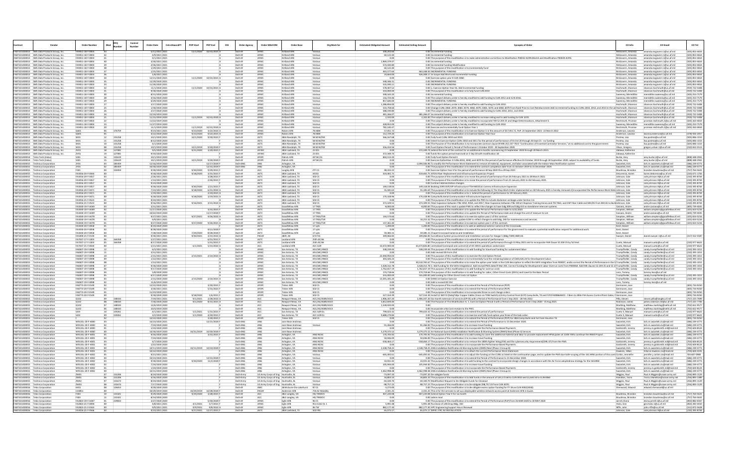| Contract | Vendor | Order Number | Mod | RFQ Number | Control Number | Order Date | ExtractAwardFY | POP Start | POP End | CSS | Order Agency | Order MACOM | Order Base | Org Mark For | Estimated Obligated Amount | Estimated Ceiling Amount | Synopsis of Order | CO Info | CO Email | CO Tel |
|---|---|---|---|---|---|---|---|---|---|---|---|---|---|---|---|---|---|---|---|---|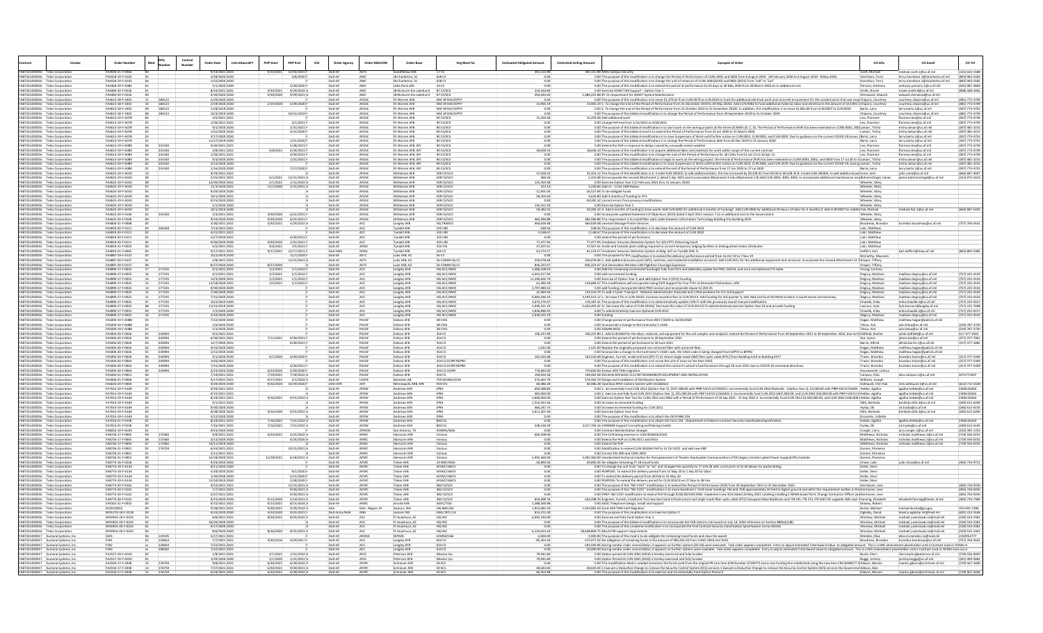| Contract | Vendor | Order Number | Mod | RFQ Number | Control Number | Order Date | ExtractAwardFY | POP Start | POP End | CSS | Order Agency | Order MAJCOM | Order Base | Org Mark For | Estimated Obligated Amount | Estimated Ceiling Amount | Synopsis of Order | CO Info | CO Email | CO Tel |
|---|---|---|---|---|---|---|---|---|---|---|---|---|---|---|---|---|---|---|---|---|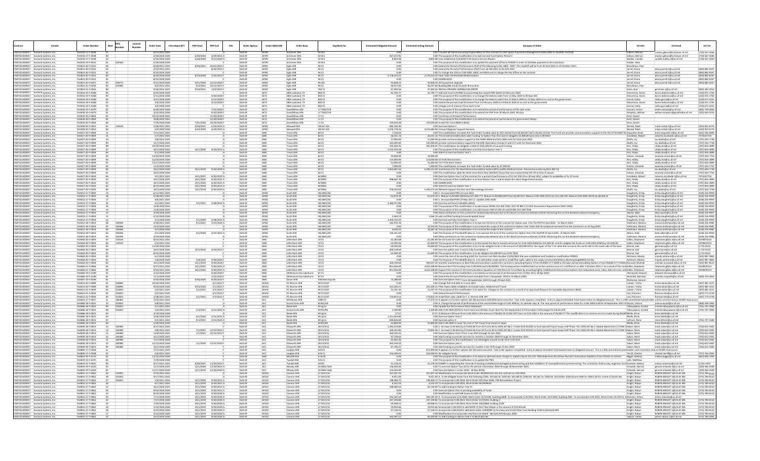| Contract | Vendor | Order Number | Mod | RFQ Number | Control Number | Order Date | ExtractAwardFY | POP Start | POP End | CSI | Order Agency | Order MACOM | Order Base | Org Mark for | Estimated Obligated Amount | Estimated Ceiling Amount | Synopsis of Order | CO Info | CO Email | CO Tel |
|---|---|---|---|---|---|---|---|---|---|---|---|---|---|---|---|---|---|---|---|---|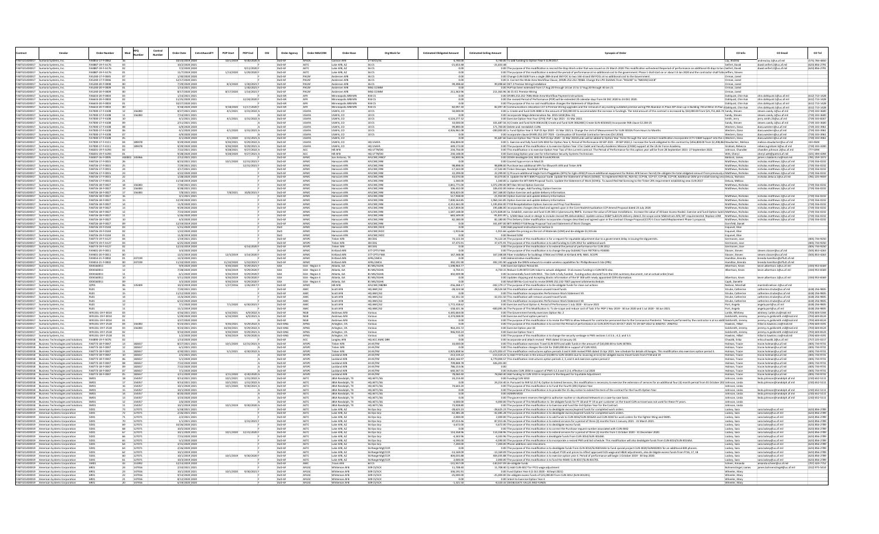| Contract | Vendor | Order Number | Mod | RFQ Number | Control Number | Order Date | ExtractAwardFY | POP Start | POP End | OSI | Order Agency | Order MACOM | Order Base | Org Mark for | Estimated Obligated Amount | Estimated Ceiling Amount | Synopsis of Order | CO Info | CO Email | CO Tel |
|---|---|---|---|---|---|---|---|---|---|---|---|---|---|---|---|---|---|---|---|---|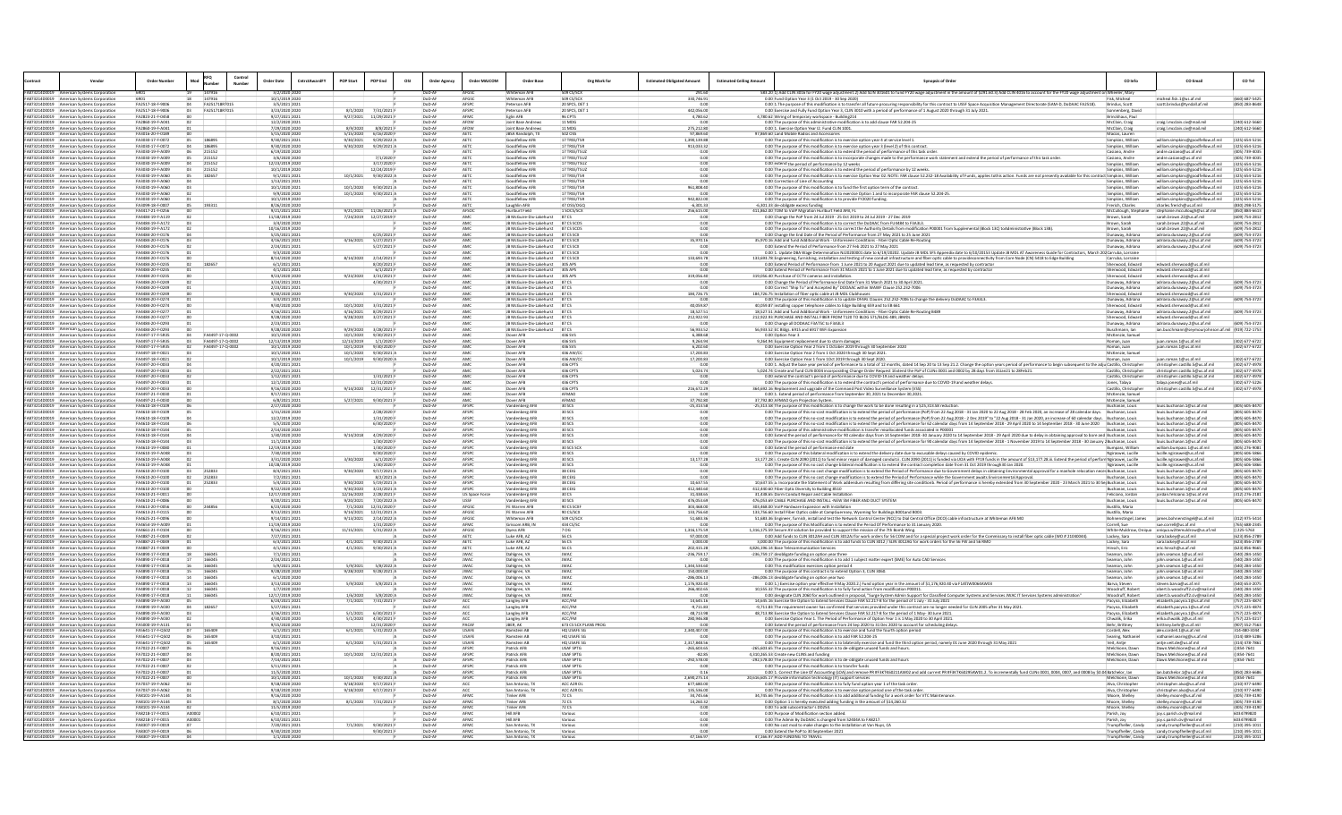| Contract | Vendor | Order Number | Mod | RFQ Number | Control Number | Order Date | ExtractAwardPT | POP Start | POP End | O/H | Order Agency | Order MAJCOM | Order Base | Org Mark For | Estimated Obligated Amount | Estimated Ceiling Amount | Synopsis of Order | CO Info | CO Email | CO Tel |
|---|---|---|---|---|---|---|---|---|---|---|---|---|---|---|---|---|---|---|---|---|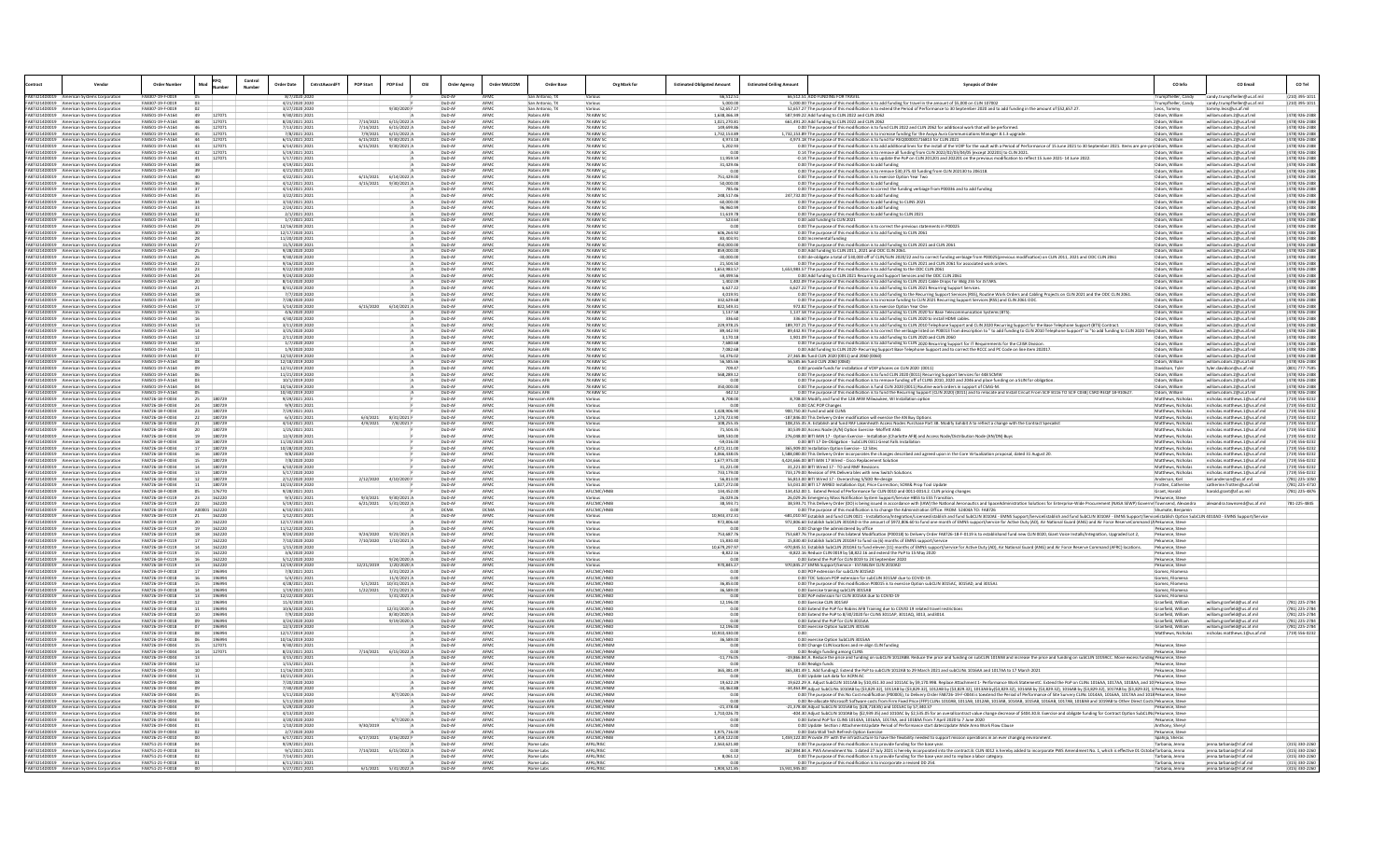| Contract | Vendor | Order Number | Mod | RFQ Number | Control Number | Order Date | ExtractAwardFY | POP Start | POP End | CSI | Order Agency | Order MACOM | Order Base | Org Mark For | Estimated Obligated Amount | Estimated Ceiling Amount | Synopsis of Order | CO Info | CO Email | CO Tel |
|---|---|---|---|---|---|---|---|---|---|---|---|---|---|---|---|---|---|---|---|---|
| FA873214D0019 | American Systems Corporation | FA8807-19-F-0019 | 03 | | | 8/7/2020 | 2020 | | | | DoD-AF | AFMC | San Antonio, TX | Various | 66,512.51 | | 66,512.51 ADD FUNDING FOR TRAVEL | Trumpfheller, Candy | candy.trumpfheller@us.af.mil | (210) 395-1011 |
| FA873214D0019 | American Systems Corporation | FA8807-19-F-0019 | 03 | | | 4/21/2020 | 2020 | | | F | DoD-AF | AFMC | San Antonio, TX | Various | 5,000.00 | | 5,000.00 The purpose of this modification is to add funding for travel in the amount of $5,000 on CLIN 107002 | Trumpfheller, Candy | candy.trumpfheller@us.af.mil | (210) 395-1011 |
| FA873214D0019 | American Systems Corporation | FA8807-19-F-0019 | 02 | | | 3/27/2020 | 2020 | | 9/30/2020 | F | DoD-AF | AFMC | San Antonio, TX | Various | 52,657.27 | | 52,657.27 The purpose of this modification is to extend the Period of Performance to 30 September 2020 and to add funding in the amount of $52,657.27. | Leos, Tommy | tommy.leos@us.af.mil | (210) 395-1011 |
| FA873214D0019 | American Systems Corporation | FA8601-19-F-A164 | 49 | 127071 | | 9/30/2021 | 2021 | | | | DoD-AF | AFMC | Robins AFB | 78 ABW SC | 1,638,866.39 | | 587,949.22 Add funding to CLIN 2022 and CLIN 2062 | Odom, William | william.odom.2@us.af.mil | (478) 926-2888 |
| FA873214D0019 | American Systems Corporation | FA8601-19-F-A164 | 48 | 127071 | | 8/20/2021 | 2021 | 7/15/2021 | 6/15/2022 | A | DoD-AF | AFMC | Robins AFB | 78 ABW SC | 1,021,270.91 | | 661,491.20 Add Funding to CLIN 2022 and CLIN 2062 | Odom, William | william.odom.2@us.af.mil | (478) 926-2888 |
| FA873214D0019 | American Systems Corporation | FA8601-19-F-A164 | 46 | 127071 | | 7/14/2021 | 2021 | 7/15/2021 | 6/15/2022 | A | DoD-AF | AFMC | Robins AFB | 78 ABW SC | 149,699.06 | | 0.00 The purpose of this modification is to fund CLIN 2022 and CLIN 2062 for additional work that will be performed. | Odom, William | william.odom.2@us.af.mil | (478) 926-2888 |
| FA873214D0019 | American Systems Corporation | FA8601-19-F-A164 | 45 | 127071 | | 7/8/2021 | 2021 | 7/9/2021 | 6/15/2022 | A | DoD-AF | AFMC | Robins AFB | 78 ABW SC | 1,732,153.89 | | 1,732,153.89 The purpose of this modification is to increase funding for the Avaya Aura Communications Manager 8.1.3 upgrade. | Odom, William | william.odom.2@us.af.mil | (478) 926-2888 |
| FA873214D0019 | American Systems Corporation | FA8601-19-F-A164 | 44 | 127071 | | 6/15/2021 | 2021 | 6/15/2021 | 9/30/2021 | A | DoD-AF | AFMC | Robins AFB | 78 ABW SC | 4,973.18 | | 4,973.18 The purpose of this modification is to fund for F4Q2000003716801 for CLIN 2021 | Odom, William | william.odom.2@us.af.mil | (478) 926-2888 |
| FA873214D0019 | American Systems Corporation | FA8601-19-F-A164 | 43 | 127071 | | 6/14/2021 | 2021 | 6/15/2021 | 9/30/2021 | A | DoD-AF | AFMC | Robins AFB | 78 ABW SC | 5,202.91 | | 0.00 The purpose of this modification is to add additional lines for the install of the VOIP for the vault with a Period of Performance of 15 June 2021 to 30 September 2021. Items are pre-priced | Odom, William | william.odom.2@us.af.mil | (478) 926-2888 |
| FA873214D0019 | American Systems Corporation | FA8601-19-F-A164 | 42 | 127071 | | 5/19/2021 | 2021 | | | | DoD-AF | AFMC | Robins AFB | 78 ABW SC | 0.00 | | 0.14 The purpose of this modification is to remove all funding from CLIN 2021/03/03/05 (except 202201) for CLIN 2021. | Odom, William | william.odom.2@us.af.mil | (478) 926-2888 |
| FA873214D0019 | American Systems Corporation | FA8601-19-F-A164 | 41 | 127071 | | 5/17/2021 | 2021 | | | | DoD-AF | AFMC | Robins AFB | 78 ABW SC | 11,959.59 | | 0.14 The purpose of this modification is to update the PoP on CLIN 201201 and 202201 on the previous modification to reflect 15 June 2021- 14 June 2022. | Odom, William | william.odom.2@us.af.mil | (478) 926-2888 |
| FA873214D0019 | American Systems Corporation | FA8601-19-F-A164 | 40 | | | 4/26/2021 | 2021 | | | | DoD-AF | AFMC | Robins AFB | 78 ABW SC | 51,429.46 | | 0.00 The purpose of this modification to add funding. | Odom, William | william.odom.2@us.af.mil | (478) 926-2888 |
| FA873214D0019 | American Systems Corporation | FA8601-19-F-A164 | 39 | | | 4/21/2021 | 2021 | | | | DoD-AF | AFMC | Robins AFB | 78 ABW SC | 0.00 | | 0.00 The purpose of this modification is to remove $40,375.43 funding from CLIN 2021.03 to 206018. | Odom, William | william.odom.2@us.af.mil | (478) 926-2888 |
| FA873214D0019 | American Systems Corporation | FA8601-19-F-A164 | 38 | | | 4/12/2021 | 2021 | 6/15/2021 | 6/14/2022 | A | DoD-AF | AFMC | Robins AFB | 78 ABW SC | 751,329.00 | | 0.00 The purpose of this modification is to exercise Option Year Two | Odom, William | william.odom.2@us.af.mil | (478) 926-2888 |
| FA873214D0019 | American Systems Corporation | FA8601-19-F-A164 | 36 | | | 4/12/2021 | 2021 | 4/15/2021 | 9/30/2021 | A | DoD-AF | AFMC | Robins AFB | 78 ABW SC | 50,000.00 | | 0.00 The purpose of this modification to add funding. | Odom, William | william.odom.2@us.af.mil | (478) 926-2888 |
| FA873214D0019 | American Systems Corporation | FA8601-19-F-A164 | 37 | | | 4/16/2021 | 2021 | | | | DoD-AF | AFMC | Robins AFB | 78 ABW SC | 785.06 | | 0.00 The purpose of this modification to correct the funding verbiage from P00036 and to add funding. | Odom, William | william.odom.2@us.af.mil | (478) 926-2888 |
| FA873214D0019 | American Systems Corporation | FA8601-19-F-A164 | 35 | | | 3/15/2021 | 2021 | | | | DoD-AF | AFMC | Robins AFB | 78 ABW SC | 288,510.16 | | 287,703.00 The purpose of this modification is to add funding | Odom, William | william.odom.2@us.af.mil | (478) 926-2888 |
| FA873214D0019 | American Systems Corporation | FA8601-19-F-A164 | 34 | | | 3/10/2021 | 2021 | | | | DoD-AF | AFMC | Robins AFB | 78 ABW SC | 60,000.00 | | 0.00 The purpose of this modification to add funding to CLINS 2021. | Odom, William | william.odom.2@us.af.mil | (478) 926-2888 |
| FA873214D0019 | American Systems Corporation | FA8601-19-F-A164 | 33 | | | 2/26/2021 | 2021 | | | | DoD-AF | AFMC | Robins AFB | 78 ABW SC | 96,960.99 | | 0.00 The purpose of this modification to add funding | Odom, William | william.odom.2@us.af.mil | (478) 926-2888 |
| FA873214D0019 | American Systems Corporation | FA8601-19-F-A164 | 32 | | | 2/2/2021 | 2021 | | | | DoD-AF | AFMC | Robins AFB | 78 ABW SC | 11,619.78 | | 0.00 The purpose of this modification to add funding to CLIN 2021 | Odom, William | william.odom.2@us.af.mil | (478) 926-2888 |
| FA873214D0019 | American Systems Corporation | FA8601-19-F-A164 | 31 | | | 1/7/2021 | 2021 | | | | DoD-AF | AFMC | Robins AFB | 78 ABW SC | 523.64 | | 0.00 Add funding to CLIN 2021 | Odom, William | william.odom.2@us.af.mil | (478) 926-2888 |
| FA873214D0019 | American Systems Corporation | FA8601-19-F-A164 | 29 | | | 12/16/2020 | 2021 | | | | DoD-AF | AFMC | Robins AFB | 78 ABW SC | 0.00 | | 0.00 The purpose of this modification is to correct the previous statements in P00025. | Odom, William | william.odom.2@us.af.mil | (478) 926-2888 |
| FA873214D0019 | American Systems Corporation | FA8601-19-F-A164 | 30 | | | 12/17/2020 | 2021 | | | | DoD-AF | AFMC | Robins AFB | 78 ABW SC | 606,264.92 | | 0.00 The purpose of this modification to add funding to CLIN 2061 | Odom, William | william.odom.2@us.af.mil | (478) 926-2888 |
| FA873214D0019 | American Systems Corporation | FA8601-19-F-A164 | 28 | | | 11/20/2020 | 2021 | | | | DoD-AF | AFMC | Robins AFB | 78 ABW SC | 33,403.91 | | 0.00 Incremental funding | Odom, William | william.odom.2@us.af.mil | (478) 926-2888 |
| FA873214D0019 | American Systems Corporation | FA8601-19-F-A164 | 27 | | | 11/5/2020 | 2021 | | | | DoD-AF | AFMC | Robins AFB | 78 ABW SC | 450,000.00 | | 0.00 The purpose of this modification is to add funding to CLIN 2021 and CLIN 2061. | Odom, William | william.odom.2@us.af.mil | (478) 926-2888 |
| FA873214D0019 | American Systems Corporation | FA8601-19-F-A164 | 26 | | | 9/28/2020 | 2020 | | | | DoD-AF | AFMC | Robins AFB | 78 ABW SC | 859,000.00 | | 0.00 Add funding to CLIN 2011, 2021 and ODC CLIN 2061. | Odom, William | william.odom.2@us.af.mil | (478) 926-2888 |
| FA873214D0019 | American Systems Corporation | FA8601-19-F-A164 | 25 | | | 9/30/2020 | 2020 | | | | DoD-AF | AFMC | Robins AFB | 78 ABW SC | -40,000.00 | | 0.00 de-obligate a total of $40,000 off of CLIN/SLIN 2020/22 and to correct funding verbiage from P00029 (previous modification) on CLIN 2011, 2021 and ODC CLIN 2061 | Odom, William | william.odom.2@us.af.mil | (478) 926-2888 |
| FA873214D0019 | American Systems Corporation | FA8601-19-F-A164 | 22 | | | 9/16/2020 | 2020 | | | | DoD-AF | AFMC | Robins AFB | 78 ABW SC | 21,559.50 | | 0.00 The purpose of this modification is to add funding to CLIN 2021 and CLIN 2061 for associated work orders. | Odom, William | william.odom.2@us.af.mil | (478) 926-2888 |
| FA873214D0019 | American Systems Corporation | FA8601-19-F-A164 | 23 | | | 9/22/2020 | 2020 | | | | DoD-AF | AFMC | Robins AFB | 78 ABW SC | 1,653,980.57 | | 1,653,980.57 The purpose of this modification is to add funding to the ODC CLIN 2061 | Odom, William | william.odom.2@us.af.mil | (478) 926-2888 |
| FA873214D0019 | American Systems Corporation | FA8601-19-F-A164 | 24 | | | 9/29/2020 | 2020 | | | | DoD-AF | AFMC | Robins AFB | 78 ABW SC | 69,499.56 | | 0.00 Add funding to CLIN 2021 Recurring and Support Services and the ODC CLIN 2061 | Odom, William | william.odom.2@us.af.mil | (478) 926-2888 |
| FA873214D0019 | American Systems Corporation | FA8601-19-F-A164 | 20 | | | 8/31/2020 | 2020 | | | | DoD-AF | AFMC | Robins AFB | 78 ABW SC | 1,802.99 | | 1,802.99 The purpose of this modification is to add funding to CLIN 2022 Cable Drops for Bldg 255 for 357MS. | Odom, William | william.odom.2@us.af.mil | (478) 926-2888 |
| FA873214D0019 | American Systems Corporation | FA8601-19-F-A164 | 21 | | | 8/31/2020 | 2020 | | | | DoD-AF | AFMC | Robins AFB | 78 ABW SC | 8,627.27 | | 9,627.27 The purpose of this modification is to add funding to CLIN 2021 Recurring Support Services | Odom, William | william.odom.2@us.af.mil | (478) 926-2888 |
| FA873214D0019 | American Systems Corporation | FA8601-19-F-A164 | 18 | | | 7/7/2020 | 2020 | | | | DoD-AF | AFMC | Robins AFB | 78 ABW SC | 6,559.91 | | 0.00 The purpose of this modification is to add funding to the Recurring Support Services (RSS), Routine Work Orders and Cabling Projects on CLIN 2021 and the ODC CLIN 2061. | Odom, William | william.odom.2@us.af.mil | (478) 926-2888 |
| FA873214D0019 | American Systems Corporation | FA8601-19-F-A164 | 19 | | | 7/31/2020 | 2020 | | | | DoD-AF | AFMC | Robins AFB | 78 ABW SC | 822,429.58 | | 0.00 The purpose of this modification to increase funding to CLIN 2021 Recurring Support Services (RSS) and CLIN 2061 ODC. | Odom, William | william.odom.2@us.af.mil | (478) 926-2888 |
| FA873214D0019 | American Systems Corporation | FA8601-19-F-A164 | 17 | | | 5/14/2020 | 2020 | 6/15/2020 | 6/14/2021 | A | DoD-AF | AFMC | Robins AFB | 78 ABW SC | 822,549.31 | | 972.82 The purpose of this modification is to exercise Option Year One | Odom, William | william.odom.2@us.af.mil | (478) 926-2888 |
| FA873214D0019 | American Systems Corporation | FA8601-19-F-A164 | 15 | | | 4/6/2020 | 2020 | | | | DoD-AF | AFMC | Robins AFB | 78 ABW SC | 1,137.58 | | 1,137.58 The purpose of this modification is to add funding to CLIN 2020 for Base Telecommunication Systems (BTS). | Odom, William | william.odom.2@us.af.mil | (478) 926-2888 |
| FA873214D0019 | American Systems Corporation | FA8601-19-F-A164 | 16 | | | 4/30/2020 | 2020 | | | | DoD-AF | AFMC | Robins AFB | 78 ABW SC | 336.60 | | 336.60 The purpose of this modification is to add funding to CLIN 2020 to install HDMI cables. | Odom, William | william.odom.2@us.af.mil | (478) 926-2888 |
| FA873214D0019 | American Systems Corporation | FA8601-19-F-A164 | 13 | | | 3/11/2020 | 2020 | | | | DoD-AF | AFMC | Robins AFB | 78 ABW SC | 229,978.25 | | 189,707.21 The purpose of this modification is to add funding to CLIN 2012 Telephone Support and CLIN 2020 Recurring Support for the Base Telephone Support (BTS) Contract. | Odom, William | william.odom.2@us.af.mil | (478) 926-2888 |
| FA873214D0019 | American Systems Corporation | FA8601-19-F-A164 | 14 | | | 3/25/2020 | 2020 | | | | DoD-AF | AFMC | Robins AFB | 78 ABW SC | 89,942.93 | | 89,942.93 The purpose of this modification is to correct the verbiage listed on P00013 from description to "to add funding to CLIN 2020 Telephone Support" to "to add funding to CLIN 2020 Telephone Support" | Odom, William | william.odom.2@us.af.mil | (478) 926-2888 |
| FA873214D0019 | American Systems Corporation | FA8601-19-F-A164 | 12 | | | 2/11/2020 | 2020 | | | | DoD-AF | AFMC | Robins AFB | 78 ABW SC | 2,170.18 | | 1,901.09 The purpose of this modification is to add funding to CLIN 2020 and CLIN 2060. | Odom, William | william.odom.2@us.af.mil | (478) 926-2888 |
| FA873214D0019 | American Systems Corporation | FA8601-19-F-A164 | 10 | | | 1/7/2020 | 2020 | | | | DoD-AF | AFMC | Robins AFB | 78 ABW SC | 7,680.68 | | 0.00 The purpose of this modification is to add funding to CLIN 2020 Recurring support for IT Requirements for the C2BR Division. | Odom, William | william.odom.2@us.af.mil | (478) 926-2888 |
| FA873214D0019 | American Systems Corporation | FA8601-19-F-A164 | 11 | | | 1/9/2020 | 2020 | | | | DoD-AF | AFMC | Robins AFB | 78 ABW SC | 7,082.68 | | 0.00 Add funding to CLIN 2020- Recurring Support Base Telephone Support and to correct the RCCC and PE Code on line item 202017. | Odom, William | william.odom.2@us.af.mil | (478) 926-2888 |
| FA873214D0019 | American Systems Corporation | FA8601-19-F-A164 | 07 | | | 12/10/2019 | 2020 | | | | DoD-AF | AFMC | Robins AFB | 78 ABW SC | 54,376.02 | | 27,346.86 fund CLIN 2020 (0011) and 2060 (0060) | Odom, William | william.odom.2@us.af.mil | (478) 926-2888 |
| FA873214D0019 | American Systems Corporation | FA8601-19-F-A164 | 08 | | | 12/10/2019 | 2020 | | | | DoD-AF | AFMC | Robins AFB | 78 ABW SC | 36,385.66 | | 36,385.66 fund CLIN 2060 (0060) | Odom, William | william.odom.2@us.af.mil | (478) 926-2888 |
| FA873214D0019 | American Systems Corporation | FA8601-19-F-A164 | 09 | | | 12/18/2019 | 2020 | | | | DoD-AF | AFMC | Robins AFB | 78 ABW SC | 709.67 | | 0.00 provide funds for installation of VOIP phones on CLIN 2020 (0011) | Davidson, Tyler | tyler.davidson@us.af.mil | (801) 777-7595 |
| FA873214D0019 | American Systems Corporation | FA8601-19-F-A164 | 06 | | | 11/21/2019 | 2020 | | | | DoD-AF | AFMC | Robins AFB | 78 ABW SC | 168,099.12 | | 0.00 The purpose of this modification is to fund CLIN 2020 (0011) Recurring Support Services for 608 ACMW | Odom, William | william.odom.2@us.af.mil | (478) 926-2888 |
| FA873214D0019 | American Systems Corporation | FA8601-19-F-A164 | 03 | | | 10/1/2019 | 2020 | | | | DoD-AF | AFMC | Robins AFB | 78 ABW SC | 0.00 | | 0.00 The purpose of this modification is to remove funding off of CLINS 2010, 2020 and 2046 and place funding on a SLIN for obligation. | Odom, William | william.odom.2@us.af.mil | (478) 926-2888 |
| FA873214D0019 | American Systems Corporation | FA8601-19-F-A164 | 04 | | | 10/16/2019 | 2020 | | | | DoD-AF | AFMC | Robins AFB | 78 ABW SC | 350,000.00 | | 0.00 The purpose of this modification is fund CLIN 2020 (0011) Routine work orders in support of 53rd | Odom, William | william.odom.2@us.af.mil | (478) 926-2888 |
| FA873214D0019 | American Systems Corporation | FA8601-19-F-A164 | 05 | | | 10/18/2019 | 2020 | | | | DoD-AF | AFMC | Robins AFB | 78 ABW SC | -962.59 | | 0.00 The purpose of this modification is to fund the Recurring Support (CLIN 2020) (0011) and to remove and Install Circuit from SCIF B116 TO SCIF | Odom, William | william.odom.2@us.af.mil | (478) 926-2888 |
| FA873214D0019 | American Systems Corporation | FA8726-18-F-0004 | 25 | 180729 | | 8/26/2021 | 2021 | | | | DoD-AF | AFMC | Hanscom AFB | Various | 8,708.00 | | 8,708.00 Modify and Fund the 128 ARW Milwaukee, WI Installation option | Matthews, Nicholas | nicholas.matthews.1@us.af.mil | (719) 556-0232 |
| FA873214D0019 | American Systems Corporation | FA8726-18-F-0004 | 24 | 180729 | | 9/9/2021 | 2021 | | | | DoD-AF | AFMC | Hanscom AFB | Various | 0.00 | | 0.00 CAC POP Change | Matthews, Nicholas | nicholas.matthews.1@us.af.mil | (719) 556-0232 |
| FA873214D0019 | American Systems Corporation | FA8726-18-F-0004 | 23 | 180729 | | 7/16/2021 | 2021 | | | | DoD-AF | AFMC | Hanscom AFB | Various | 1,428,906.90 | | 980,760.82 Fund and add CLINS | Matthews, Nicholas | nicholas.matthews.1@us.af.mil | (719) 556-0232 |
| FA873214D0019 | American Systems Corporation | FA8726-18-F-0004 | 22 | 180729 | | 6/3/2021 | 2021 | 6/4/2021 | 8/31/2021 | F | DoD-AF | AFMC | Hanscom AFB | Various | 2,270,723.90 | | -187,846.00 This Delivery Order modification will exercise the AM Bay Options | Matthews, Nicholas | nicholas.matthews.1@us.af.mil | (719) 556-0232 |
| FA873214D0019 | American Systems Corporation | FA8726-18-F-0004 | 21 | 180729 | | 4/16/2021 | 2021 | 4/9/2021 | 7/9/2021 | F | DoD-AF | AFMC | Hanscom AFB | Various | 108,255.35 | | 108,255.35 A. Establish and fund RAF Lakenheath Access Nodes Purchase Part IIB. Modify Exhibit A to reflect a change with the Contract Specialist | Matthews, Nicholas | nicholas.matthews.1@us.af.mil | (719) 556-0232 |
| FA873214D0019 | American Systems Corporation | FA8726-18-F-0004 | 20 | 180729 | | 1/26/2021 | 2021 | | | | DoD-AF | AFMC | Hanscom AFB | Various | 71,569.35 | | 80,549.00 Access Node (A/N) Option Exercise- Moffett ANG | Matthews, Nicholas | nicholas.matthews.1@us.af.mil | (719) 556-0232 |
| FA873214D0019 | American Systems Corporation | FA8726-18-F-0004 | 19 | 180729 | | 12/4/2020 | 2021 | | | | DoD-AF | AFMC | Hanscom AFB | Various | 589,540.00 | | 276,088.00 WTI WIN-17 - Option Exercise - Installation (Charlotte ANG) and Access Node/Distribution Node (AN/DN) Buys | Matthews, Nicholas | nicholas.matthews.1@us.af.mil | (719) 556-0232 |
| FA873214D0019 | American Systems Corporation | FA8726-18-F-0004 | 18 | 180729 | | 11/20/2020 | 2021 | | | | DoD-AF | AFMC | Hanscom AFB | Various | -59,026.00 | | 0.00 WTI 17 De-Obligation - Sub CLIN 0011 Great Falls Installation | Matthews, Nicholas | nicholas.matthews.1@us.af.mil | (719) 556-0232 |
| FA873214D0019 | American Systems Corporation | FA8726-18-F-0004 | 17 | 180729 | | 10/28/2020 | 2021 | | | | DoD-AF | AFMC | Hanscom AFB | Various | 4,472,411.00 | | 365,909.00 Installation Option Exercise - 12 Sites | Matthews, Nicholas | nicholas.matthews.1@us.af.mil | (719) 556-0232 |
| FA873214D0019 | American Systems Corporation | FA8726-18-F-0004 | 16 | 180729 | | 9/8/2020 | 2020 | | | | DoD-AF | AFMC | Hanscom AFB | Various | 3,366,168.05 | | 1,588,080.00 This Delivery Order incorporates the changes described and agreed upon in the Core Virtualization proposal, dated 31 August 20. | Matthews, Nicholas | nicholas.matthews.1@us.af.mil | (719) 556-0232 |
| FA873214D0019 | American Systems Corporation | FA8726-18-F-0004 | 15 | 180729 | | 7/8/2020 | 2020 | | | | DoD-AF | AFMC | Hanscom AFB | Various | 1,677,975.00 | | 3,424,566.00 WTI WIN-17 Wired - Core Replacement Solution | Matthews, Nicholas | nicholas.matthews.1@us.af.mil | (719) 556-0232 |
| FA873214D0019 | American Systems Corporation | FA8726-18-F-0004 | 14 | 180729 | | 6/10/2020 | 2020 | | | | DoD-AF | AFMC | Hanscom AFB | Various | 31,221.00 | | 31,221.00 WTI Wired 17 - TO and RMF Revisions | Matthews, Nicholas | nicholas.matthews.1@us.af.mil | (719) 556-0232 |
| FA873214D0019 | American Systems Corporation | FA8726-18-F-0004 | 13 | 180729 | | 5/17/2020 | 2020 | | | | DoD-AF | AFMC | Hanscom AFB | Various | 733,179.00 | | 733,179.00 Revision of IPA Deliverables with new Switch Solutions | Matthews, Nicholas | nicholas.matthews.1@us.af.mil | (719) 556-0232 |
| FA873214D0019 | American Systems Corporation | FA8726-18-F-0004 | 12 | 180729 | | 2/11/2020 | 2020 | 2/12/2020 | 4/10/2020 | F | DoD-AF | AFMC | Hanscom AFB | Various | 56,810.00 | | 56,810.00 WTI Wired 17 - Unrestricting S/B00 Re-design | Anderson, Kiel | kiel.anderson@us.af.mil | (781) 225-1050 |
| FA873214D0019 | American Systems Corporation | FA8726-18-F-0004 | 11 | 180729 | | 10/23/2019 | 2020 | | | | DoD-AF | AFMC | Hanscom AFB | Various | 2,827,272.00 | | 53,041.00 WTI 17 WIRED Installation Opt; Price Correction; SORRB Prop Tool Update | Frotten, Catherine | catherine.frotten@us.af.mil | (781) 225-4710 |
| FA873214D0019 | American Systems Corporation | FA8726-18-F-0009 | 01 | 179770 | | 9/28/2021 | 2021 | | | | DoD-AF | AFMC | Hanscom AFB | AFLCMC/HNIK | 130,452.00 | | 130,452.00 1. Extend Period of Performance for CLIN 0010 and 0011-0013.2. CLIN pricing changes | Sirset, Harold | harold.sirset@us.af.mil | (781) 225-4876 |
| FA873214D0019 | American Systems Corporation | FA8726-18-F-0119 | 24 | 162220 | | 9/3/2021 | 2021 | 9/3/2021 | 9/30/2021 | A | DoD-AF | AFMC | Hanscom AFB | Various | 26,029.26 | | 26,029.26 Emergency Mass Notification System Support/Service HBSS to ESS Transition | Pelurence, Steve | | |
| FA873214D0019 | American Systems Corporation | FA8726-18-F-0119 | 23 | 162220 | | 6/18/2021 | 2021 | 6/21/2021 | 1/31/2022 | A | DoD-AF | AFMC | Hanscom AFB | AFLCMC/HNIK | 38,995.71 | | 38,995.71 This Delivery Order (DO) is being issued in accordance with (IAW) the National Aeronautics and Space Administration Solutions for Enterprise-Wide Procurement (NASA SEWP) Government | Townsend, Alexandra | alexandra.townsend@us.af.mil | 781-225-4865 |
| FA873214D0019 | American Systems Corporation | FA8726-18-F-0119 | A00001 | 162220 | | 4/28/2021 | 2021 | | | | DCMA | DCMA | Hanscom AFB | AFLCMC/HNIK | 0.00 | | 0.00 The purpose of this modification is to change the Administrative Office. FROM: S2303A TO: FA8726 | Shumate, Benjamin | | |
| FA873214D0019 | American Systems Corporation | FA8726-18-F-0119 | 21 | 162220 | | 1/12/2021 | 2021 | | | | DoD-AF | AFMC | Hanscom AFB | Various | 10,904,372.01 | | 681,359.49 Establish and fund CLIN 0011 - Installations/Integrations/Cutover | Pelurence, Steve | | |
| FA873214D0019 | American Systems Corporation | FA8726-18-F-0119 | 20 | 162220 | | 12/11/2020 | 2021 | | | | DoD-AF | AFMC | Hanscom AFB | Various | 972,806.00 | | 972,806.00 Establish SubCLIN 303A1 for an Award Amount of $972,806.00 to fund one month of EMNS support/service | Pelurence, Steve | | |
| FA873214D0019 | American Systems Corporation | FA8726-18-F-0119 | 19 | 162220 | | 11/12/2020 | 2021 | | | | DoD-AF | AFMC | Hanscom AFB | Various | 0.00 | | 0.00 Change the administered by office | Pelurence, Steve | | |
| FA873214D0019 | American Systems Corporation | FA8726-18-F-0119 | 18 | 162220 | | 9/24/2020 | 2020 | 9/24/2020 | 9/23/2021 | A | DoD-AF | AFMC | Hanscom AFB | Various | 753,687.76 | | 753,687.76 The purpose of this Delivery Order Modification (P00018) to: Delivery Order FA8726-18-F-0119 is to establish/fund new CLIN 3020, Asset Voice Install/Integration, Upgrades Lot 2. | Pelurence, Steve | | |
| FA873214D0019 | American Systems Corporation | FA8726-18-F-0119 | 17 | 162220 | | 7/16/2020 | 2020 | 7/30/2020 | 1/30/2021 | A | DoD-AF | AFMC | Hanscom AFB | Various | 15,830.00 | | 15,830.00 Establish SubCLIN 2010AF to fund six (6) months of EMNS support/service | Pelurence, Steve | | |
| FA873214D0019 | American Systems Corporation | FA8726-18-F-0119 | 16 | 162220 | | 1/15/2020 | 2020 | | | | DoD-AF | AFMC | Hanscom AFB | Various | 10,679,297.97 | | -970,806.51 Establish SubCLIN 2010A1 to fund eleven (11) months of EMNS support/service for Active Duty (AD), Air National Guard (ANG) and Air Force Reserve Command (AFRC) locations. | Pelurence, Steve | | |
| FA873214D0019 | American Systems Corporation | FA8726-18-F-0119 | 15 | 162220 | | 3/6/2020 | 2020 | | | | DoD-AF | AFMC | Hanscom AFB | Various | -8,822.16 | | -8,822.16 Reduce CLIN 0019 by $8,822.16 and extend the PoP to 15 May 2020 | Pelurence, Steve | | |
| FA873214D0019 | American Systems Corporation | FA8726-18-F-0119 | 14 | 162220 | | 5/12/2020 | 2020 | | 9/24/2020 | A | DoD-AF | AFMC | Hanscom AFB | Various | 0.00 | | 0.00 Extend the PoP for CLIN 0019 to 24 September 2020 | Pelurence, Steve | | |
| FA873214D0019 | American Systems Corporation | FA8726-18-F-0119 | 13 | 162220 | | 12/19/2019 | 2020 | 12/21/2019 | 1/20/2020 | A | DoD-AF | AFMC | Hanscom AFB | Various | 970,845.27 | | 970,845.27 EMNS Support/Service - EXTANLISH CLIN 1010AD | Pelurence, Steve | | |
| FA873214D0019 | American Systems Corporation | FA8726-19-F-0018 | 17 | 196894 | | 7/8/2021 | 2021 | | 3/31/2022 | A | DoD-AF | AFMC | Hanscom AFB | AFLCMC/HNKD | 0.00 | | 0.00 POP extension for subCLIN 3015AD | Gomez, Florencia | | |
| FA873214D0019 | American Systems Corporation | FA8726-19-F-0018 | 16 | 196894 | | 5/4/2021 | 2021 | | 11/4/2021 | A | DoD-AF | AFMC | Hanscom AFB | AFLCMC/HNKD | 0.00 | | 0.00 TOC Salcom POP extension for subCLIN 3015AF due to COVID-19. | Gomez, Florencia | | |
| FA873214D0019 | American Systems Corporation | FA8726-19-F-0018 | 15 | 196894 | | 4/28/2021 | 2021 | 5/1/2021 | 10/31/2021 | A | DoD-AF | AFMC | Hanscom AFB | AFLCMC/HNKD | 86,850.00 | | 0.00 The purpose of this modification P00015 is to exercise Option subCLIN 3015AC, 3015AD, and 3015AE. | Gomez, Florencia | | |
| FA873214D0019 | American Systems Corporation | FA8726-19-F-0018 | 14 | 196894 | | 1/19/2021 | 2021 | 1/22/2021 | 7/21/2021 | A | DoD-AF | AFMC | Hanscom AFB | AFLCMC/HNKD | 36,589.00 | | 0.00 Exercise training subCLIN 3015AB | Gomez, Florencia | | |
| FA873214D0019 | American Systems Corporation | FA8726-19-F-0018 | 13 | 196894 | | 12/22/2020 | 2021 | | 5/31/2021 | A | DoD-AF | AFMC | Hanscom AFB | AFLCMC/HNKD | 0.00 | | 0.00 PoP extension for CLIN 3015AA due to COVID-19 | Gomez, Florencia | | |
| FA873214D0019 | American Systems Corporation | FA8726-19-F-0018 | 12 | 196894 | | 11/4/2020 | 2021 | | | | DoD-AF | AFMC | Hanscom AFB | AFLCMC/HNKD | 12,196.00 | | 0.00 exercise CLIN 3015AF | Gomez, Florencia | | |
| FA873214D0019 | American Systems Corporation | FA8726-19-F-0018 | 10 | 196894 | | 10/26/2020 | 2021 | | 12/31/2020 | A | DoD-AF | AFMC | Hanscom AFB | AFLCMC/HNKD | 0.00 | | 0.00 Extend the PoP for Robins AFB Training due to COVID-19 related travel restrictions | Grisefield, William | william.grisefield@us.af.mil | (781) 225-2784 |
| FA873214D0019 | American Systems Corporation | FA8726-19-F-0018 | 09 | 196894 | | 7/9/2020 | 2020 | | 8/30/2020 | A | DoD-AF | AFMC | Hanscom AFB | AFLCMC/HNKD | 0.00 | | 0.00 Extend the PoP to 8/30/2020 for CLINS 3015AF, 3015AG, 3013, and 3014. | Grisefield, William | william.grisefield@us.af.mil | (781) 225-2784 |
| FA873214D0019 | American Systems Corporation | FA8726-19-F-0018 | 11 | 196894 | | 10/26/2020 | 2021 | | 9/19/2020 | A | DoD-AF | AFMC | Hanscom AFB | AFLCMC/HNKD | 0.00 | | 0.00 Extend the PoP for CLIN 3015AH | Grisefield, William | william.grisefield@us.af.mil | (781) 225-2784 |
| FA873214D0019 | American Systems Corporation | FA8726-19-F-0018 | 08 | 196894 | | 3/26/2020 | 2020 | | | | DoD-AF | AFMC | Hanscom AFB | AFLCMC/HNKD | 12,196.00 | | 0.00 Exercise Option SubCLIN 3015AH | Grisefield, William | william.grisefield@us.af.mil | (781) 225-2784 |
| FA873214D0019 | American Systems Corporation | FA8726-19-F-0018 | 06 | 196894 | | 12/20/2019 | 2020 | | | | DoD-AF | AFMC | Hanscom AFB | AFLCMC/HNKD | 10,910,330.00 | | 0.00 | Matthews, Nicholas | nicholas.matthews.1@us.af.mil | (719) 556-0232 |
| FA873214D0019 | American Systems Corporation | FA8726-19-F-0004 | 16 | 127071 | | 8/31/2021 | 2021 | | | | DoD-AF | AFMC | Hanscom AFB | AFLCMC/HNIK | 0.00 | | 0.00 Change CLIN locations and re-align CLIN pricing | Grisefield, William | william.grisefield@us.af.mil | (781) 225-2784 |
| FA873214D0019 | American Systems Corporation | FA8726-19-F-0004 | 15 | 127071 | | 9/30/2021 | 2021 | 7/19/2021 | 6/15/2022 | A | DoD-AF | AFMC | Hanscom AFB | AFLCMC/HNIK | 0.00 | | 0.00 Realign funding among CLINS | Grisefield, William | william.grisefield@us.af.mil | (781) 225-2784 |
| FA873214D0019 | American Systems Corporation | FA8726-19-F-0004 | 13 | | | 3/15/2021 | 2021 | | | | DoD-AF | AFMC | Hanscom AFB | AFLCMC/HNIK | -11,776.05 | | -19,866.88 A. Reduce the price and funding on subCLIN 1012AB | Grisefield, William | william.grisefield@us.af.mil | (781) 225-2784 |
| FA873214D0019 | American Systems Corporation | FA8726-19-F-0004 | 12 | | | 2/5/2021 | 2021 | | | | DoD-AF | AFMC | Hanscom AFB | AFLCMC/HNIK | 0.00 | | 0.00 Realign funds | Grisefield, William | william.grisefield@us.af.mil | (781) 225-2784 |
| FA873214D0019 | American Systems Corporation | FA8726-19-F-0004 | 10 | | | 12/16/2020 | 2021 | | | | DoD-AF | AFMC | Hanscom AFB | AFLCMC/HNIK | 365,381.49 | | 365,381.49 1. Add funding 2. Extend the PoP to subCLIN 1012AB to 29 March 2021 and subCLINs 1016AA and 1017AA to 17 March 2021 | Grisefield, William | william.grisefield@us.af.mil | (781) 225-2784 |
| FA873214D0019 | American Systems Corporation | FA8726-19-F-0004 | 09 | | | 11/30/2020 | 2021 | | | | DoD-AF | AFMC | Hanscom AFB | AFLCMC/HNIK | 0.00 | | 0.00 Update Lan data for ACRN AC | Grisefield, William | william.grisefield@us.af.mil | (781) 225-2784 |
| FA873214D0019 | American Systems Corporation | FA8726-19-F-0004 | 08 | | | 7/28/2020 | 2020 | | | | DoD-AF | AFMC | Hanscom AFB | AFLCMC/HNIK | 19,622.29 | | 19,622.29 A. Adjust SubCLIN 1011AB by $10,463.30 and 1011AC by $9,170.99 B. Replace Attachment 1- Performance Work Statement | Grisefield, William | william.grisefield@us.af.mil | (781) 225-2784 |
| FA873214D0019 | American Systems Corporation | FA8726-19-F-0004 | 07 | | | 7/30/2020 | 2020 | | | | DoD-AF | AFMC | Hanscom AFB | AFLCMC/HNIK | -16,363.88 | | -16,363.88 A. Adjust subCLIN 1016AB by ($3,829.32), 1012AB by ($3,829.32), 1015AB by ($3,829.32) | Grisefield, William | william.grisefield@us.af.mil | (781) 225-2784 |
| FA873214D0019 | American Systems Corporation | FA8726-19-F-0004 | 06 | | | 5/21/2020 | 2020 | | 8/7/2020 | A | DoD-AF | AFMC | Hanscom AFB | AFLCMC/HNIK | 0.00 | | 0.00 The purpose of this No Cost modification (P00006), to Delivery Order FA8726-19-F-0004 is to extend the Period of Performance of the Survey CLINs 1014AA, 1016AA, 1017AA and 1018AA | Grisefield, William | william.grisefield@us.af.mil | (781) 225-2784 |
| FA873214D0019 | American Systems Corporation | FA8726-19-F-0004 | 05 | | | 3/26/2020 | 2020 | | | | DoD-AF | AFMC | Hanscom AFB | AFLCMC/HNIK | 0.00 | | 0.00 Re-allocate Microsoft software costs from Firm Fixed Price (FFP) CLINs | Grisefield, William | william.grisefield@us.af.mil | (781) 225-2784 |
| FA873214D0019 | American Systems Corporation | FA8726-19-F-0004 | 04 | | | 3/25/2020 | 2020 | | | | DoD-AF | AFMC | Hanscom AFB | AFLCMC/HNIK | -21,378.48 | | -21,378.48 Adjust subCLIN 1015AB by ($20,378.48) and 1015AE by $7,383.37 | Grisefield, William | william.grisefield@us.af.mil | (781) 225-2784 |
| FA873214D0019 | American Systems Corporation | FA8726-19-F-0004 | 03 | | | 12/20/2019 | 2020 | | | | DoD-AF | AFMC | Hanscom AFB | AFLCMC/HNIK | 1,710,020.03 | | -404.20 Adjust subCLIN 1011AB | Grisefield, William | william.grisefield@us.af.mil | (781) 225-2784 |
| FA873214D0019 | American Systems Corporation | FA8726-19-F-0004 | 02 | | | 12/18/2019 | 2020 | | 4/7/2020 | A | DoD-AF | AFMC | Hanscom AFB | AFLCMC/HNIK | 0.00 | | 0.00 Extend PoP for CLINS 1014AA, 1016AA, 1017AA, and 1018AA from 7 April 2020 to 7 June 2020 | Anthony, Sheryl | | |
| FA873214D0019 | American Systems Corporation | FA8726-19-F-0004 | 01 | | | 2/7/2020 | 2020 | | | | DoD-AF | AFMC | Hanscom AFB | AFLCMC/HNIK | 0.00 | | 0.00 Update Section J Attachment Interim Deliverable Phase Area Work Flow Chart | | | |
| FA873214D0019 | American Systems Corporation | FA8726-19-F-0004 | 00 | | | | 2020 | | | | DoD-AF | AFMC | Hanscom AFB | AFLCMC/HNIK | 3,975,716.00 | | 0.00 Data Wall Tech Refresh Option Exercise | Matthews, Nicholas | nicholas.matthews.1@us.af.mil | (719) 556-0232 |
| FA873214D0019 | American Systems Corporation | FA8726-19-F-0004 | | | | 6/17/2021 | 2021 | | 3/16/2022 | A | DoD-AF | AFMC | Hanscom AFB | AFLCMC/HNIK | 1,359,122.00 | | 1,359,122.00 | | | |
| FA873214D0019 | American Systems Corporation | FA8750-21-F-0008 | 03 | | | 9/8/2021 | 2021 | | | | DoD-AF | AFMC | Rome Lab | AFRL/RISC | 0.00 | | 0.00 Realign funds | Tarbania, Jenna | jenna.tarbania@us.af.mil | (315) 330-2260 |
| FA873214D0019 | American Systems Corporation | FA8750-21-F-0008 | 02 | | | 7/14/2021 | 2021 | 7/16/2021 | 6/15/2022 | | DoD-AF | AFMC | Rome Lab | AFRL/RISC | 267,898.84 | | 267,898.84 A. PWS Amendment No. 1 dated 27 July 2021 is hereby incorporated into the contract | Tarbania, Jenna | jenna.tarbania@us.af.mil | (315) 330-2260 |
| FA873214D0019 | American Systems Corporation | FA8750-21-F-0008 | 01 | | | 6/4/2021 | 2021 | | | | DoD-AF | AFMC | Rome Lab | AFRL/RISC | 8,581.12 | | 0.00 The purpose of this modification is to provide funding | Tarbania, Jenna | jenna.tarbania@us.af.mil | (315) 330-2260 |
| FA873214D0019 | American Systems Corporation | FA8750-21-F-0008 | | | | 6/11/2021 | 2021 | | | | DoD-AF | AFMC | Rome Lab | AFRL/RISC | 0.00 | | 0.00 The purpose of this modification is to incorporate a revised DD 254. | Tarbania, Jenna | jenna.tarbania@us.af.mil | (315) 330-2260 |
| FA873214D0019 | American Systems Corporation | FA8750-21-F-0008 | 00 | | | 5/27/2021 | 2021 | 6/1/2021 | 5/31/2022 | A | DoD-AF | AFMC | Rome Lab | AFRL/RISC | 1,908,525.35 | 15,591,995.00 | | Tarbania, Jenna | jenna.tarbania@us.af.mil | (315) 330-2260 |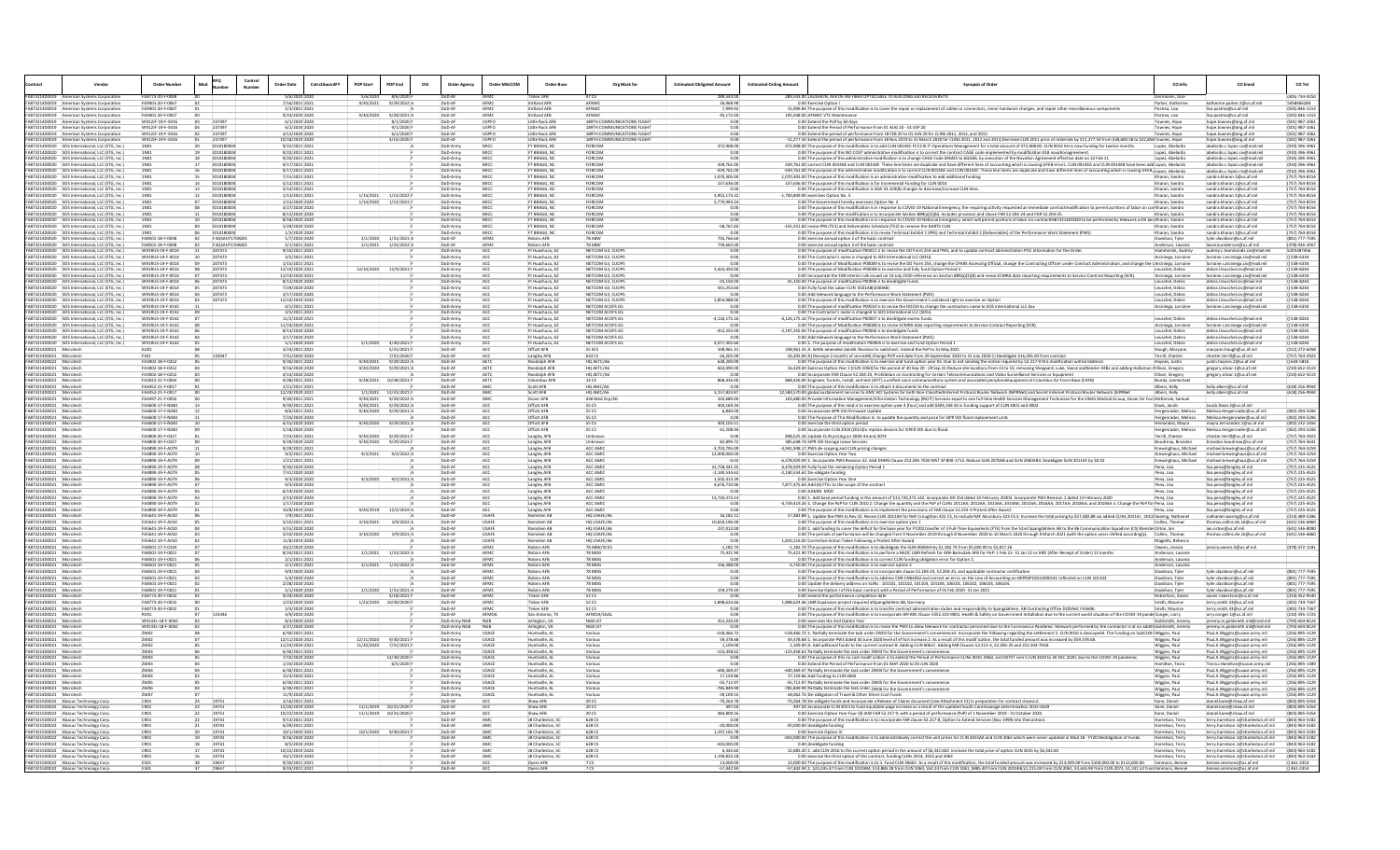| Contract | Vendor | Order Number | Mod | RFQ Number | Control Number | Order Date | ExtractAwardFY | POP Start | POP End | OSI | Order Agency | Order MACOM | Order Base | Org Mark for | Estimated Obligated Amount | Estimated Ceiling Amount | Synopsis of Order | CO Info | CO Email | CO Tel |
|---|---|---|---|---|---|---|---|---|---|---|---|---|---|---|---|---|---|---|---|---|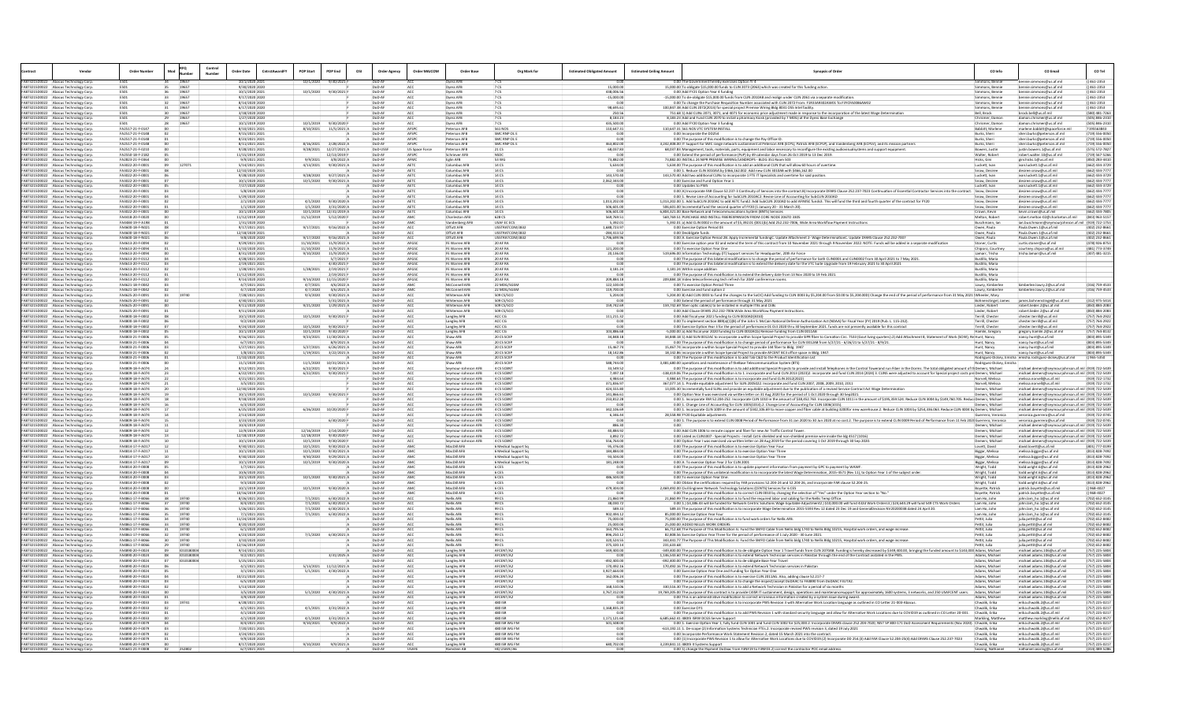| Contract | Vendor | Order Number | Mod | RFQ Number | Control Number | Order Date | EstrAtAwardPP | POP Start | POP End | CIN | Order Agency | Order MACOM | Order Base | Org Mark For | Estimated Obligated Amount | Estimated Ceiling Amount | Synopsis of Order | CO Info | CO Email | CO Tel |
|---|---|---|---|---|---|---|---|---|---|---|---|---|---|---|---|---|---|---|---|---|
| FA872015D0022 | Abacus Technology Corp. | E501 | 34 | 19657 | | 10/1/2020 | | 10/1/2020 | 9/30/2021 | | DoD-AF | ACC | Dyess AFB | 7 CS | 0.00 | | 0.00 The Government hereby exercises Option Yr 4 | Simmons, Bennie | bennie.simmons@us.af.mil | ( )461-2353 |
| FA872015D0022 | Abacus Technology Corp. | E501 | 35 | 19657 | | 9/30/2020 | | | | | DoD-AF | ACC | Dyess AFB | 7 CS | 15,000.00 | | 15,000.00 To obligate $15,000.00 funds to CLIN 2073 (0564) which was created for this funding action. | Simmons, Bennie | bennie.simmons@us.af.mil | ( )461-2353 |
| FA872015D0022 | Abacus Technology Corp. | E501 | 36 | 19657 | | 10/1/2020 | | 10/1/2020 | 9/30/2021 | | DoD-AF | ACC | Dyess AFB | 7 CS | 438,006.56 | | 0.00 Add FY21 Option Year 4 funding | Simmons, Bennie | bennie.simmons@us.af.mil | ( )461-2353 |
| FA872015D0022 | Abacus Technology Corp. | E501 | 33 | 19657 | | 9/17/2020 | | | | | DoD-AF | ACC | Dyess AFB | 7 CS | -15,000.00 | | -15,000.00 To de-obligate $15,000.00 funds from CLIN 2033RB and realign under CLIN 2061 via a separate modification. | Simmons, Bennie | bennie.simmons@us.af.mil | ( )461-2353 |
| FA872015D0022 | Abacus Technology Corp. | E501 | 32 | 19657 | | 8/14/2020 | | | | | DoD-AF | ACC | Dyess AFB | 7 CS | 0.00 | | 0.00 To change the Purchase Requisition Number associated with CLIN 2072 | Simmons, Bennie | bennie.simmons@us.af.mil | ( )461-2353 |
| FA872015D0022 | Abacus Technology Corp. | E501 | 31 | 19657 | | 6/17/2020 | | | | | DoD-AF | ACC | Dyess AFB | 7 CS | 98,699.61 | | 180,867.36 Add CLIN 2072 for special project Premier Wiring Bldg | Simmons, Bennie | bennie.simmons@us.af.mil | ( )461-2353 |
| FA872015D0022 | Abacus Technology Corp. | E501 | 30 | 19657 | | 3/18/2020 | | | | | DoD-AF | ACC | Dyess AFB | 7 CS | 250.56 | | 751.68 Add CLINs 2071, 3071, and 4071 for economic price adjustment made in response to the incorporation of the latest Wage Determination | Bell, Brock | brock.bell@us.af.mil | ( )461-7265 |
| FA872015D0022 | Abacus Technology Corp. | E501 | 29 | 19657 | | 1/27/2020 | | | | | DoD-AF | ACC | Dyess AFB | 7 CS | 8,183.23 | | 8,183.23 Add and Fund CLIN 2070 to install a kiosk at the Dyess Base Exchange | Christner, Damon | damon.christner@us.af.mil | (325) 696-2310 |
| FA872015D0022 | Abacus Technology Corp. | E501 | 28 | 19657 | | 10/1/2019 | | 10/1/2019 | 9/30/2020 | | DoD-AF | ACC | Dyess AFB | 7 CS | 435,500.00 | | 0.00 Add FY20 Option Year 3 funding | Christner, Damon | damon.christner@us.af.mil | (325) 696-2310 |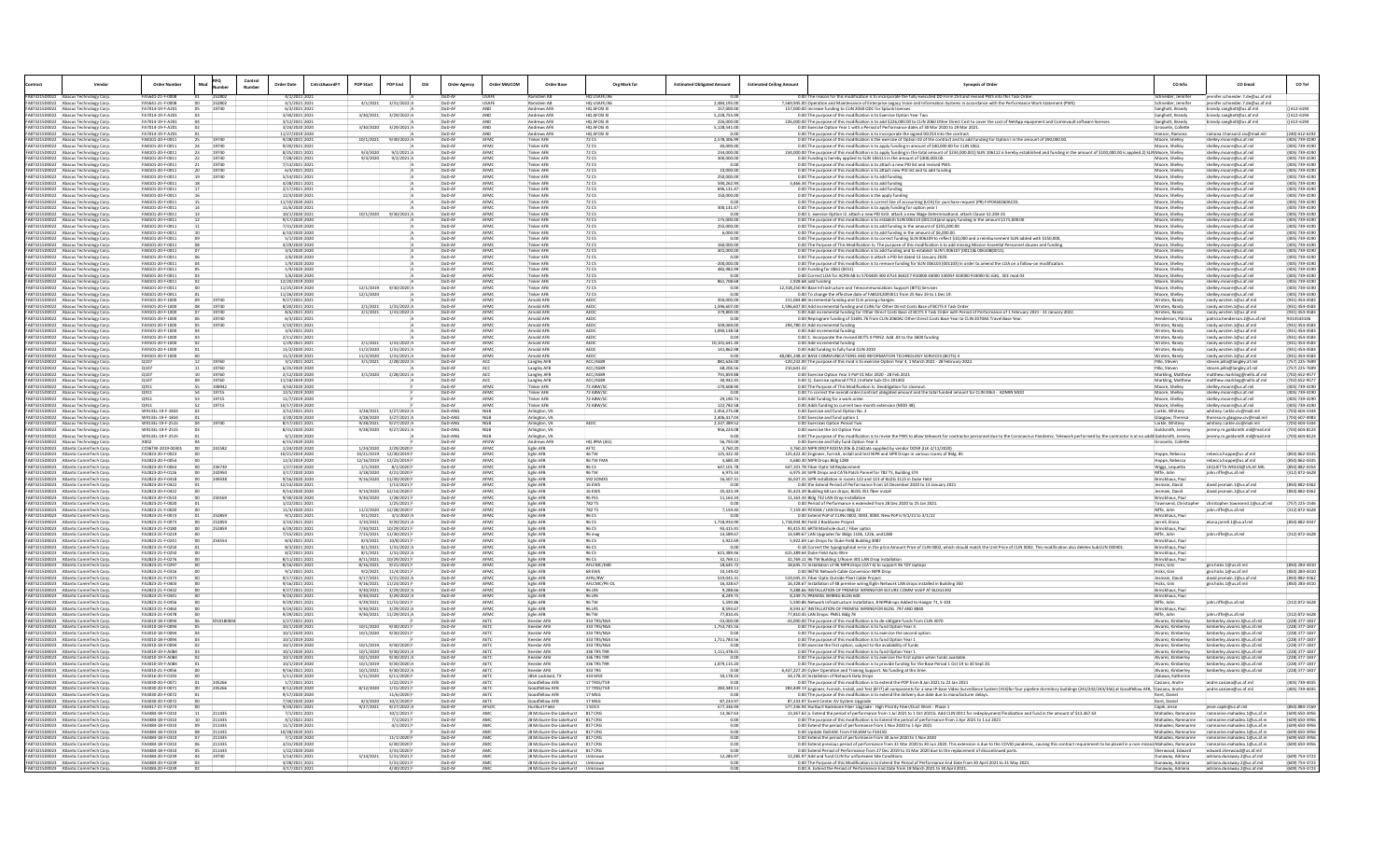| Contract | Vendor | Order Number | Mod | RFQ Number | Control Number | Order Date | ExtractAwardFY | POP Start | POP End | OSI | Order Agency | Order MAJCOM | Order Base | Org Mark for | Estimated Obligated Amount | Estimated Ceiling Amount | Synopsis of Order | CO Info | CO Email | CO Tel |
|---|---|---|---|---|---|---|---|---|---|---|---|---|---|---|---|---|---|---|---|---|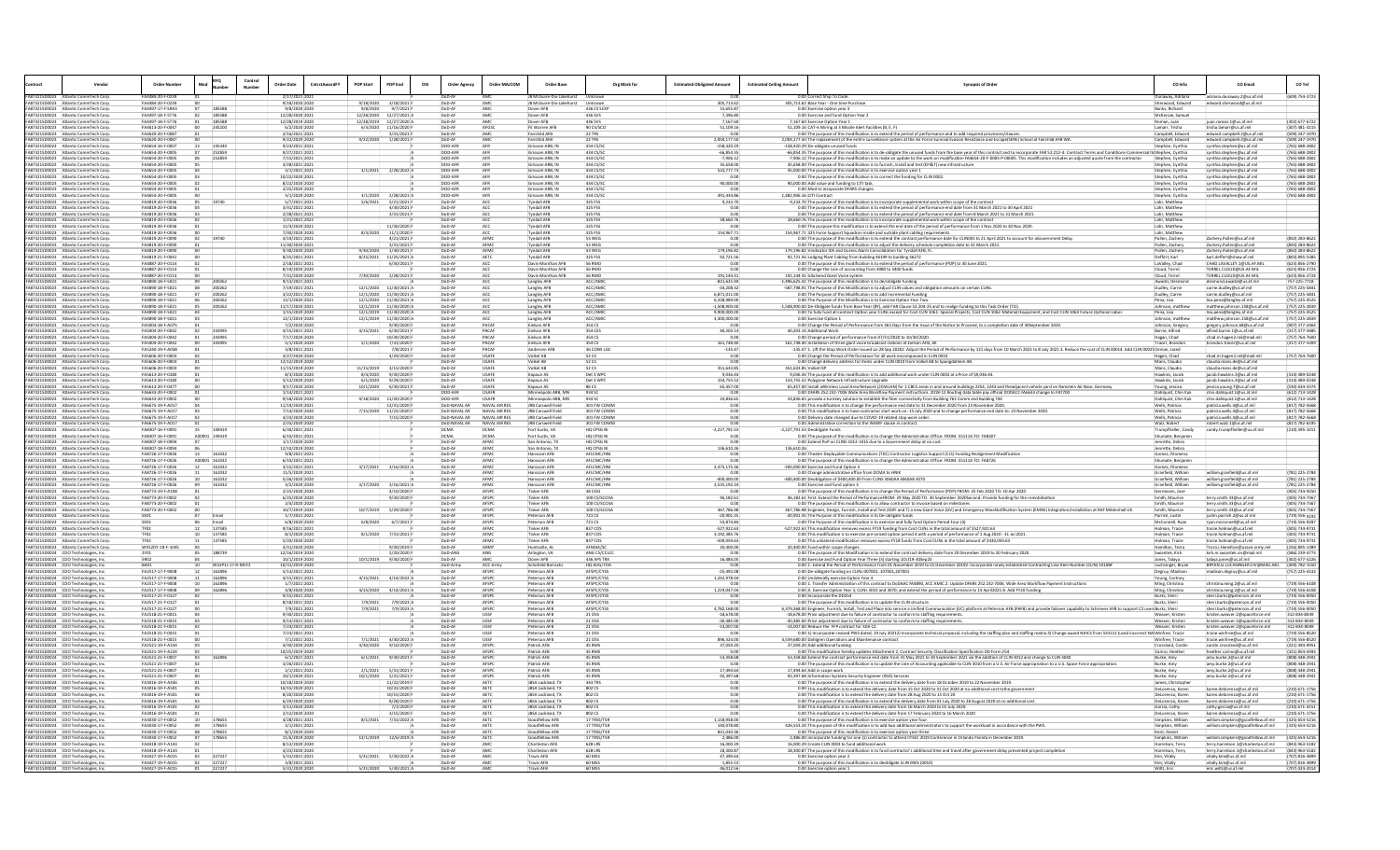| Contract | Vendor | Order Number | Mod | RFQ Number | Control Number | Order Date | ExtractAwardFY | POP Start | POP End | CIN | Order Agency | Order MACOM | Order Base | Org Mark for | Estimated Obligated Amount | Estimated Ceiling Amount | Synopsis of Order | CO Info | CO Email | CO Tel |
|---|---|---|---|---|---|---|---|---|---|---|---|---|---|---|---|---|---|---|---|---|
| FA872615D0023 | Atlantic CommTech Corp. | FA4484-20-F-0239 | 01 | | | 2/17/2021 | 2021 | | | | DoD-AF | AMC | JB McGuire-Dix-Lakehurst | Unknown | 0.00 | 0.00 | Correct Imp To Code. | Dunaway, Adriana | adriana.dunaway.2@us.af.mil | (609) 754-3723 |
| FA872615D0023 | Atlantic CommTech Corp. | FA4484-20-F-0239 | 00 | | | 9/18/2020 | 2020 | 9/18/2020 | 3/18/2021 | | DoD-AF | AMC | JB McGuire-Dix-Lakehurst | Unknown | 305,713.62 | 305,713.62 | Base Year - One time Purchase | Sherwood, Edward | edward.sherwood@us.af.mil | |
| FA872615D0023 | Atlantic CommTech Corp. | FA4497-17-F-5M53 | 07 | 185688 | | 9/8/2020 | 2020 | 9/8/2020 | 9/7/2021 | | DoD-AF | AMC | Dover AFB | 436 CS SCXP | 15,655.87 | 0.00 | Exercise option year 3 | Banks, Richard | | |
| FA872615D0023 | Atlantic CommTech Corp. | FA4497-18-F-5776 | 02 | 185688 | | 12/28/2020 | 2021 | 12/28/2020 | 12/27/2021 | | DoD-AF | AMC | Dover AFB | 436 SVS | 7,396.80 | 0.00 | Exercise and Fund Option Year 2 | McKenzie, Samuel | | |
| FA872615D0023 | Atlantic CommTech Corp. | FA4497-18-F-5776 | 01 | 185688 | | 12/28/2019 | 2020 | 12/28/2019 | 12/27/2020 | | DoD-AF | AMC | Dover AFB | 436 SVS | 7,167.60 | 7,167.60 | Exercise Option Year 1 | Roman, Juan | juan.roman.1@us.af.mil | (302) 677-6723 |
| FA872615D0023 | Atlantic CommTech Corp. | FA4613-20-F-0067 | 00 | 245209 | | 6/2/2020 | 2020 | 6/2/2020 | 11/16/2020 | | DoD-AF | AFGSC | FE Warren AFB | 90 CES/CEO | 51,109.16 | 51,109.16 | AAR 5-CAT-6 Wiring at 3 Missile Alert Facilities (A, E, F) | Lamarr, Trisha | trisha.lamarr@us.af.mil | (307) 480-3115 |
| FA872615D0023 | Atlantic CommTech Corp. | FA4620-20-F-0087 | 01 | | | 2/16/2021 | 2021 | | 3/31/2021 | | DoD-AF | AMC | Fairchild AFB | 22 TRS | 0.00 | 0.00 | The purpose of this modification is to extend the period of performance and to add required provisions/clauses. | Campbell, Edward | edward.campbell.2@us.af.mil | (509) 247-3970 |
| FA872615D0023 | Atlantic CommTech Corp. | FA4620-20-F-0087 | 00 | | | 9/22/2020 | 2020 | 9/22/2020 | 1/28/2021 | | DoD-AF | AMC | Fairchild AFB | 22 TRS | 2,893,177.50 | 2,893,177.50 | The replacement of the entire surveillance system at the Air Force Survival Evasion Resistance and Escape(SERE) School at Fairchild AFB WA. | Campbell, Edward | edward.campbell.2@us.af.mil | (509) 247-3970 |
| FA872615D0023 | Atlantic CommTech Corp. | FA4654-16-F-0007 | 13 | 245340 | | 9/23/2021 | 2021 | | | | DOD-AFR | AFR | Grissom ARB, IN | 434 CS/SC | -158,420.29 | -158,420.29 | De-obligate unused funds | Stephen, Cynthia | cynthia.stephen@us.af.mil | (765) 688-2802 |
| FA872615D0023 | Atlantic CommTech Corp. | FA4654-20-F-0005 | 07 | 252859 | | 9/27/2021 | 2021 | | | | DOD-AFR | AFR | Grissom ARB, IN | 434 CS/SC | -66,856.35 | -66,856.35 | The purpose of this modification is to de-obligate the unused funds from the base year of this contract and to incorporate FAR 52.212-4: Contract Terms and Conditions-Commercial Items | Stephen, Cynthia | cynthia.stephen@us.af.mil | (765) 688-2802 |
| FA872615D0023 | Atlantic CommTech Corp. | FA4654-20-F-0005 | 06 | 252859 | | 7/15/2021 | 2021 | | | | DOD-AFR | AFR | Grissom ARB, IN | 434 CS/SC | -7,906.12 | -7,906.12 | The purpose of this modification is to make an update to the work on modification P00004. This modification includes an adjusted quote from the contractor. | Stephen, Cynthia | cynthia.stephen@us.af.mil | (765) 688-2802 |
| FA872615D0023 | Atlantic CommTech Corp. | FA4654-20-F-0005 | 05 | | | 4/28/2021 | 2021 | | | | DOD-AFR | AFR | Grissom ARB, IN | 434 CS/SC | 35,668.00 | 35,668.00 | The purpose of this modification is to furnish, install and test (EF&T) new infrastructure | Stephen, Cynthia | cynthia.stephen@us.af.mil | (765) 688-2802 |
| FA872615D0023 | Atlantic CommTech Corp. | FA4654-20-F-0005 | 04 | | | 3/1/2021 | 2021 | 3/1/2021 | 2/28/2022 | | DOD-AFR | AFR | Grissom ARB, IN | 434 CS/SC | 533,777.73 | 35,000.00 | The purpose of this modification is to exercise option year 1 | Stephen, Cynthia | cynthia.stephen@us.af.mil | (765) 688-2802 |
| FA872615D0023 | Atlantic CommTech Corp. | FA4654-20-F-0005 | 03 | | | 10/22/2020 | 2021 | | | | DOD-AFR | AFR | Grissom ARB, IN | 434 CS/SC | 0.00 | 0.00 | The purpose of this modification is to correct the funding for CLIN 0002. | Stephen, Cynthia | cynthia.stephen@us.af.mil | (765) 688-2802 |
| FA872615D0023 | Atlantic CommTech Corp. | FA4654-20-F-0005 | 02 | | | 8/22/2020 | 2020 | | | | DOD-AFR | AFR | Grissom ARB, IN | 434 CS/SC | 90,000.00 | 90,000.00 | Add value and funding to CTF task | Stephen, Cynthia | cynthia.stephen@us.af.mil | (765) 688-2802 |
| FA872615D0023 | Atlantic CommTech Corp. | FA4654-20-F-0005 | 01 | | | 6/15/2020 | 2020 | | | | DOD-AFR | AFR | Grissom ARB, IN | 434 CS/SC | 0.00 | 0.00 | Mod to incorporate DFARS changes. | Stephen, Cynthia | cynthia.stephen@us.af.mil | (765) 688-2802 |
| FA872615D0023 | Atlantic CommTech Corp. | FA4654-20-F-0005 | 00 | | | 4/1/2020 | 2020 | 3/1/2020 | 2/28/2021 | | DOD-AFR | AFR | Grissom ARB, IN | 434 CS/SC | 491,439.86 | 1,482,906.26 | CTF Contract | Stephen, Cynthia | cynthia.stephen@us.af.mil | (765) 688-2802 |
| FA872615D0023 | Atlantic CommTech Corp. | FA4819-20-F-0036 | 05 | 19740 | | 5/7/2021 | 2021 | 3/4/2021 | 5/21/2021 | | DoD-AF | ACC | Tyndall AFB | 325 FSS | 9,233.70 | 9,233.70 | The purpose of this modification is to incorporate supplemental work within scope of the contract | Lahr, Matthew | | |
| FA872615D0023 | Atlantic CommTech Corp. | FA4819-20-F-0036 | 04 | | | 3/31/2021 | 2021 | | 4/30/2021 | | DoD-AF | ACC | Tyndall AFB | 325 FSS | 0.00 | 0.00 | The purpose of this modification is to extend the period of performance end date from 31 March 2021 to 30 April 2021 | Lahr, Matthew | | |
| FA872615D0023 | Atlantic CommTech Corp. | FA4819-20-F-0036 | 03 | | | 2/28/2021 | 2021 | | 3/31/2021 | | DoD-AF | ACC | Tyndall AFB | 325 FSS | 0.00 | 0.00 | The purpose of this modification is to extend the period of performance end date from 8 March 2021 to 31 March 2021. | Lahr, Matthew | | |
| FA872615D0023 | Atlantic CommTech Corp. | FA4819-20-F-0036 | 02 | | | 1/21/2021 | 2021 | | | | DoD-AF | ACC | Tyndall AFB | 325 FSS | 28,660.76 | 28,660.76 | The purpose of this modification is to incorporate supplemental work within scope of the contract. | Lahr, Matthew | | |
| FA872615D0023 | Atlantic CommTech Corp. | FA4819-20-F-0036 | 01 | | | 11/6/2020 | 2021 | | 11/30/2020 | | DoD-AF | ACC | Tyndall AFB | 325 FSS | 0.00 | 0.00 | The purpose this modification is to extend the end date of the period of performance from 1 Nov 2020 to 30 Nov 2020. | Lahr, Matthew | | |
| FA872615D0023 | Atlantic CommTech Corp. | FA4819-20-F-0036 | 00 | | | 7/30/2020 | 2020 | 8/4/2020 | 11/1/2020 | | DoD-AF | ACC | Tyndall AFB | 325 FSS | 150,957.71 | 150,957.71 | 325 Force Support Squadron inside and outside plant cabling requirements. | Lahr, Matthew | | |
| FA872615D0023 | Atlantic CommTech Corp. | FA4819-20-F-0090 | 02 | 19740 | | 4/19/2021 | 2021 | | 4/21/2021 | | DoD-AF | AFMC | Tyndall AFB | 53 WEG | 0.00 | 0.00 | The purpose of this modification is to extend the contract performance date for CLIN0001 to 21 April 2021 to account for abatement Delay. | Pullen, Zachary | Zachary.Pullen@us.af.mil | (850) 283-8622 |
| FA872615D0023 | Atlantic CommTech Corp. | FA4819-20-F-0090 | 01 | | | 11/30/2020 | 2021 | | 3/31/2021 | | DoD-AF | AFMC | Tyndall AFB | 53 WEG | 0.00 | 0.00 | The purpose of this modification is to adjust the delivery schedule completion date to 31 March 2021. | Pullen, Zachary | Zachary.Pullen@us.af.mil | (850) 283-8622 |
| FA872615D0023 | Atlantic CommTech Corp. | FA4819-20-F-0090 | 00 | | | 9/30/2020 | 2020 | 9/30/2020 | 1/30/2021 | | DoD-AF | AFMC | Tyndall AFB | 53 WEG | 179,196.82 | 179,196.82 | Instructor IDS and Duress Alarm Consolidation for Tyndall AFB, FL. | Pullen, Zachary | Zachary.Pullen@us.af.mil | (850) 283-8622 |
| FA872615D0023 | Atlantic CommTech Corp. | FA4819-21-F-0001 | 00 | | | 8/25/2021 | 2021 | 8/25/2021 | 12/25/2021 | | DoD-AF | AETC | Tyndall AFB | 325 FSS | 92,721.56 | 92,721.56 | Lodging Plant Cabling from building 84399 to building 84271 | Steffen, Karl | karl.steffen@us.af.mil | (850) 896-5385 |
| FA872615D0023 | Atlantic CommTech Corp. | FA4887-20-F-0114 | 02 | | | 2/18/2021 | 2021 | | 6/30/2021 | | DoD-AF | ACC | Davis-Monthan AFB | 56 RMO | 0.00 | 0.00 | The purpose of this modification is to extend the period of performance (PoP) to 30 June 2021. | LaValley, Chad | CHAD.LAVALLEY.1@US.AF.MIL | (520) 856-2770 |
| FA872615D0023 | Atlantic CommTech Corp. | FA4887-20-F-0114 | 01 | | | 1/26/2021 | 2021 | | | | DoD-AF | ACC | Davis-Monthan AFB | 56 RMO | 0.00 | 0.00 | Change the Line of accounting from 4880 to 4800 funds | Cloud, Terrel | TERREL.CLOUD@US.AF.MIL | (520) 856-2724 |
| FA872615D0023 | Atlantic CommTech Corp. | FA4887-20-F-0114 | 00 | | | 7/31/2020 | 2020 | 7/30/2020 | 2/28/2021 | | DoD-AF | ACC | Davis-Monthan AFB | 56 RMO | 191,144.31 | 191,144.31 | Side band Giant Voice system | Cloud, Terrel | TERREL.CLOUD@US.AF.MIL | (520) 856-2724 |
| FA872615D0023 | Atlantic CommTech Corp. | FA4890-18-F-5021 | 09 | 200262 | | 9/13/2021 | 2021 | | | | DoD-AF | ACC | Langley AFB | ACC/A6NC | -1,096,625.42 | -1,096,625.42 | The purpose of this modification is to de-obligate funding | Russell, Desmond | desmond.russell@us.af.mil | (757) 225-8346 |
| FA872615D0023 | Atlantic CommTech Corp. | FA4890-18-F-5021 | 08 | 200262 | | 7/18/2021 | 2021 | | | | DoD-AF | ACC | Langley AFB | ACC/A6NC | -587,788.52 | -587,788.52 | The Purpose of this Modification is to adjust CLIN values and obligation amounts on certain CLINs. | Dudley, Carrie | carrie.dudley@us.af.mil | (757) 225-5891 |
| FA872615D0023 | Atlantic CommTech Corp. | FA4890-18-F-5021 | 07 | 200262 | | 3/25/2021 | 2021 | 12/1/2020 | 11/30/2021 | | DoD-AF | ACC | Langley AFB | ACC/A6NC | 6,875,011.00 | 0.00 | The Purpose of this Modification is to add Incremental Funding. | Dudley, Carrie | carrie.dudley@us.af.mil | (757) 225-5891 |
| FA872615D0023 | Atlantic CommTech Corp. | FA4890-18-F-5021 | 06 | 200262 | | 12/1/2020 | 2021 | 12/1/2020 | 11/30/2021 | | DoD-AF | ACC | Langley AFB | ACC/A6NC | 6,328,989.00 | 0.00 | The purpose of this Modification is to exercise Option Year Two. | Dudley, Carrie | carrie.dudley@us.af.mil | (757) 225-5891 |
| FA872615D0023 | Atlantic CommTech Corp. | FA4890-18-F-5021 | 05 | 200262 | | 11/17/2020 | 2021 | 12/1/2019 | 11/30/2020 | | DoD-AF | ACC | Langley AFB | ACC/A6NC | -1,508,900.00 | -1,508,900.00 | De-Obligate funds from Base Year (BY), add FAR Clause 52.204-25 and to realign funding to the Task Order (TO). | Johnson, matthew | matthew.johnson.108@us.af.mil | (757) 225-2699 |
| FA872615D0023 | Atlantic CommTech Corp. | FA4890-18-F-5021 | 04 | | | 1/31/2020 | 2020 | 12/1/2019 | 11/30/2020 | | DoD-AF | ACC | Langley AFB | ACC/A6NC | 5,908,000.00 | 0.00 | To fully fund on contract Option year CLINs except for Cost CLIN 3062 - Special Projects, Cost CLIN 3063 Material Equipment, and Cost CLIN 3064 Future Optional Labor. | Pena, Lisa | lisa.pena@langley.af.mil | (757) 225-6525 |
| FA872615D0023 | Atlantic CommTech Corp. | FA4890-18-F-5021 | 03 | | | 12/1/2019 | 2020 | 12/1/2019 | 11/30/2020 | | DoD-AF | ACC | Langley AFB | ACC/A6NC | 3,400,000.00 | 0.00 | Exercise Option 1 | Johnson, matthew | matthew.johnson.108@us.af.mil | (757) 225-2699 |
| FA872615D0023 | Atlantic CommTech Corp. | FA5000-18-F-A075 | 04 | | | 7/2/2020 | 2020 | | 9/30/2020 | | DoD-AF | PACAF | Eielson AFB | 354 CS | 0.00 | 0.00 | Change the Period of Performance from 165 Days from the issue of the Notice to Proceed, to a completion date of 30September 2020. | Johnson, Gregory | gregory.johnson.68@us.af.mil | (907) 377-2664 |
| FA872615D0023 | Atlantic CommTech Corp. | FA5000-20-F-0042 | 02 | 243995 | | 4/15/2021 | 2021 | 4/15/2021 | 6/30/2021 | | DoD-AF | PACAF | Eielson AFB | 354 CS | 40,203.14 | 40,203.14 | Additional Work | Barrie, Alfred | alfred.barrie.1@us.af.mil | (317) 377-3485 |
| FA872615D0023 | Atlantic CommTech Corp. | FA5000-20-F-0042 | 01 | 243995 | | 12/22/2020 | 2021 | | 10/30/2020 | | DoD-AF | PACAF | Eielson AFB | 354 CS | 0.00 | 0.00 | Change period of performance from 07/31/2020 to 10/30/2020. | Hagen, Chad | chad.m.hagen2.mil@mail.mil | (757) 764-7680 |
| FA872615D0023 | Atlantic CommTech Corp. | FA5000-20-F-0042 | 00 | 243995 | | 5/1/2020 | 2020 | 5/1/2020 | 7/31/2020 | | DoD-AF | PACAF | Eielson AFB | 354 CS | 161,748.00 | 161,748.00 | Installation of three giant voice broadcast stations at Eielson AFB, AK | Tracer, Brandon | brandon.tracer@us.af.mil | (317) 377-5309 |
| FA872615D0023 | Atlantic CommTech Corp. | FA5240-19-F-A038 | 02 | | | 3/8/2021 | 2021 | | 7/9/2021 | | DoD-AF | PACAF | Andersen AFB | 36 CONS LGC | -135.47 | -135.47 | Lift the Stop Work Order issued on 20 Sep 2020. Adjust the Period of Performance by 125 days from 10 March 2021 to 9 July 2021. Reduce the cost of CLIN 0001A. Add CLIN 0002 | Omiya, Louis | | |
| FA872615D0023 | Atlantic CommTech Corp. | FA5606-20-F-0009 | 02 | | | 3/27/2020 | 2020 | | 4/29/2020 | | DoD-AF | USAFE | Volkel AB | 52 CS | 0.00 | 0.00 | Change the Period of Performance for all work encompassed in CLIN 0010 | Hagen, Chad | chad.m.hagen2.mil@mail.mil | (757) 764-7680 |
| FA872615D0023 | Atlantic CommTech Corp. | FA5606-20-F-0009 | 01 | | | 12/12/2019 | 2020 | | | | DoD-AF | USAFE | Volkel AB | 52 CS | 0.00 | 0.00 | Change delivery address for items under CLIN 0010 from Volkel AB to Spangdahlem AB. | Marx, Claudia | claudia.marx.de@us.af.mil | |
| FA872615D0023 | Atlantic CommTech Corp. | FA5606-20-F-0009 | 00 | | | 11/15/2019 | 2020 | 11/15/2019 | 3/15/2020 | | DoD-AF | USAFE | Volkel AB | 52 CS | 351,633.85 | 351,633.85 | Volkel SP | Marx, Claudia | claudia.marx.de@us.af.mil | |
| FA872615D0023 | Atlantic CommTech Corp. | FA5613-20-F-0180 | 01 | | | 8/5/2020 | 2020 | 8/4/2020 | 9/30/2020 | | DoD-AF | USAFE | Kapaun AS | Det 3 WPC | 9,036.64 | 9,036.64 | The purpose of this modification is to add additional work under CLIN 0002 at a Price of $9,036.64 | Hawkins, Jacob | jacob.hawkins.1@us.af.mil | (314) 489-6248 |
| FA872615D0023 | Atlantic CommTech Corp. | FA5613-20-F-0180 | 00 | | | 5/12/2020 | 2020 | 6/1/2020 | 9/29/2020 | | DoD-AF | USAFE | Kapaun AS | Det 3 WPC | 154,755.52 | 154,755.52 | Polygone Network Infrastructure Upgrade | Hawkins, Jacob | jacob.hawkins.1@us.af.mil | (314) 489-6248 |
| FA872615D0023 | Atlantic CommTech Corp. | FA5613-20-F-0477 | 00 | | | 9/12/2020 | 2020 | 10/1/2020 | 6/30/2021 | | DoD-AF | USAFE | 86 CS | 86 CS | 65,457.00 | 65,457.00 | Wireless Local Area Network (LAN) for 3 CBCS areas in and around buildings 2256, 2243 | Young, Jessica | | |
| FA872615D0023 | Atlantic CommTech Corp. | FA6633-20-F-0002 | 01 | | | 1/14/2021 | 2021 | | | | DOD-AFR | AFR | Minneapolis ARB, MN | 934 SC | 0.00 | 0.00 | DFARS 252.232-7006 Wide Area WorkFlow Payment Instructions. | Dahlquist, Chris | | |
| FA872615D0023 | Atlantic CommTech Corp. | FA6633-20-F-0002 | 00 | | | 9/18/2020 | 2020 | 9/18/2020 | 11/20/2020 | | DOD-AFR | AFR | Minneapolis ARB, MN | 934 SC | 24,836.85 | 24,836.85 | Provide a turnkey solution to establish the fiber connectivity from Building 761 Comm and Building 760. | Dahlquist, Chris | | |
| FA872615D0023 | Atlantic CommTech Corp. | FA6675-19-F-A017 | 04 | | | 11/19/2020 | 2021 | | 12/31/2020 | | DoD-NAVAL-AR | NAVAL AIR RES | JRB Carswell Field | 301 FW CDWM | 0.00 | 0.00 | The purpose of this modification is to change the performance end date to 31 December 2020 from 23 November 2020. | Wells, Patricia | patricia.wells.6@us.af.mil | (817) 782-5668 |
| FA872615D0023 | Atlantic CommTech Corp. | FA6675-19-F-A017 | 03 | | | 7/15/2020 | 2020 | 7/15/2020 | 11/23/2020 | | DoD-NAVAL-AR | NAVAL AIR RES | JRB Carswell Field | 301 FW CDWM | 0.00 | 0.00 | The purpose of this modification is to have contractor start work on 15 July 2020 and to change performance end date to 23 November 2020. | Wells, Patricia | patricia.wells.6@us.af.mil | (817) 782-5668 |
| FA872615D0023 | Atlantic CommTech Corp. | FA6675-19-F-A017 | 02 | | | 4/17/2020 | 2020 | | 7/15/2020 | | DoD-NAVAL-AR | NAVAL AIR RES | JRB Carswell Field | 301 FW CDWM | 0.00 | 0.00 | Delivery date changed due to COVID-19 related stop work order. | Wells, Patricia | patricia.wells.6@us.af.mil | (817) 782-5668 |
| FA872615D0023 | Atlantic CommTech Corp. | FA6675-19-F-A017 | 01 | | | 2/25/2020 | 2020 | | | | DoD-NAVAL-AR | NAVAL AIR RES | JRB Carswell Field | 301 FW CDWM | 0.00 | 0.00 | Administrative correction to the WAWF clause in contract. | Wais, Robert | robert.wais.1@us.af.mil | (817) 782-6195 |
| FA872615D0023 | Atlantic CommTech Corp. | FA8007-16-F-0093 | 07 | 149419 | | 6/28/2021 | 2021 | | | | DCMA | DCMA | Fort Eustis, VA | HQ CPSG NI | -2,227,795.53 | -2,227,795.53 | Deobligate funds | Trampfheller, Candy | candy.trampfheller@us.af.mil | (210) 395-1011 |
| FA872615D0023 | Atlantic CommTech Corp. | FA8007-16-F-0093 | A00001 | 149419 | | 6/10/2021 | 2021 | | | | DCMA | DCMA | Fort Eustis, VA | HQ CPSG NI | 0.00 | 0.00 | The purpose of this modification is to change the Administration Office- FROM: S5111A TO: FA8307 | Shumate, Benjamin | | |
| FA872615D0023 | Atlantic CommTech Corp. | FA8007-18-F-0094 | 07 | | | 1/17/2020 | 2020 | | | | DoD-AF | AFMC | San Antonio, TX | HQ CPSG NI | 0.00 | 0.00 | Extend PoP on CLINS 1032-1015 due to a Government delay at no cost. | Jennifer, Debra | | |
| FA872615D0023 | Atlantic CommTech Corp. | FA8007-18-F-0094 | 06 | | | 12/10/2019 | 2020 | | | | DoD-AF | AFMC | San Antonio, TX | HQ CPSG NI | 136,632.26 | 136,632.26 | | | | |
| FA872615D0023 | Atlantic CommTech Corp. | FA8726-17-F-0026 | 13 | 161032 | | 9/8/2021 | 2021 | | | | DoD-AF | AFMC | Hanscom AFB | AFLCMC/HNI | 0.00 | 0.00 | Theater Deployable Communications (TDC) Contractor Logistics Support (CLS) Funding Realignment Modification | Gomes, Florence | | |
| FA872615D0023 | Atlantic CommTech Corp. | FA8726-17-F-0026 | A00001 | 161032 | | 6/10/2021 | 2021 | | | | DoD-AF | AFMC | Hanscom AFB | AFLCMC/HNI | 0.00 | 0.00 | The purpose of this modification is to change the Administration Office- FROM: S5111A TO: FA8726 | Shumate, Benjamin | | |
| FA872615D0023 | Atlantic CommTech Corp. | FA8726-17-F-0026 | 12 | 161032 | | 3/15/2021 | 2021 | 3/17/2021 | 3/16/2022 | | DoD-AF | AFMC | Hanscom AFB | AFLCMC/HNI | 3,375,175.36 | -200,000.00 | Exercise and Fund Option 4 | Gomes, Florence | | |
| FA872615D0023 | Atlantic CommTech Corp. | FA8726-17-F-0026 | 11 | 161032 | | 11/5/2020 | 2021 | | | | DoD-AF | AFMC | Hanscom AFB | AFLCMC/HNI | 0.00 | 0.00 | Change administrative office from DCMA to HNIK | Grisefield, William | william.grisefield@us.af.mil | (781) 225-2784 |
| FA872615D0023 | Atlantic CommTech Corp. | FA8726-17-F-0026 | 10 | 161032 | | 5/19/2020 | 2020 | | | | DoD-AF | AFMC | Hanscom AFB | AFLCMC/HNI | -400,400.00 | -400,400.00 | Deobligation of $400,400.00 from CLINS 4066AA 4066AB 4070 | Grisefield, William | william.grisefield@us.af.mil | (781) 225-2784 |
| FA872615D0023 | Atlantic CommTech Corp. | FA8726-17-F-0026 | 09 | 161032 | | 3/2/2020 | 2020 | 3/17/2020 | 3/16/2021 | | DoD-AF | AFMC | Hanscom AFB | AFLCMC/HNI | 3,535,192.24 | 0.00 | Exercise and fund option 3 | Grisefield, William | william.grisefield@us.af.mil | (781) 225-2784 |
| FA872615D0023 | Atlantic CommTech Corp. | FA8726-19-F-A100 | 01 | | | 2/12/2020 | 2020 | | 4/10/2020 | | DoD-AF | AFSPC | Tinker AFB | 38 CEIG | 0.00 | 0.00 | The purpose of this modification is to change the Period of Performance (POP) FROM: 25 Feb 2020 TO: 10 Apr 2020 | Germann, Jose | | |
| FA872615D0023 | Atlantic CommTech Corp. | FA8773-20-F-0002 | 02 | | | 6/25/2020 | 2020 | | 9/30/2020 | | DoD-AF | AFSPC | Tinker AFB | 38 CEIG/SCOSA | 86,182.61 | 86,182.61 | First: Extend the Period of Performance FROM: 29 May 2020 TO: 30 September 2020 Second: Provide funding for the remobilization. | Smith, Maurice | terry.smith.19@us.af.mil | (405) 734-7367 |
| FA872615D0023 | Atlantic CommTech Corp. | FA8773-20-F-0002 | 01 | | | 1/31/2020 | 2020 | | | | DoD-AF | AFSPC | Tinker AFB | 38 CEIG/SCOSA | 0.00 | 0.00 | The purpose of this modification is to allow contractor to invoice based on deliverables. | Smith, Maurice | terry.smith.19@us.af.mil | (405) 734-7367 |
| FA872615D0023 | Atlantic CommTech Corp. | FA8773-20-F-0002 | 00 | | | 10/7/2019 | 2020 | 10/7/2019 | 5/29/2020 | | DoD-AF | AFSPC | Tinker AFB | 38 CEIG/SCOSA | 967,786.86 | 967,786.86 | Engineer, Design, Furnish, Install and Test (EDFI and T) a new Giant Voice (GV) and Emergency Mass Notification System (EMNS) Integration/installation at RAF Mildenhall UK. | Smith, Maurice | terry.smith.19@us.af.mil | (405) 734-7367 |
| FA872615D0023 | Atlantic CommTech Corp. | SX01 | 07 | Email | | 1/7/2021 | 2021 | | | | DoD-AF | AFSPC | Peterson AFB | 721 CS | -20,961.36 | -20,961.36 | The purpose of this modification is to de-obligate funds. | Parrish, Lucas | lucas.parrish.1@us.af.mil | (719) 556-4142 |
| FA872615D0023 | Atlantic CommTech Corp. | SX01 | 06 | Email | | 6/8/2020 | 2020 | 6/8/2020 | 6/7/2021 | | DoD-AF | AFSPC | Peterson AFB | 721 CS | 50,873.64 | 50,873.64 | The purpose of this modification is to exercise and fully fund Option Period Year (4) | McDermott, Ryan | | |
| FA872615D0023 | Atlantic CommTech Corp. | TF02 | 12 | 137585 | | 9/16/2021 | 2021 | | | | DoD-AF | AFMC | Tinker AFB | 837 CES | -527,922.63 | -527,922.63 | This modification removes excess FY19 funding from Cost CLINs in the total amount of $527,922.63 | Holman, Tracie | tracie.holman@us.af.mil | (405) 734-9731 |
| FA872615D0023 | Atlantic CommTech Corp. | TF02 | 11 | 137585 | | 8/3/2021 | 2021 | 8/3/2021 | 7/31/2022 | | DoD-AF | AFMC | Tinker AFB | 837 CES | 3,292,389.78 | 0.00 | This modification is to exercise pre-priced option period 4 with a period of performance of 1 Aug 2021 - 31 Jul 2022. | Holman, Tracie | tracie.holman@us.af.mil | (405) 734-9731 |
| FA872615D0023 | Atlantic CommTech Corp. | TF02 | 10 | 137585 | | 5/28/2020 | 2020 | | | | DoD-AF | AFMC | Tinker AFB | 837 CES | -438,059.60 | -438,059.60 | This unilateral modification removes excess FY18 funds from Cost CLINs in the total amount of $438,059.60. | Holman, Tracie | tracie.holman@us.af.mil | (405) 734-9731 |
| FA872615D0023 | Atlantic CommTech Corp. | W9124N-18-F-1045 | 03 | | | 4/13/2020 | 2020 | | 9/30/2020 | | DoD-Army | ARMY | Huntsville, AL | ARMM/SC | 29,400.00 | 29,400.00 | Fund within scope changes. | Hamilton, Terry | | |
| FA872615D0024 | ECS Federal Inc. | 2Y01 | 01 | 188739 | | 12/16/2019 | 2020 | | 2/20/2020 | | DoD-ANG | ANG | Arlington, VA | ANG CS/CE2C | 0.00 | 0.00 | The purpose of this Modification is to extend the delivery date from 20 December 2019 to 20 February 2020. | Swisshelm, Kirk | | |
| FA872615D0024 | ECS Federal Inc. | 5R02 | 08 | | | 10/1/2019 | 2020 | 10/1/2019 | 9/30/2020 | | DoD-AF | AMC | | | 16,400.00 | 0.00 | Exercise and Fund Option Year Three (3) | Jones, Tobaja | | |
| FA872615D0024 | ECS Federal Inc. | RA01 | 10 | W52P1J-17-F-MCF2 | | 10/15/2019 | 2020 | | | | DoD-Army | ACC-Army | Schofield Barracks | HQ AOA/TDA | 0.00 | 0.00 | Extend the Period of Performance from 05 November 2019 to 01 December 2019 | Lochsinger, Bryan | | |
| FA872615D0024 | ECS Federal Inc. | FA2517-17-F-9008 | 12 | 162896 | | 9/9/2021 | 2021 | | | | DoD-AF | AFSPC | Peterson AFB | AFSPC/CYSA | -15,992.08 | -15,992.08 | De-obligate funding on CLINs | Degray, Madison | | |
| FA872615D0024 | ECS Federal Inc. | FA2517-17-F-9008 | 11 | 162896 | | 4/15/2021 | 2021 | 4/15/2021 | 4/14/2022 | | DoD-AF | AFSPC | Peterson AFB | AFSPC/CYSA | 1,242,978.04 | 0.00 | Unilaterally exercise Option Year 4 | Young, Cortney | | |
| FA872615D0024 | ECS Federal Inc. | FA2517-17-F-9008 | 10 | 162896 | | 1/7/2021 | 2021 | | | | DoD-AF | AFSPC | Peterson AFB | AFSPC/CYSA | 0.00 | 0.00 | 1. Transfer Administration of this contract to DoDAAC FA4890, ACC AMIC; Update DFARS 252.232-7006, Wide Area Workflow Payment Instructions | Ming, Christina | christina.ming.2@us.af.mil | (719) 556-4108 |
| FA872615D0024 | ECS Federal Inc. | FA2517-17-F-9008 | 09 | 162896 | | 4/8/2020 | 2020 | 4/15/2020 | 4/14/2021 | | DoD-AF | AFSPC | Peterson AFB | AFSPC/CYSA | 1,219,047.04 | 0.00 | Exercise Option Year 3, CLINs 3010 and 3070; and extend the period of performance to 14 April 2021 | Ming, Christina | christina.ming.2@us.af.mil | (719) 556-4108 |
| FA872615D0024 | ECS Federal Inc. | FA2517-21-F-0127 | 01 | | | 9/20/2021 | 2021 | | | | DoD-AF | AFSPC | Peterson AFB | | 0.00 | 0.00 | Incorporate the DD254 | Burns, Sheri | | |
| FA872615D0024 | ECS Federal Inc. | FA2517-21-F-0127 | 00 | | | 7/9/2021 | 2021 | 7/9/2021 | | | DoD-AF | AFSPC | Peterson AFB | | 4,792,166.50 | | Engineer, Furnish, Install, and Test a Common Authentication platform at Peterson AFB | Burns, Sheri | | |
| FA872615D0024 | ECS Federal Inc. | FA2518-21-F-0035 | 02 | | | 9/9/2021 | 2021 | | | | DoD-AF | USSF | Patrick AFB | 21 CES | -18,678.00 | | Price adjustment due to failure of contractor to conform to staffing requirements. | Worden, Kirsten | | |
| FA872615D0024 | ECS Federal Inc. | FA2518-21-F-0035 | 01 | | | 9/8/2021 | 2021 | | | | DoD-AF | USSF | Patrick AFB | 21 CES | -80,485.00 | | Price adjustment due to failure of contractor to conform to staffing requirements. | Worden, Kirsten | | |
| FA872615D0024 | ECS Federal Inc. | FA2518-21-F-0015 | 01 | | | 7/13/2021 | 2021 | | | | DoD-AF | USSF | Patrick AFB | 21 CES | 0.00 | 0.00 | Incorporate revised PWS | Worden, Kirsten | | |
| FA872615D0024 | ECS Federal Inc. | FA2521-19-F-A234 | 04 | | | 3/29/2021 | 2021 | | | | DoD-AF | AFSPC | Patrick AFB | 45 RMS | 37,059.20 | 37,059.20 | Additional funding | Crossland, Cerdric | | |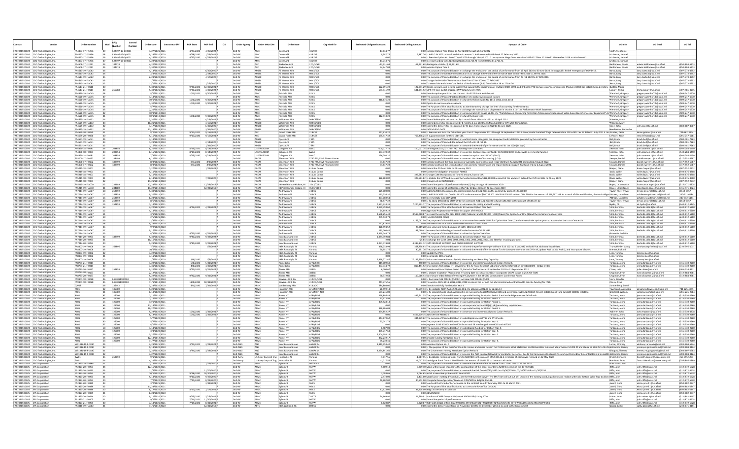| Contract | Vendor | Order Number | Mod | RFQ Number | Control Number | Order Date | ExtractAwardPT | POP Start | POP End | CIN | Order Agency | Order MACOM | Order Base | Org Mark for | Estimated Obligated Amount | Estimated Ceiling Amount | Synopsis of Order | CO Info | CO Email | CO Tel |
| --- | --- | --- | --- | --- | --- | --- | --- | --- | --- | --- | --- | --- | --- | --- | --- | --- | --- | --- | --- | --- |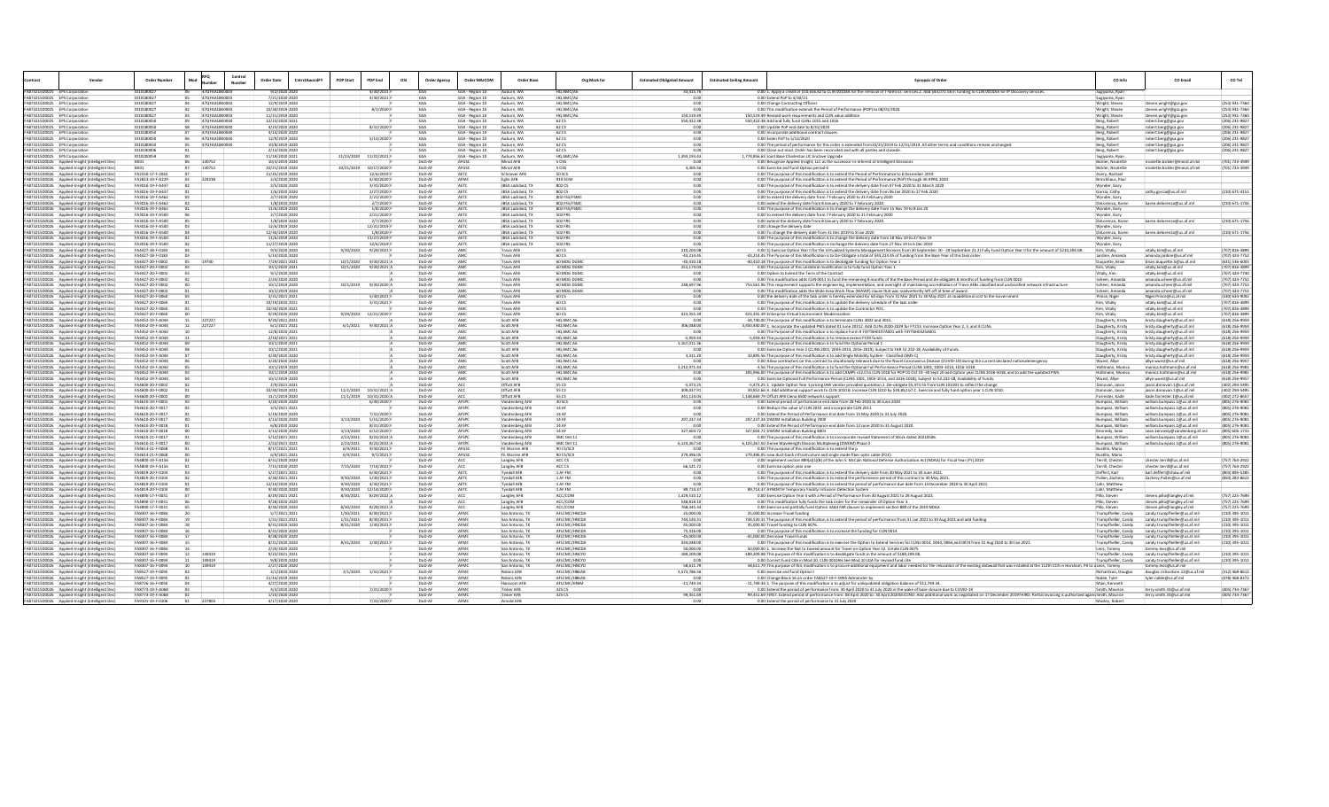| Contract | Vendor | Order Number | Mod | RFQ Number | Control Number | Order Date | ExtractAwardFY | POP Start | POP End | CIN | Order Agency | Order MACOM | Order Base | Org Mark For | Estimated Obligated Amount | Estimated Ceiling Amount | Synopsis of Order | CO Info | CO Email | CO Tel |
|---|---|---|---|---|---|---|---|---|---|---|---|---|---|---|---|---|---|---|---|---|
| FA873215D0025 | EPS Corporation | 3310383027 | 05 | 47QFAA18K0003 | | 9/2/2020 | 2020 | | 4/30/2021 | F | GSA | GSA - Region 10 | Auburn, WA | HQ AMC/A6 | -34,415.76 | | 0.00 1. Apply a credit of $33,606.82 to CLIN 0010AA for the removal of F-Motion services 2. Add $43,072.88 in funding to CLIN 0011AA for IP Discovery services | Sagiyama, Ryan | | |
| FA873215D0025 | EPS Corporation | 3310383027 | 06 | 47QFAA18K0003 | | 7/21/2020 | 2020 | | 4/30/2021 | F | GSA | GSA - Region 10 | Auburn, WA | HQ AMC/A6 | 0.00 | | 0.00 Extend PoP to 4/30/21 | Sagiyama, Ryan | | |
| FA873215D0025 | EPS Corporation | 3310383027 | 04 | 47QFAA18K0003 | | 12/9/2019 | 2020 | | | F | GSA | GSA - Region 10 | Auburn, WA | HQ AMC/A6 | 0.00 | | 0.00 Change Contracting Officers | Wright, Steven | steven.wright@gsa.gov | (253) 931-7360 |
| FA873215D0025 | EPS Corporation | 3310383027 | 02 | 47QFAA18K0003 | | 10/18/2019 | 2020 | | 8/1/2020 | F | GSA | GSA - Region 10 | Auburn, WA | HQ AMC/A6 | 0.00 | | 0.00 This modification extends the Period of Performance (POP) to 08/01/2020. | Wright, Steven | steven.wright@gsa.gov | (253) 931-7360 |
| FA873215D0025 | EPS Corporation | 3310383027 | 03 | 47QFAA18K0003 | | 11/21/2019 | 2020 | | | F | GSA | GSA - Region 10 | Auburn, WA | HQ AMC/A6 | 150,519.49 | | 150,519.49 Revised work requirements and CLIN value addition | Wright, Steven | steven.wright@gsa.gov | (253) 931-7360 |
| FA873215D0025 | EPS Corporation | 3310383050 | 09 | 47QFAA18K0040 | | 12/23/2019 | 2020 | | | F | GSA | GSA - Region 10 | Auburn, WA | 62 CS | 560,422.86 | | 560,422.86 Add and fully fund CLINs 1015 and 1016 | Berg, Robert | robert.berg@gsa.gov | (206) 231-9827 |
| FA873215D0025 | EPS Corporation | 3310383050 | 08 | 47QFAA18K0040 | | 4/23/2020 | 2020 | | 8/31/2020 | F | GSA | GSA - Region 10 | Auburn, WA | 62 CS | 0.00 | | 0.00 Update PoP end date to 8/31/2020 | Berg, Robert | robert.berg@gsa.gov | (206) 231-9827 |
| FA873215D0025 | EPS Corporation | 3310383050 | 07 | 47QFAA18K0040 | | 3/16/2020 | 2020 | | | F | GSA | GSA - Region 10 | Auburn, WA | 62 CS | 0.00 | | 0.00 Incorporate additional contract clauses. | Berg, Robert | robert.berg@gsa.gov | (206) 231-9827 |
| FA873215D0025 | EPS Corporation | 3310383050 | 06 | 47QFAA18K0040 | | 12/9/2019 | 2020 | | 5/13/2020 | F | GSA | GSA - Region 10 | Auburn, WA | 62 CS | 0.00 | | 0.00 Exten PoP to 5/13/2020 | Berg, Robert | robert.berg@gsa.gov | (206) 231-9827 |
| FA873215D0025 | EPS Corporation | 3310383050 | 05 | 47QFAA18K0040 | | 10/28/2019 | 2020 | | | F | GSA | GSA - Region 10 | Auburn, WA | 62 CS | 0.00 | | 0.00 The period of performance for this order is extended from 10/23/2019 to 12/31/2019. All other terms and conditions remain unchanged. | Berg, Robert | robert.berg@gsa.gov | (206) 231-9827 |
| FA873215D0025 | EPS Corporation | 3310393806 | 01 | | | 2/13/2020 | 2020 | | | F | GSA | GSA - Region 10 | Auburn, WA | | 0.00 | | 0.00 Close out mod. Order has been reconciled and with all parties and closeable. | Berg, Robert | robert.berg@gsa.gov | (206) 231-9827 |
| FA873215D0025 | EPS Corporation | 3310393859 | 00 | | | 11/18/2020 | 2021 | 11/23/2020 | 11/22/2021 | F | GSA | GSA - Region 10 | Auburn, WA | HQ AMC/A6 | 1,399,193.63 | | 1,774,806.63 Joint Base Charleston LIC Enclave Upgrade | Sagiyama, Ryan | | |
| FA873215D0026 | Applied Insight (Intelligent Dec) | 8001 | 06 | 140752 | | 10/13/2020 | 2021 | | | | DoD-AF | AFGSC | Minot AFB | 5 CSS | 0.00 | | 0.00 Recognize Applied Insight, LLC as the successor-in-interest of Intelligent Decisions | Bolster, Nicolette | nicolette.bolster@minot.af.mil | (701) 723-3989 |
| FA873215D0026 | Applied Insight (Intelligent Dec) | 8001 | 07 | 140752 | | 10/21/2019 | 2020 | 10/21/2019 | 10/17/2020 | F | DoD-AF | AFGSC | Minot AFB | 5 CSS | 8,309.56 | | 0.00 Exercise and Fund Option period 4 | Bolster, Nicolette | nicolette.bolster@minot.af.mil | (701) 723-3989 |
| FA873215D0026 | Applied Insight (Intelligent Dec) | FA2550-17-F-0002 | 07 | | | 11/26/2019 | 2020 | | 12/6/2019 | F | DoD-AF | AETC | Schriever AFB | 50 SCS | 0.00 | | 0.00 The purpose of this modification is to extend the Period of Performance to 6 December 2019 | Avery, Rachael | | |
| FA873215D0026 | Applied Insight (Intelligent Dec) | FA2823-19-F-A229 | 02 | 224238 | | 2/6/2020 | 2020 | | 4/30/2020 | F | DoD-AF | AFMC | Eglin AFB | 919 SOW | 0.00 | | 0.00 The modification extends the Period of Performance (PoP) through 30 APRIL 2020 | Brinckhaus, Paul | | |
| FA873215D0026 | Applied Insight (Intelligent Dec) | FA3016-19-F-A437 | 02 | | | 2/3/2020 | 2020 | | 3/31/2020 | F | DoD-AF | AETC | JBSA Lackland, TX | 802 CS | 0.00 | | 0.00 The purpose of this modification is to extend the delivery date from 27 Feb 2020 to 31 March 2020 | Wynder, Gary | | |
| FA873215D0026 | Applied Insight (Intelligent Dec) | FA3016-19-F-A437 | 01 | | | 1/6/2020 | 2020 | | 2/27/2020 | F | DoD-AF | AETC | JBSA Lackland, TX | 802 CS | 0.00 | | 0.00 The purpose of this modification is to extend the delivery date from 06 Jan 2020 to 27 Feb 2020 | Garcia, Cathy | cathy.garcia@us.af.mil | (210) 671-4151 |
| FA873215D0026 | Applied Insight (Intelligent Dec) | FA3016-19-F-A462 | 04 | | | 2/7/2020 | 2020 | | 2/21/2020 | F | DoD-AF | AETC | JBSA Lackland, TX | 802 FSS/FSMC | 0.00 | | 0.00 To extend the delivery date from 7 February 2020 to 21 February 2020 | Wynder, Gary | | |
| FA873215D0026 | Applied Insight (Intelligent Dec) | FA3016-19-F-A462 | 02 | | | 1/8/2020 | 2020 | | 2/7/2020 | F | DoD-AF | AETC | JBSA Lackland, TX | 802 FSS/FSMC | 0.00 | | 0.00 extend the delivery date from 8 January 2020 to 7 February 2020. | DeLorenzo, Karen | karen.delorenzo@us.af.mil | (210) 671-1756 |
| FA873215D0026 | Applied Insight (Intelligent Dec) | FA3016-19-F-A462 | 01 | | | 11/26/2019 | 2020 | | 1/8/2020 | F | DoD-AF | AETC | JBSA Lackland, TX | 802 FSS/FSMC | 0.00 | | 0.00 The purpose of this modification is to change the delivery date from 26 Nov 19 to 8 Jan 20 | Wynder, Gary | | |
| FA873215D0026 | Applied Insight (Intelligent Dec) | FA3016-19-F-A500 | 06 | | | 2/7/2020 | 2020 | | 2/21/2020 | F | DoD-AF | AETC | JBSA Lackland, TX | 502 FSS | 0.00 | | 0.00 To extend the delivery date from 7 February 2020 to 21 February 2020 | Wynder, Gary | | |
| FA873215D0026 | Applied Insight (Intelligent Dec) | FA3016-19-F-A500 | 05 | | | 1/8/2020 | 2020 | | 2/7/2020 | F | DoD-AF | AETC | JBSA Lackland, TX | 502 FSS | 0.00 | | 0.00 extend the delivery date from 8 January 2020 to 7 February 2020. | DeLorenzo, Karen | karen.delorenzo@us.af.mil | (210) 671-1756 |
| FA873215D0026 | Applied Insight (Intelligent Dec) | FA3016-19-F-A500 | 03 | | | 12/6/2019 | 2020 | | 12/31/2019 | F | DoD-AF | AETC | JBSA Lackland, TX | 502 FSS | 0.00 | | 0.00 change the delivery date | Wynder, Gary | | |
| FA873215D0026 | Applied Insight (Intelligent Dec) | FA3016-19-F-A500 | 04 | | | 12/30/2019 | 2020 | | 1/8/2020 | F | DoD-AF | AETC | JBSA Lackland, TX | 502 FSS | 0.00 | | 0.00 To change the delivery date from 31 Dec 2019 to 8 Jan 2020 | DeLorenzo, Karen | karen.delorenzo@us.af.mil | (210) 671-1756 |
| FA873215D0026 | Applied Insight (Intelligent Dec) | FA3016-19-F-A500 | 01 | | | 11/8/2019 | 2020 | | 11/27/2019 | F | DoD-AF | AETC | JBSA Lackland, TX | 502 FSS | 0.00 | | 0.00 The purpose of this modification is to change the delivery date from 18 Nov 19 to 27 Nov 19 | Wynder, Gary | | |
| FA873215D0026 | Applied Insight (Intelligent Dec) | FA3016-19-F-A500 | 02 | | | 11/27/2019 | 2020 | | 12/6/2019 | F | DoD-AF | AETC | JBSA Lackland, TX | 502 FSS | 0.00 | | 0.00 The purpose of this modification is to change the delivery date from 27 Nov 19 to 6 Dec 2019 | Wynder, Gary | | |
| FA873215D0026 | Applied Insight (Intelligent Dec) | FA4427-18-F-0189 | 06 | | | 9/9/2020 | 2020 | 9/30/2020 | 9/29/2021 | F | DoD-AF | AMC | Travis AFB | 60 CS | 210,204.08 | | 0.00 1) Exercise Option Year II for the Virtualized Systems Management Services from 30 September 20 - 29 September 21 2) Fully Fund Option Year II for the amount of $210,204.08. | Kim, Vitaliy | vitaliy.kim@us.af.mil | (707) 816-3899 |
| FA873215D0026 | Applied Insight (Intelligent Dec) | FA4427-18-F-0189 | 03 | | | 5/15/2020 | 2020 | | | F | DoD-AF | AMC | Travis AFB | 60 CS | -43,214.45 | | -43,214.45 The Purpose of this Modification is to De-obligate a total of $43,214.45 of funding from the Base Year of this task order. | Jardine, Amanda | amanda.jardine@us.af.mil | (707) 424-7752 |
| FA873215D0026 | Applied Insight (Intelligent Dec) | FA4427-20-F-0002 | 05 | 19780 | | 7/29/2021 | 2021 | 10/1/2020 | 9/30/2021 | A | DoD-AF | AMC | Travis AFB | 60 MDG DGMIC | -40,410.18 | | -40,410.18 The purpose of this modification is to deobligate funding for Option Year 1 | Duquette, Brian | brian.duquette.1@us.af.mil | |
| FA873215D0026 | Applied Insight (Intelligent Dec) | FA4427-20-F-0002 | 03 | | | 10/1/2020 | 2021 | 10/1/2020 | 9/30/2021 | A | DoD-AF | AMC | Travis AFB | 60 MDG DGMIC | 253,174.06 | | 0.00 The purpose of this unilateral modification is to fully fund Option Year 1 | Kim, Vitaliy | vitaliy.kim@us.af.mil | (707) 816-3899 |
| FA873215D0026 | Applied Insight (Intelligent Dec) | FA4427-20-F-0002 | 02 | | | 9/1/2020 | 2020 | | | A | DoD-AF | AMC | Travis AFB | 60 MDG DGMIC | 0.00 | | 0.00 Option to Extend the Term of the Contract | Kim, Vitaliy | vitaliy.kim@us.af.mil | (707) 816-3899 |
| FA873215D0026 | Applied Insight (Intelligent Dec) | FA4427-20-F-0002 | 01 | | | 2/14/2020 | 2020 | | | A | DoD-AF | AMC | Travis AFB | 60 MDG DGMIC | 0.00 | | 0.00 The purpose of this modification CLIN 0051 to fund the remaining 8 months of the the Base Period and de-obligates 8 months of funding from CLIN 0050 | Schreer, Amanda | amanda.schreer@us.af.mil | (707) 424-7752 |
| FA873215D0026 | Applied Insight (Intelligent Dec) | FA4427-20-F-0002 | 06 | | | 10/1/2020 | 2021 | 10/1/2020 | 9/30/2021 | A | DoD-AF | AMC | Travis AFB | 60 MDG DGMIC | 298,497.46 | | 753,346.77 The requirement supports the engineering, implementation, and oversight of maintaining accreditation of Travis AFBs classified and unclassified network infrastructure | Schreer, Amanda | amanda.schreer@us.af.mil | (707) 424-7752 |
| FA873215D0026 | Applied Insight (Intelligent Dec) | FA4427-20-F-0002 | 04 | | | 10/2/2020 | 2021 | | | A | DoD-AF | AMC | Travis AFB | 60 MDG DGMIC | 0.00 | | 0.00 This modification adds the Wide Area Work Flow (WAWF) clause that was inadvertently left off at time of award. | Schreer, Amanda | amanda.schreer@us.af.mil | (707) 424-7752 |
| FA873215D0026 | Applied Insight (Intelligent Dec) | FA4427-20-F-0060 | 03 | | | 3/8/2021 | 2021 | | 3/30/2021 | F | DoD-AF | AMC | Travis AFB | 60 CS | 0.00 | | 0.00 The delivery date of the task order is hereby extended for 60 days from 31 Mar 2021 to 30 May 2021 at no additional cost to the Government | Prince, Nigel | | |
| FA873215D0026 | Applied Insight (Intelligent Dec) | FA4427-20-F-0060 | 01 | | | 10/19/2020 | 2021 | | 3/31/2021 | F | DoD-AF | AMC | Travis AFB | 60 CS | 0.00 | | 0.00 The purpose of this modification is to update the delivery schedule of the task order. | Kim, Vitaliy | vitaliy.kim@us.af.mil | (707) 816-3899 |
| FA873215D0026 | Applied Insight (Intelligent Dec) | FA4427-20-F-0060 | 02 | | | 10/30/2020 | 2021 | | | F | DoD-AF | AMC | Travis AFB | 60 CS | 0.00 | | 0.00 The purpose of this modification is to update the Contractor POC. | Kim, Vitaliy | vitaliy.kim@us.af.mil | (707) 816-3899 |
| FA873215D0026 | Applied Insight (Intelligent Dec) | FA4427-20-F-0060 | 00 | | | 9/29/2020 | 2020 | 9/29/2020 | 12/21/2020 | F | DoD-AF | AMC | Travis AFB | 60 CS | 423,335.39 | | 423,335.39 Enterprise Virtual Environment Modernization | Kim, Vitaliy | vitaliy.kim@us.af.mil | (707) 816-3899 |
| FA873215D0026 | Applied Insight (Intelligent Dec) | FA4452-19-F-A044 | 15 | 227227 | | 9/28/2021 | 2021 | | | A | DoD-AF | AMC | Scott AFB | HQ AMC A6 | -44,700.00 | | -44,700.00 The purpose of this modification is to terminate CLINs 3002 and 3015. | Daugherty, Kristy | kristy.daugherty@us.af.mil | (618) 256-9959 |
| FA873215D0026 | Applied Insight (Intelligent Dec) | FA4452-19-F-A044 | 12 | 227227 | | 9/1/2021 | 2021 | 9/1/2021 | 9/30/2021 | A | DoD-AF | AMC | Scott AFB | HQ AMC A6 | 306,048.00 | | 3,050,630.00 1. Incorporate the updated PWS dated 31 June 2021 2. Add CLINs 2020-2029 for FY21 3. Increase Option Year 2, 3, and 4 CLINs. | Daugherty, Kristy | kristy.daugherty@us.af.mil | (618) 256-9959 |
| FA873215D0026 | Applied Insight (Intelligent Dec) | FA4452-19-F-A044 | 10 | | | 12/8/2020 | 2021 | | | A | DoD-AF | AMC | Scott AFB | HQ AMC A6 | 0.00 | | 0.00 The Purpose of this modification is to replace Form 9 FY9TH06SCNR0045 with FY9TH40SCN0001 | Daugherty, Kristy | kristy.daugherty@us.af.mil | (618) 256-9959 |
| FA873215D0026 | Applied Insight (Intelligent Dec) | FA4452-19-F-A044 | 11 | | | 2/10/2021 | 2021 | | | A | DoD-AF | AMC | Scott AFB | HQ AMC A6 | -5,959.04 | | -5,959.04 The purpose of this modification is to remove excess FY20 funds | Daugherty, Kristy | kristy.daugherty@us.af.mil | (618) 256-9959 |
| FA873215D0026 | Applied Insight (Intelligent Dec) | FA4452-19-F-A044 | 09 | | | 10/1/2020 | 2021 | | | A | DoD-AF | AMC | Scott AFB | HQ AMC A6 | 3,167,311.36 | | 0.00 The purpose of this modification is to fund the Optional Period 1 | Daugherty, Kristy | kristy.daugherty@us.af.mil | (618) 256-9959 |
| FA873215D0026 | Applied Insight (Intelligent Dec) | FA4452-19-F-A044 | 08 | | | 10/1/2020 | 2021 | | | A | DoD-AF | AMC | Scott AFB | HQ AMC A6 | 0.00 | | 0.00 Exercise Option Year 2 (CLINS 2001, 2003-2014, 2016-2019), Subject to FAR 52.232-18, Availability of Funds. | Daugherty, Kristy | kristy.daugherty@us.af.mil | (618) 256-9959 |
| FA873215D0026 | Applied Insight (Intelligent Dec) | FA4452-19-F-A044 | 07 | | | 4/30/2020 | 2020 | | | A | DoD-AF | AMC | Scott AFB | HQ AMC A6 | 3,151.25 | | 20,895.56 The purpose of this modification is to add Single Mobility System - Classified (SMS-C) | Daugherty, Kristy | kristy.daugherty@us.af.mil | (618) 256-9959 |
| FA873215D0026 | Applied Insight (Intelligent Dec) | FA4452-19-F-A044 | 06 | | | 3/20/2020 | 2020 | | | A | DoD-AF | AMC | Scott AFB | HQ AMC A6 | 0.00 | | 0.00 Allow contractors on this contract to situationally telework due to the Novel Coronavirus Disease (COVID-19) during the current declared national emergency | Wuest, Allyn | allyn.wuest@us.af.mil | (618) 256-9957 |
| FA873215D0026 | Applied Insight (Intelligent Dec) | FA4452-19-F-A044 | 05 | | | 10/1/2019 | 2020 | | | A | DoD-AF | AMC | Scott AFB | HQ AMC A6 | 3,212,971.46 | | 0.00 The purpose of this modification is to fund the Optional Full Performance Period (CLINS 1001, 1003-1014, 1016-1019) | Holtmann, Monica | monica.holtmann@us.af.mil | (618) 256-9981 |
| FA873215D0026 | Applied Insight (Intelligent Dec) | FA4452-19-F-A044 | 04 | | | 10/1/2019 | 2020 | | | A | DoD-AF | AMC | Scott AFB | HQ AMC A6 | 285,396.80 | | 285,396.80 The purpose of this modification is to add CMMS c/22 0 to CLIN 1018 for POP 01 Oct 19 - 30 Sept 20 and Option year CLINS 2018-3018; and to add the updated PWS. | Holtmann, Monica | monica.holtmann@us.af.mil | (618) 256-9981 |
| FA873215D0026 | Applied Insight (Intelligent Dec) | FA4452-19-F-A044 | 03 | | | 10/1/2019 | 2020 | | | A | DoD-AF | AMC | Scott AFB | HQ AMC A6 | 0.00 | | 0.00 Exercise Optional Full Performance Period (CLINS 1001, 1003-1014, and 1016-1018), Subject to 52.232-18, Availability of Funds. | Wuest, Allyn | allyn.wuest@us.af.mil | (618) 256-9957 |
| FA873215D0026 | Applied Insight (Intelligent Dec) | FA4600-20-F-0002 | 02 | | | 2/9/2021 | 2021 | | | A | DoD-AF | ACC | Offutt AFB | 55 CS | -5,473.25 | | -5,473.25 1. Update Option Year 1 pricing IAW vendor provided quotation 2. De-obligate $5,473.55 from SUB CLIN 101001 to reflect the change | Donovan, Jason | jason.donovan.1@us.af.mil | (402) 294-5495 |
| FA873215D0026 | Applied Insight (Intelligent Dec) | FA4600-20-F-0002 | 01 | | | 10/16/2020 | 2021 | 11/1/2020 | 10/31/2021 | A | DoD-AF | ACC | Offutt AFB | 55 CS | 809,332.91 | | 39,852.86 A. Add additional support work to CLIN 101005. Increase CLIN 1010 by $39,852.67 C. Exercise and fully fund option year 1 CLIN 1010. | Donovan, Jason | jason.donovan.1@us.af.mil | (402) 294-5495 |
| FA873215D0026 | Applied Insight (Intelligent Dec) | FA4600-20-F-0002 | 00 | | | 11/2/2019 | 2020 | 11/1/2019 | 10/31/2020 | A | DoD-AF | ACC | Offutt AFB | 55 CS | 101,119.50 | | 1,148,669.79 Offutt AFB Clarus 6600 Networks support | Forrester, Katie | | |
| FA873215D0026 | Applied Insight (Intelligent Dec) | FA4610-19-F-0021 | 03 | | | 3/20/2020 | 2020 | | 6/30/2020 | F | DoD-AF | AFSPC | Vandenberg AFB | 30 SCS | 0.00 | | 0.00 Extend period of performance end date from 28 Feb 2020 to 30 June 2020. | Buenpass, William | | (805) 276-9081 |
| FA873215D0026 | Applied Insight (Intelligent Dec) | FA4610-20-F-0017 | 03 | | | 3/5/2021 | 2021 | | | A | DoD-AF | AFSPC | Vandenberg AFB | 14 AF | 0.00 | | 0.00 Reduce the value of CLIN 2010 and incorporate CLIN 2011 | Buenpass, William | | (805) 276-9081 |
| FA873215D0026 | Applied Insight (Intelligent Dec) | FA4610-20-F-0017 | 01 | | | 5/19/2020 | 2020 | | 7/31/2020 | F | DoD-AF | AFSPC | Vandenberg AFB | 14 AF | 0.00 | | 0.00 Extend the Period of Performance End date from 15 May 2020 to 31 July 2020. | Buenpass, William | | (805) 276-9081 |
| FA873215D0026 | Applied Insight (Intelligent Dec) | FA4610-20-F-0017 | 00 | | | 3/14/2020 | 2020 | 3/14/2020 | 5/15/2020 | F | DoD-AF | AFSPC | Vandenberg AFB | 14 AF | 297,237.34 | | 297,237.34 DWDM Installation Building 7000 | Buenpass, William | | (805) 276-9081 |
| FA873215D0026 | Applied Insight (Intelligent Dec) | FA4610-20-F-0018 | 01 | | | 6/8/2020 | 2020 | | 8/31/2020 | F | DoD-AF | AFSPC | Vandenberg AFB | 14 AF | 0.00 | | 0.00 Extend the Period of Performance end date from 12 June 2020 to 31 August 2020. | Buenpass, William | | (805) 276-9081 |
| FA873215D0026 | Applied Insight (Intelligent Dec) | FA4610-20-F-0018 | 00 | | | 3/14/2020 | 2020 | 3/14/2020 | 6/12/2020 | F | DoD-AF | AFSPC | Vandenberg AFB | 14 AF | 327,604.72 | | 327,604.72 DWDM Installation Building 8401 | Kennedy, Sean | | |
| FA873215D0026 | Applied Insight (Intelligent Dec) | FA4610-21-F-0017 | 01 | | | 5/12/2021 | 2021 | 2/23/2021 | 8/23/2021 | A | DoD-AF | AFSPC | Vandenberg AFB | SMC Det 11 | 0.00 | | 0.00 The purpose of this modification is to incorporate revised Statement of Work dated 20210506. | Buenpass, William | | (805) 276-9081 |
| FA873215D0026 | Applied Insight (Intelligent Dec) | FA4610-21-F-0017 | 00 | | | 2/22/2021 | 2021 | 2/23/2021 | 8/23/2021 | A | DoD-AF | AFSPC | Vandenberg AFB | SMC Det 11 | 6,123,267.50 | | 6,123,267.50 Dense Wavelength Division Multiplexing (DWDM) Phase 2 | Buenpass, William | | (805) 276-9081 |
| FA873215D0026 | Applied Insight (Intelligent Dec) | FA4613-21-F-0068 | 01 | | | 8/17/2021 | 2021 | 6/9/2021 | 9/30/2021 | F | DoD-AF | AFGSC | FE Warren AFB | 90 CS/SCX | 0.00 | | 0.00 The purpose of this modification is to extend the p | Buzzitta, Maria | | |
| FA873215D0026 | Applied Insight (Intelligent Dec) | FA4613-21-F-0068 | 00 | | | 6/9/2021 | 2021 | 6/9/2021 | 9/1/2021 | F | DoD-AF | AFGSC | FE Warren AFB | 90 CS/SCX | 278,496.05 | | 279,496.05 new duct bank infrastructure and single mode fiber optic cable (FOC) | Buzzitta, Maria | | |
| FA873215D0026 | Applied Insight (Intelligent Dec) | FA4800-19-F-A156 | 02 | | | 8/31/2020 | 2020 | | | | DoD-AF | ACC | Langley AFB | ACC CS | 0.00 | | 0.00 Implement section 889(a)(1)(B) of the John S. McCain National Defense Authorization Act (NDAA) for Fiscal Year (FY) 2019 | Terrell, Chester | chester.terrell@us.af.mil | (757) 764-2922 |
| FA873215D0026 | Applied Insight (Intelligent Dec) | FA4800-19-F-A156 | 01 | | | 7/13/2020 | 2020 | 7/13/2020 | 7/14/2021 | F | DoD-AF | ACC | Langley AFB | ACC CS | 68,521.72 | | 0.00 Exercise option year one | Terrell, Chester | chester.terrell@us.af.mil | (757) 764-2922 |
| FA873215D0026 | Applied Insight (Intelligent Dec) | FA4819-20-F-0104 | 03 | | | 5/27/2021 | 2021 | | 6/30/2021 | F | DoD-AF | AETC | Tyndall AFB | 1 AF FM | 0.00 | | 0.00 The purpose of this modification is to extend the delivery date from 30 May 2021 to 30 June 2021. | Deffert, Karl | | |
| FA873215D0026 | Applied Insight (Intelligent Dec) | FA4819-20-F-0104 | 02 | | | 3/30/2021 | 2021 | 9/30/2020 | 5/30/2021 | F | DoD-AF | AETC | Tyndall AFB | 1 AF FM | 0.00 | | 0.00 The purpose of this modification is to extend the performance period of this contract to 30 May 2021. | Pullen, Zachary | | |
| FA873215D0026 | Applied Insight (Intelligent Dec) | FA4819-20-F-0104 | 01 | | | 12/18/2020 | 2021 | 9/30/2020 | 4/30/2021 | F | DoD-AF | AETC | Tyndall AFB | 1 AF FM | 0.00 | | 0.00 The purpose of this modification is to extend the period of performance due date from 16 December 2020 to 30 April 2021 | Lahr, Matthew | | |
| FA873215D0026 | Applied Insight (Intelligent Dec) | FA4819-20-F-0104 | 00 | | | 9/30/2020 | 2020 | 9/30/2020 | 12/16/2020 | F | DoD-AF | AETC | Tyndall AFB | 1 AF FM | 89,714.07 | | 89,714.07 WRM/DPEM Temporary Facility Intrusion Detection System. | Lahr, Matthew | | |
| FA873215D0026 | Applied Insight (Intelligent Dec) | FA4890-17-F-0031 | 07 | | | 8/19/2021 | 2021 | 8/30/2021 | 8/29/2022 | F | DoD-AF | ACC | Langley AFB | ACC/COM | 1,329,510.12 | | 0.00 Exercise Option Year 4 with a Period of Performance from 30 August 2021 to 29 August 2022. | Pillo, Steven | steven.pillo@langley.af.mil | (757) 225-7689 |
| FA873215D0026 | Applied Insight (Intelligent Dec) | FA4890-17-F-0031 | 06 | | | 9/28/2020 | 2020 | | | A | DoD-AF | ACC | Langley AFB | ACC/COM | 548,818.10 | | 0.00 This modification fully funds the task order for the remainder of Option Year 3. | Pillo, Steven | steven.pillo@langley.af.mil | (757) 225-7689 |
| FA873215D0026 | Applied Insight (Intelligent Dec) | FA4890-17-F-0031 | 05 | | | 8/30/2020 | 2020 | 8/30/2020 | 8/29/2021 | A | DoD-AF | ACC | Langley AFB | ACC/COM | 768,345.34 | | 0.00 Exercise and partially fund Option Year 3 IAW clause to implement section 889 of the 2019 NDAA. | Pillo, Steven | steven.pillo@langley.af.mil | (757) 225-7689 |
| FA873215D0026 | Applied Insight (Intelligent Dec) | FA8307-16-F-0088 | 20 | | | 5/7/2021 | 2021 | 1/30/2021 | 8/30/2021 | A | DoD-AF | AFMC | San Antonio, TX | AFLCMC/HNCDA | 25,000.00 | | 25,000.00 Increase Travel funding | Trumpfheller, Candy | candy.trumpfheller@us.af.mil | (210) 395-1011 |
| FA873215D0026 | Applied Insight (Intelligent Dec) | FA8307-16-F-0088 | 19 | | | 1/29/2021 | 2021 | 1/31/2021 | 8/30/2021 | A | DoD-AF | AFMC | San Antonio, TX | AFLCMC/HNCDA | 744,520.31 | | 744,520.31 The purpose of this modification is to extend the period of performance from 31 Jan 2021 to 30 Aug 2021 and add funding | Trumpfheller, Candy | candy.trumpfheller@us.af.mil | (210) 395-1011 |
| FA873215D0026 | Applied Insight (Intelligent Dec) | FA8307-16-F-0088 | 18 | | | 8/31/2020 | 2020 | 8/31/2020 | 1/30/2021 | A | DoD-AF | AFMC | San Antonio, TX | AFLCMC/HNCDA | 45,000.00 | | 45,000.00 Travel funding to CLIN 0076. | Trumpfheller, Candy | candy.trumpfheller@us.af.mil | (210) 395-1011 |
| FA873215D0026 | Applied Insight (Intelligent Dec) | FA8307-16-F-0088 | 16 | | | 8/31/2020 | 2020 | | | A | DoD-AF | AFMC | San Antonio, TX | AFLCMC/HNCDA | 75,316.00 | | 0.00 The purpose of this modification is to increase the funding for CLIN 0014 | Trumpfheller, Candy | candy.trumpfheller@us.af.mil | (210) 395-1011 |
| FA873215D0026 | Applied Insight (Intelligent Dec) | FA8307-16-F-0088 | 17 | | | 8/28/2020 | 2020 | | | A | DoD-AF | AFMC | San Antonio, TX | AFLCMC/HNCDA | -45,000.00 | | -45,000.00 Decrease Travel Funds | Trumpfheller, Candy | candy.trumpfheller@us.af.mil | (210) 395-1011 |
| FA873215D0026 | Applied Insight (Intelligent Dec) | FA8307-16-F-0088 | 15 | | | 8/31/2020 | 2020 | 8/31/2020 | 1/30/2021 | A | DoD-AF | AFMC | San Antonio, TX | AFLCMC/HNCDA | 434,348.00 | | 0.00 The purpose of this modification is to exercise the Option to Extend Services for CLINs 0044, 0064, 0064 and 0074 from 31 Aug 2020 to 30 Jan 2021. | Trumpfheller, Candy | candy.trumpfheller@us.af.mil | (210) 395-1011 |
| FA873215D0026 | Applied Insight (Intelligent Dec) | FA8307-16-F-0088 | 14 | | | 2/20/2020 | 2020 | | | A | DoD-AF | AFMC | San Antonio, TX | AFLCMC/HNCYD | -50,000.00 | | 50,000.00 1. Increase the Not to Exceed amount for Travel on Option Year 02. Create CLIN 0075 | Lisco, Tommy | | |
| FA873215D0026 | Applied Insight (Intelligent Dec) | FA8307-16-F-0088 | 12 | 149419 | | 9/24/2020 | 2020 | | | A | DoD-AF | AFMC | San Antonio, TX | AFLCMC/HNCYD | -189,209.08 | | -189,209.08 The purpose of this modification is to deobligate funds in the amount of $189,209.08. | Trumpfheller, Candy | candy.trumpfheller@us.af.mil | (210) 395-1011 |
| FA873215D0026 | Applied Insight (Intelligent Dec) | FA8307-16-F-0088 | 11 | 149419 | | 9/9/2020 | 2020 | | | A | DoD-AF | AFMC | San Antonio, TX | AFLCMC/HNCYD | 0.00 | | 0.00 Correct Fund Cite in Mod 10, CLIN 0016AA See Mod 10 LOA for revised fund cite | Trumpfheller, Candy | candy.trumpfheller@us.af.mil | (210) 395-1011 |
| FA873215D0026 | Applied Insight (Intelligent Dec) | FA8307-16-F-0088 | 10 | 149419 | | 2/27/2020 | 2020 | | | A | DoD-AF | AFMC | San Antonio, TX | AFLCMC/HNCYD | 58,615.79 | | 58,615.79 This purpose of this modification is to procure additional equipment and labor needed for the relocation of the existing datawall that was installed at the 1129 COS in Horsham, PA | Trumpfheller, Candy | candy.trumpfheller@us.af.mil | (210) 395-1011 |
| FA873215D0026 | Applied Insight (Intelligent Dec) | FA8537-19-F-0095 | 02 | | | 2/1/2021 | 2021 | 2/1/2021 | 1/31/2022 | F | DoD-AF | AFMC | Robins AFB | AFLCMC/HBKAB | 3,573,786.56 | | 0.00 Exercise and fund Option I | Richardson, Douglas | douglas.richardson.12@us.af.mil | |
| FA873215D0026 | Applied Insight (Intelligent Dec) | FA8537-19-F-0095 | 01 | | | 11/14/2019 | 2020 | | | F | DoD-AF | AFMC | Robins AFB | AFLCMC/HBKAB | 0.00 | | 0.00 Change Block 20 on form FA8537-19-F-0095 Administer By | Noble, Tyler | | |
| FA873215D0026 | Applied Insight (Intelligent Dec) | FA8726-16-F-0050 | 04 | | | 4/27/2020 | 2020 | | | A | DoD-AF | AFMC | Hanscom AFB | AFLCMC/HNA | -11,749.54 | | -11,749.54 The purpose of this modification is to adjust for unliquidated obligation balance of $11,749.54. | Allan, Kenneth | | |
| FA873215D0026 | Applied Insight (Intelligent Dec) | FA8773-19-F-A068 | 01 | | | 4/29/2020 | 2020 | | 7/31/2020 | F | DoD-AF | AFMC | Tinker AFB | 325 CS | 0.00 | | 0.00 Change the Period of Performance from 30 April 2020 to 31 July 2020 for a contractor-driven issue due to COVID-19 | Smith, Terry | terry.smith.33@us.af.mil | |
| FA873215D0026 | Applied Insight (Intelligent Dec) | FA8773-19-F-A068 | 00 | | | 1/28/2020 | 2020 | | | F | DoD-AF | AFMC | Tinker AFB | 325 CS | 38,955.64 | | 99,955.64 Extend period of performance thru 30 April 2020 | Smith, Terry | terry.smith.33@us.af.mil | |
| FA873215D0026 | Applied Insight (Intelligent Dec) | FA9101-19-F-0306 | 01 | 247804 | | 4/17/2020 | 2020 | | 7/31/2020 | F | DoD-AF | AFMC | Arnold AFB | | 0.00 | | 0.00 Extend period of performance to 31 July 2020 | Mosley, Robert | | |